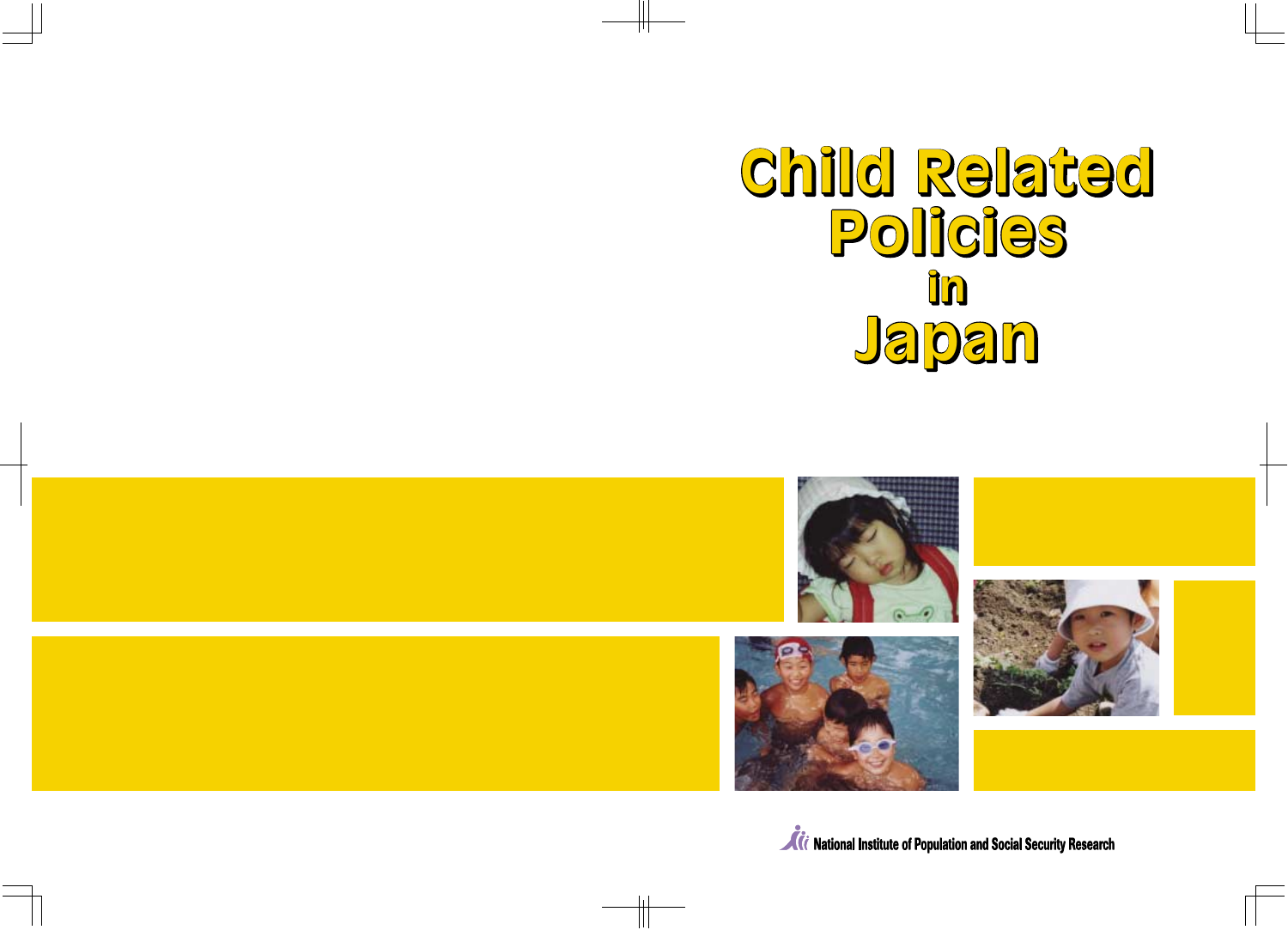# Child Related Policies in Japan

National Institute of Population and Social Security Research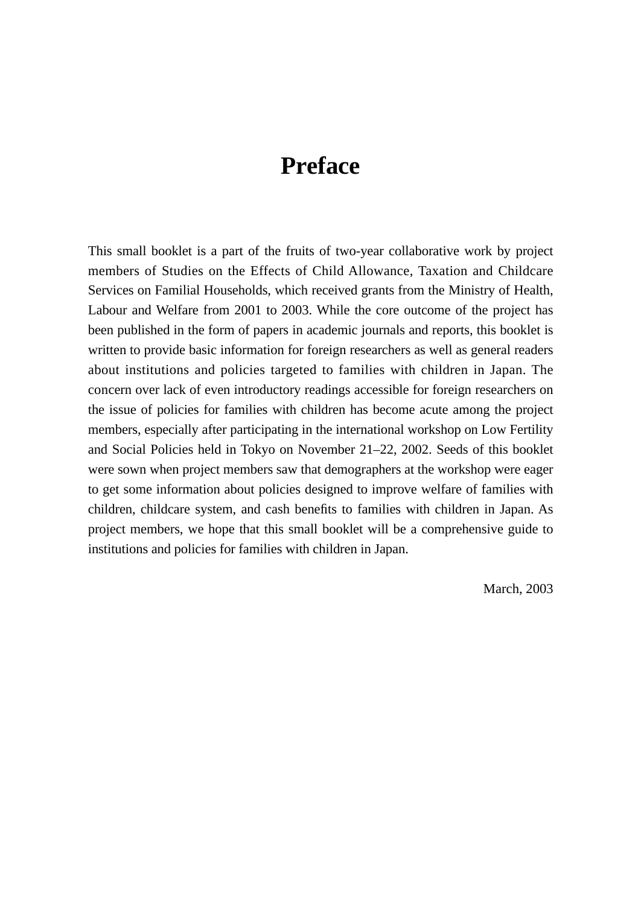# Preface

This small booklet is a part of the fruits of two-year collaborative work by project members of Studies on the Effects of Child Allowance, Taxation and Childcare Services on Familial Households, which received grants from the Ministry of Health, Labour and Welfare from 2001 to 2003. While the core outcome of the project has been published in the form of papers in academic journals and reports, this booklet is written to provide basic information for foreign researchers as well as general readers about institutions and policies targeted to families with children in Japan. The concern over lack of even introductory readings accessible for foreign researchers on the issue of policies for families with children has become acute among the project members, especially after participating in the international workshop on Low Fertility and Social Policies held in Tokyo on November 21–22, 2002. Seeds of this booklet were sown when project members saw that demographers at the workshop were eager to get some information about policies designed to improve welfare of families with children, childcare system, and cash benefits to families with children in Japan. As project members, we hope that this small booklet will be a comprehensive guide to institutions and policies for families with children in Japan.

March, 2003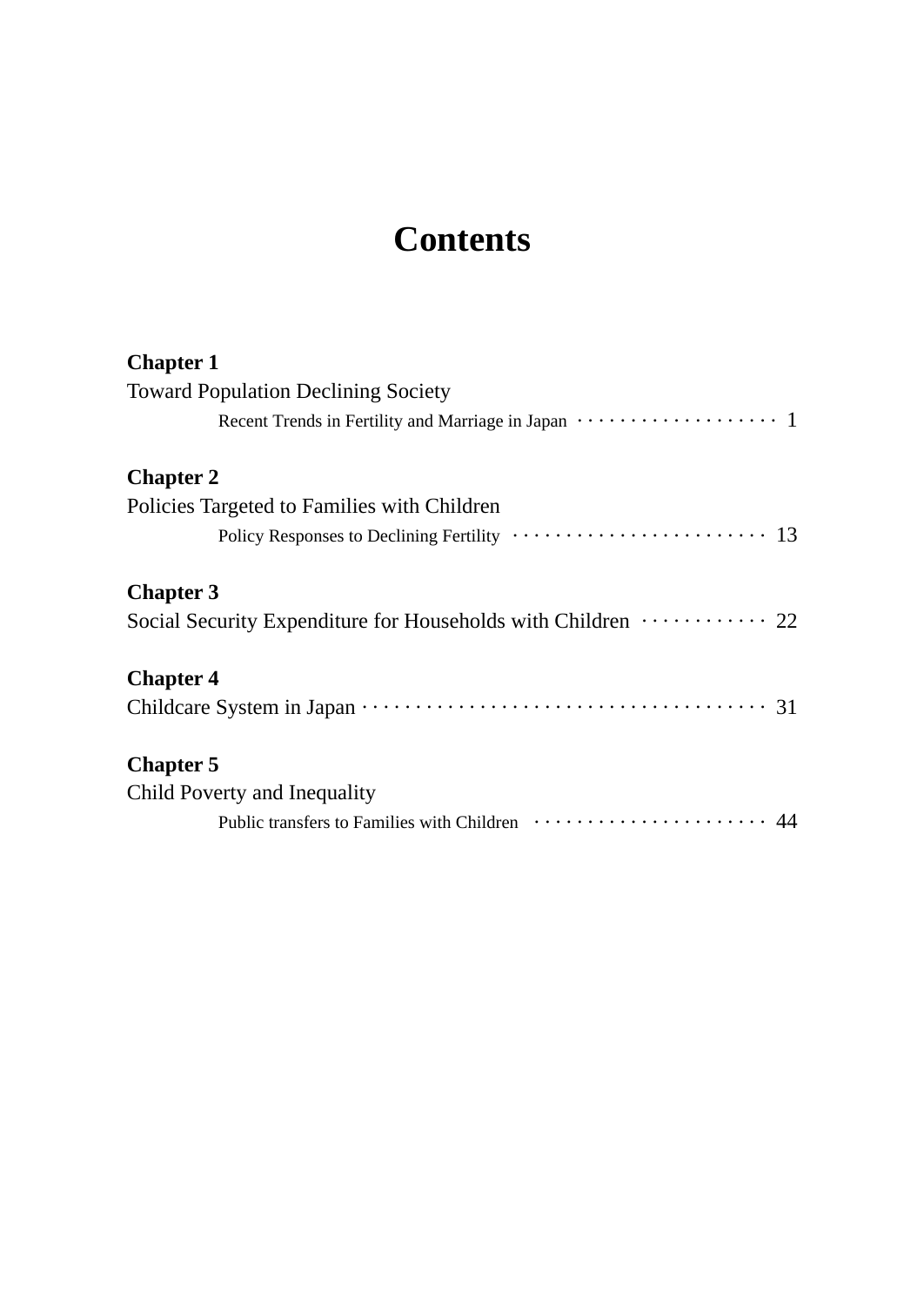# Contents

**Chapter 1**
Toward Population Declining Society
Recent Trends in Fertility and Marriage in Japan ··················· 1

**Chapter 2**
Policies Targeted to Families with Children
Policy Responses to Declining Fertility ························ 13

**Chapter 3**
Social Security Expenditure for Households with Children ············ 22

**Chapter 4**
Childcare System in Japan ···································· 31

**Chapter 5**
Child Poverty and Inequality
Public transfers to Families with Children ······················ 44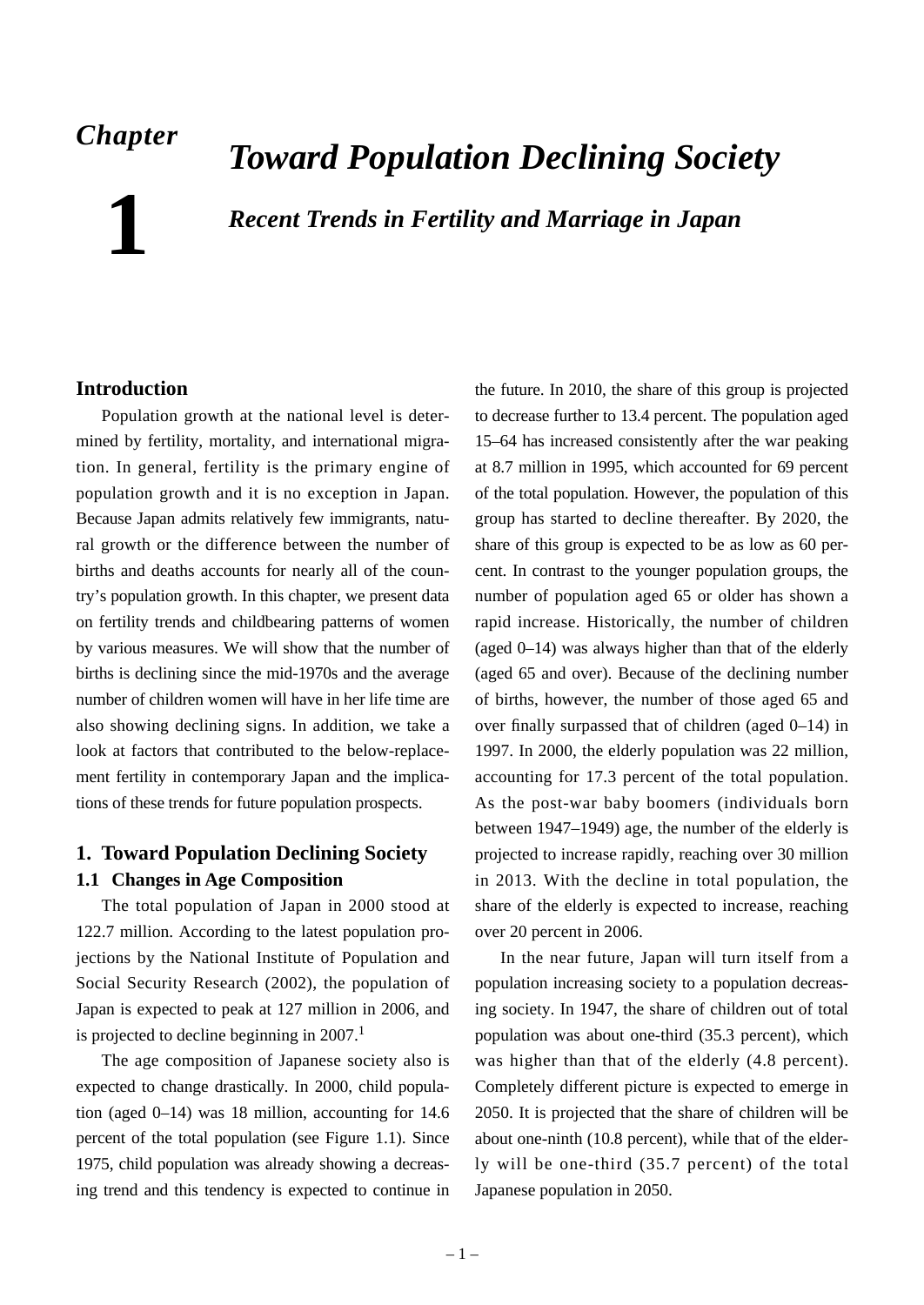# Chapter 1

# *Toward Population Declining Society*

## *Recent Trends in Fertility and Marriage in Japan*

## Introduction

Population growth at the national level is determined by fertility, mortality, and international migration. In general, fertility is the primary engine of population growth and it is no exception in Japan. Because Japan admits relatively few immigrants, natural growth or the difference between the number of births and deaths accounts for nearly all of the country's population growth. In this chapter, we present data on fertility trends and childbearing patterns of women by various measures. We will show that the number of births is declining since the mid-1970s and the average number of children women will have in her life time are also showing declining signs. In addition, we take a look at factors that contributed to the below-replacement fertility in contemporary Japan and the implications of these trends for future population prospects.

## 1. Toward Population Declining Society

### 1.1 Changes in Age Composition

The total population of Japan in 2000 stood at 122.7 million. According to the latest population projections by the National Institute of Population and Social Security Research (2002), the population of Japan is expected to peak at 127 million in 2006, and is projected to decline beginning in 2007.[1]

The age composition of Japanese society also is expected to change drastically. In 2000, child population (aged 0–14) was 18 million, accounting for 14.6 percent of the total population (see Figure 1.1). Since 1975, child population was already showing a decreasing trend and this tendency is expected to continue in the future. In 2010, the share of this group is projected to decrease further to 13.4 percent. The population aged 15–64 has increased consistently after the war peaking at 8.7 million in 1995, which accounted for 69 percent of the total population. However, the population of this group has started to decline thereafter. By 2020, the share of this group is expected to be as low as 60 percent. In contrast to the younger population groups, the number of population aged 65 or older has shown a rapid increase. Historically, the number of children (aged 0–14) was always higher than that of the elderly (aged 65 and over). Because of the declining number of births, however, the number of those aged 65 and over finally surpassed that of children (aged 0–14) in 1997. In 2000, the elderly population was 22 million, accounting for 17.3 percent of the total population. As the post-war baby boomers (individuals born between 1947–1949) age, the number of the elderly is projected to increase rapidly, reaching over 30 million in 2013. With the decline in total population, the share of the elderly is expected to increase, reaching over 20 percent in 2006.

In the near future, Japan will turn itself from a population increasing society to a population decreasing society. In 1947, the share of children out of total population was about one-third (35.3 percent), which was higher than that of the elderly (4.8 percent). Completely different picture is expected to emerge in 2050. It is projected that the share of children will be about one-ninth (10.8 percent), while that of the elderly will be one-third (35.7 percent) of the total Japanese population in 2050.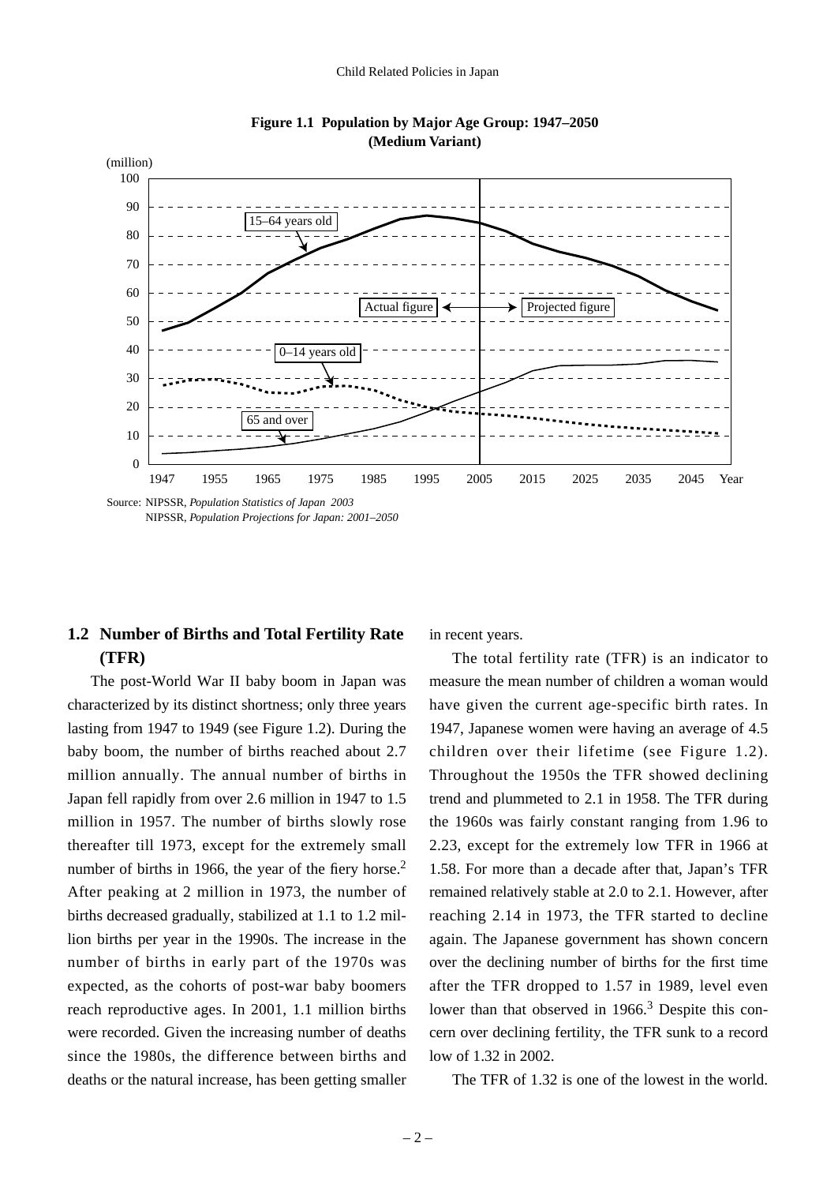**Figure 1.1 Population by Major Age Group: 1947–2050 (Medium Variant)**

Source: NIPSSR, *Population Statistics of Japan 2003*
NIPSSR, *Population Projections for Japan: 2001–2050*

## 1.2 Number of Births and Total Fertility Rate (TFR)

The post-World War II baby boom in Japan was characterized by its distinct shortness; only three years lasting from 1947 to 1949 (see Figure 1.2). During the baby boom, the number of births reached about 2.7 million annually. The annual number of births in Japan fell rapidly from over 2.6 million in 1947 to 1.5 million in 1957. The number of births slowly rose thereafter till 1973, except for the extremely small number of births in 1966, the year of the fiery horse.[2] After peaking at 2 million in 1973, the number of births decreased gradually, stabilized at 1.1 to 1.2 million births per year in the 1990s. The increase in the number of births in early part of the 1970s was expected, as the cohorts of post-war baby boomers reach reproductive ages. In 2001, 1.1 million births were recorded. Given the increasing number of deaths since the 1980s, the difference between births and deaths or the natural increase, has been getting smaller in recent years.

The total fertility rate (TFR) is an indicator to measure the mean number of children a woman would have given the current age-specific birth rates. In 1947, Japanese women were having an average of 4.5 children over their lifetime (see Figure 1.2). Throughout the 1950s the TFR showed declining trend and plummeted to 2.1 in 1958. The TFR during the 1960s was fairly constant ranging from 1.96 to 2.23, except for the extremely low TFR in 1966 at 1.58. For more than a decade after that, Japan's TFR remained relatively stable at 2.0 to 2.1. However, after reaching 2.14 in 1973, the TFR started to decline again. The Japanese government has shown concern over the declining number of births for the first time after the TFR dropped to 1.57 in 1989, level even lower than that observed in 1966.[3] Despite this concern over declining fertility, the TFR sunk to a record low of 1.32 in 2002.

The TFR of 1.32 is one of the lowest in the world.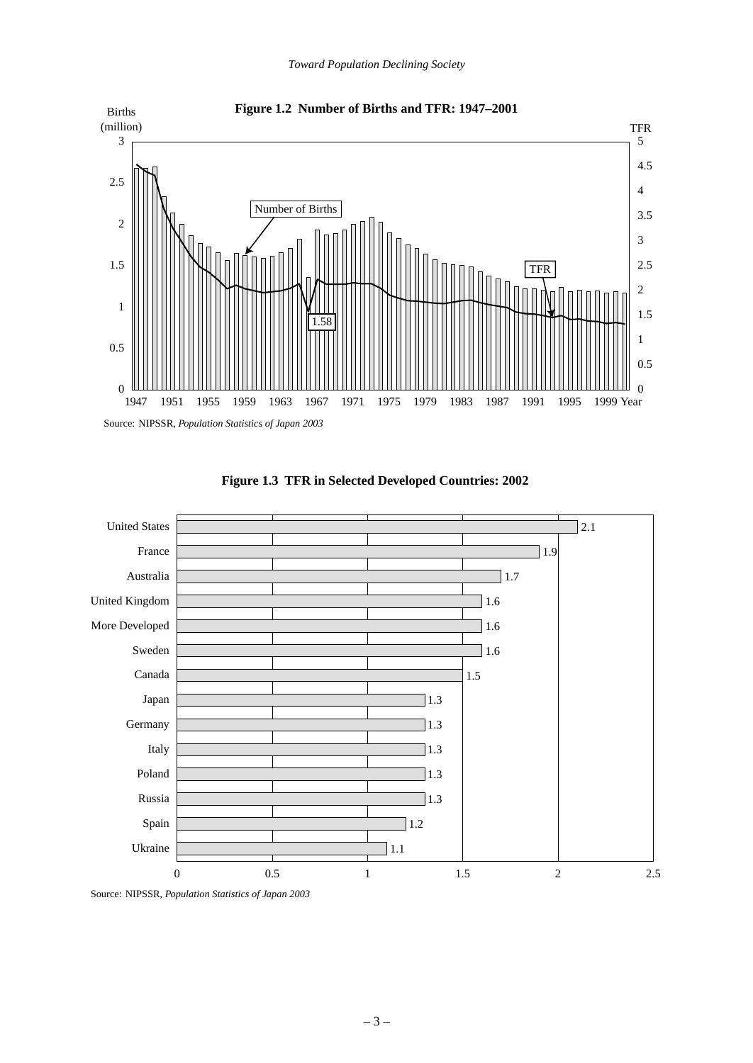**Figure 1.2 Number of Births and TFR: 1947–2001**

Source: NIPSSR, *Population Statistics of Japan 2003*

**Figure 1.3 TFR in Selected Developed Countries: 2002**

| Country | TFR |
|---|---|
| United States | 2.1 |
| France | 1.9 |
| Australia | 1.7 |
| United Kingdom | 1.6 |
| More Developed | 1.6 |
| Sweden | 1.6 |
| Canada | 1.5 |
| Japan | 1.3 |
| Germany | 1.3 |
| Italy | 1.3 |
| Poland | 1.3 |
| Russia | 1.3 |
| Spain | 1.2 |
| Ukraine | 1.1 |

Source: NIPSSR, *Population Statistics of Japan 2003*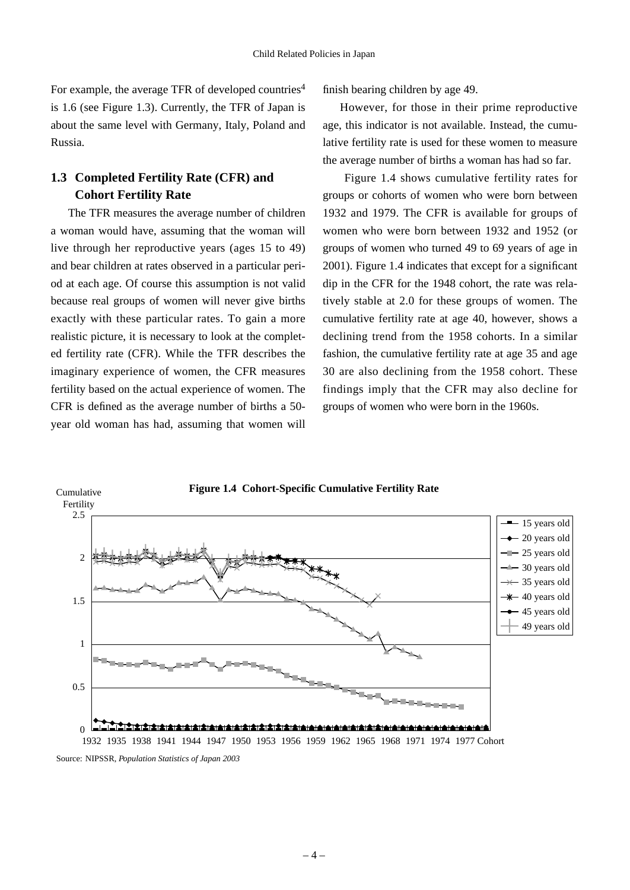For example, the average TFR of developed countries[4] is 1.6 (see Figure 1.3). Currently, the TFR of Japan is about the same level with Germany, Italy, Poland and Russia.

## 1.3 Completed Fertility Rate (CFR) and Cohort Fertility Rate

The TFR measures the average number of children a woman would have, assuming that the woman will live through her reproductive years (ages 15 to 49) and bear children at rates observed in a particular period at each age. Of course this assumption is not valid because real groups of women will never give births exactly with these particular rates. To gain a more realistic picture, it is necessary to look at the completed fertility rate (CFR). While the TFR describes the imaginary experience of women, the CFR measures fertility based on the actual experience of women. The CFR is defined as the average number of births a 50-year old woman has had, assuming that women will finish bearing children by age 49.

However, for those in their prime reproductive age, this indicator is not available. Instead, the cumulative fertility rate is used for these women to measure the average number of births a woman has had so far.

Figure 1.4 shows cumulative fertility rates for groups or cohorts of women who were born between 1932 and 1979. The CFR is available for groups of women who were born between 1932 and 1952 (or groups of women who turned 49 to 69 years of age in 2001). Figure 1.4 indicates that except for a significant dip in the CFR for the 1948 cohort, the rate was relatively stable at 2.0 for these groups of women. The cumulative fertility rate at age 40, however, shows a declining trend from the 1958 cohorts. In a similar fashion, the cumulative fertility rate at age 35 and age 30 are also declining from the 1958 cohort. These findings imply that the CFR may also decline for groups of women who were born in the 1960s.

**Figure 1.4 Cohort-Specific Cumulative Fertility Rate**

Cumulative Fertility

Legend: 15 years old, 20 years old, 25 years old, 30 years old, 35 years old, 40 years old, 45 years old, 49 years old

Cohort: 1932 1935 1938 1941 1944 1947 1950 1953 1956 1959 1962 1965 1968 1971 1974 1977

Source: NIPSSR, *Population Statistics of Japan 2003*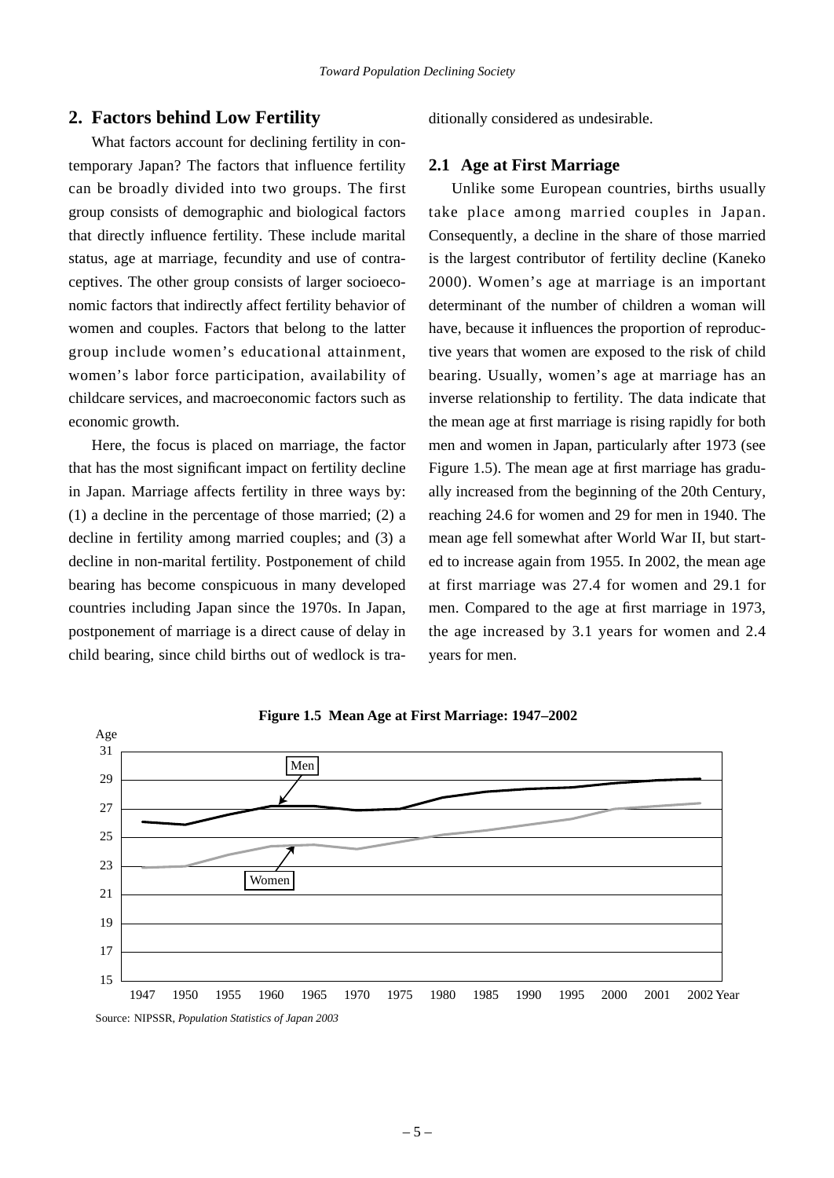## 2. Factors behind Low Fertility

What factors account for declining fertility in contemporary Japan? The factors that influence fertility can be broadly divided into two groups. The first group consists of demographic and biological factors that directly influence fertility. These include marital status, age at marriage, fecundity and use of contraceptives. The other group consists of larger socioeconomic factors that indirectly affect fertility behavior of women and couples. Factors that belong to the latter group include women's educational attainment, women's labor force participation, availability of childcare services, and macroeconomic factors such as economic growth.

Here, the focus is placed on marriage, the factor that has the most significant impact on fertility decline in Japan. Marriage affects fertility in three ways by: (1) a decline in the percentage of those married; (2) a decline in fertility among married couples; and (3) a decline in non-marital fertility. Postponement of child bearing has become conspicuous in many developed countries including Japan since the 1970s. In Japan, postponement of marriage is a direct cause of delay in child bearing, since child births out of wedlock is traditionally considered as undesirable.

### 2.1 Age at First Marriage

Unlike some European countries, births usually take place among married couples in Japan. Consequently, a decline in the share of those married is the largest contributor of fertility decline (Kaneko 2000). Women's age at marriage is an important determinant of the number of children a woman will have, because it influences the proportion of reproductive years that women are exposed to the risk of child bearing. Usually, women's age at marriage has an inverse relationship to fertility. The data indicate that the mean age at first marriage is rising rapidly for both men and women in Japan, particularly after 1973 (see Figure 1.5). The mean age at first marriage has gradually increased from the beginning of the 20th Century, reaching 24.6 for women and 29 for men in 1940. The mean age fell somewhat after World War II, but started to increase again from 1955. In 2002, the mean age at first marriage was 27.4 for women and 29.1 for men. Compared to the age at first marriage in 1973, the age increased by 3.1 years for women and 2.4 years for men.

**Figure 1.5 Mean Age at First Marriage: 1947–2002**

Source: NIPSSR, *Population Statistics of Japan 2003*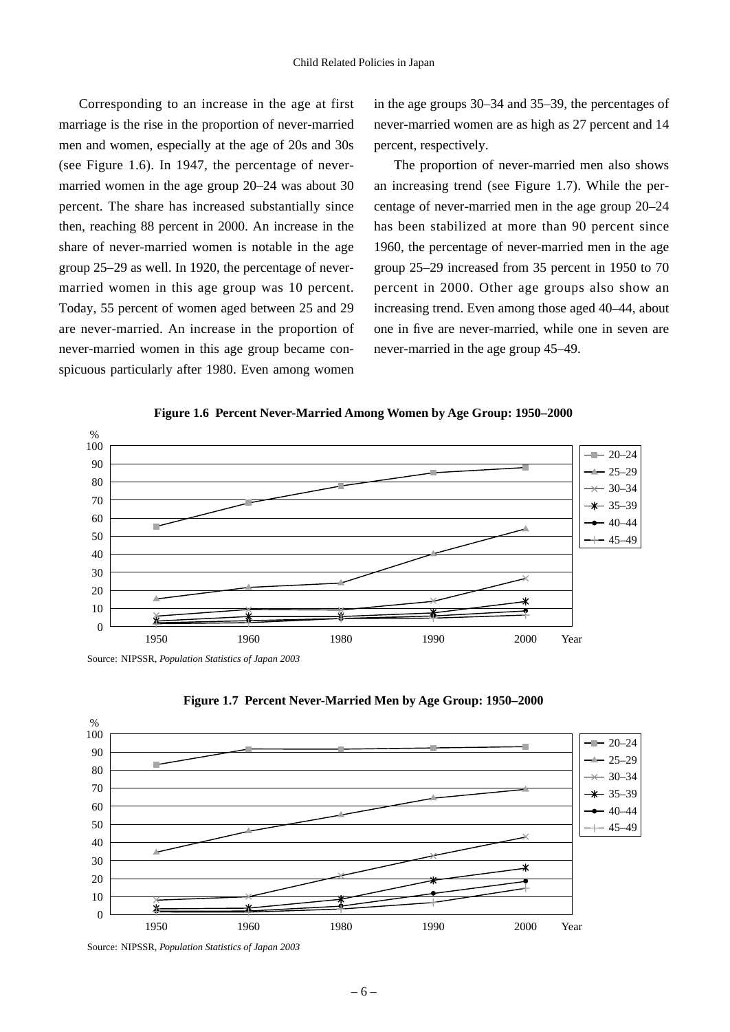Corresponding to an increase in the age at first marriage is the rise in the proportion of never-married men and women, especially at the age of 20s and 30s (see Figure 1.6). In 1947, the percentage of never-married women in the age group 20–24 was about 30 percent. The share has increased substantially since then, reaching 88 percent in 2000. An increase in the share of never-married women is notable in the age group 25–29 as well. In 1920, the percentage of never-married women in this age group was 10 percent. Today, 55 percent of women aged between 25 and 29 are never-married. An increase in the proportion of never-married women in this age group became conspicuous particularly after 1980. Even among women in the age groups 30–34 and 35–39, the percentages of never-married women are as high as 27 percent and 14 percent, respectively.

The proportion of never-married men also shows an increasing trend (see Figure 1.7). While the percentage of never-married men in the age group 20–24 has been stabilized at more than 90 percent since 1960, the percentage of never-married men in the age group 25–29 increased from 35 percent in 1950 to 70 percent in 2000. Other age groups also show an increasing trend. Even among those aged 40–44, about one in five are never-married, while one in seven are never-married in the age group 45–49.

**Figure 1.6 Percent Never-Married Among Women by Age Group: 1950–2000**

Source: NIPSSR, *Population Statistics of Japan 2003*

**Figure 1.7 Percent Never-Married Men by Age Group: 1950–2000**

Source: NIPSSR, *Population Statistics of Japan 2003*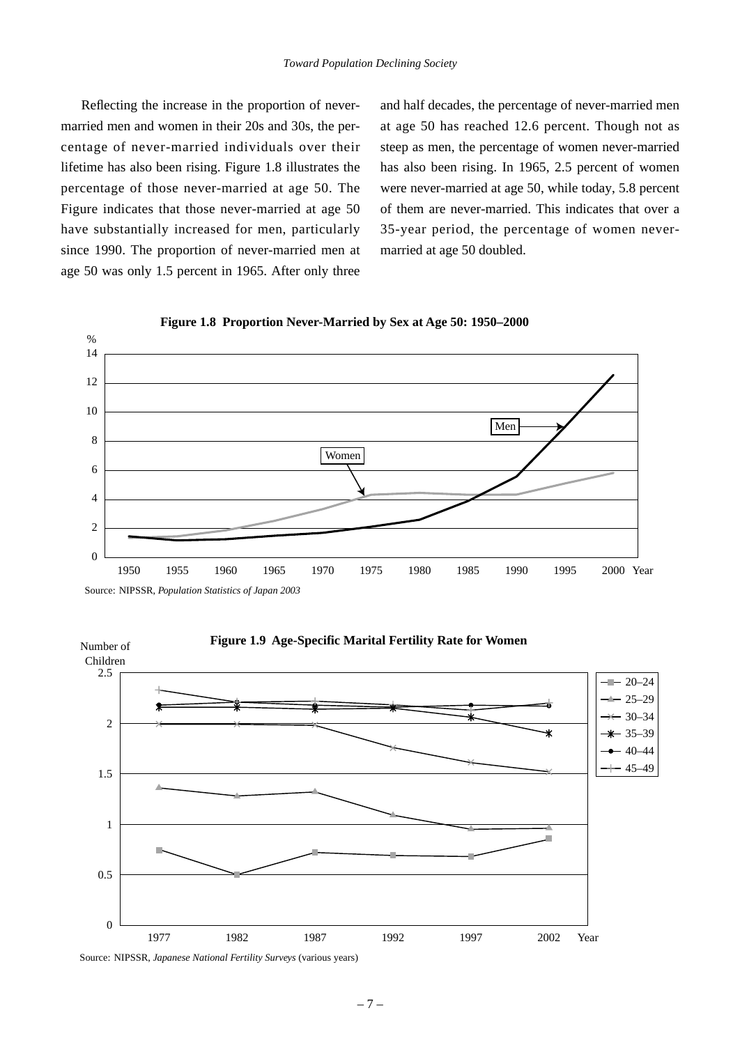Reflecting the increase in the proportion of never-married men and women in their 20s and 30s, the percentage of never-married individuals over their lifetime has also been rising. Figure 1.8 illustrates the percentage of those never-married at age 50. The Figure indicates that those never-married at age 50 have substantially increased for men, particularly since 1990. The proportion of never-married men at age 50 was only 1.5 percent in 1965. After only three and half decades, the percentage of never-married men at age 50 has reached 12.6 percent. Though not as steep as men, the percentage of women never-married has also been rising. In 1965, 2.5 percent of women were never-married at age 50, while today, 5.8 percent of them are never-married. This indicates that over a 35-year period, the percentage of women never-married at age 50 doubled.

**Figure 1.8 Proportion Never-Married by Sex at Age 50: 1950–2000**

Source: NIPSSR, *Population Statistics of Japan 2003*

**Figure 1.9 Age-Specific Marital Fertility Rate for Women**

Source: NIPSSR, *Japanese National Fertility Surveys* (various years)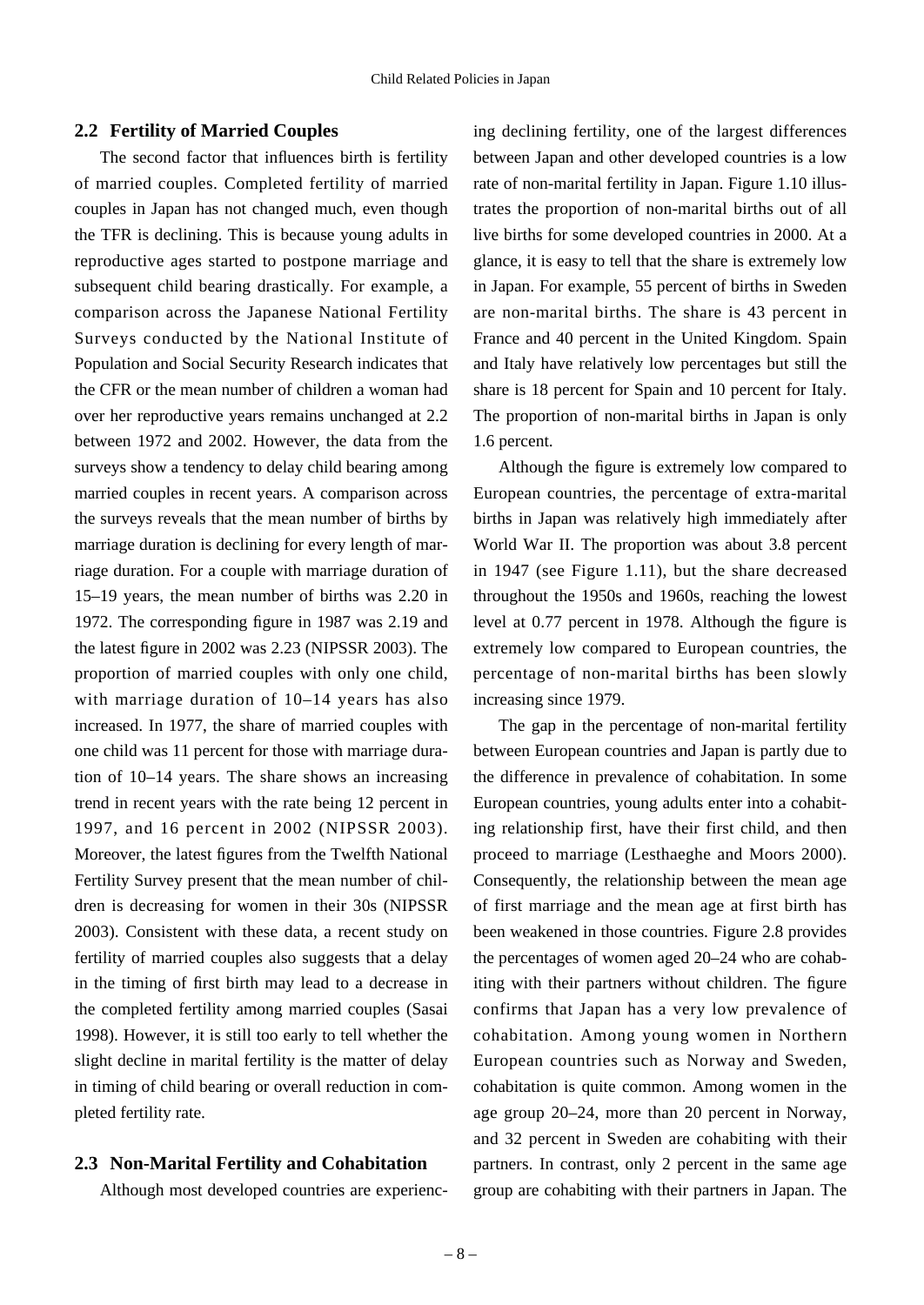## 2.2 Fertility of Married Couples

The second factor that influences birth is fertility of married couples. Completed fertility of married couples in Japan has not changed much, even though the TFR is declining. This is because young adults in reproductive ages started to postpone marriage and subsequent child bearing drastically. For example, a comparison across the Japanese National Fertility Surveys conducted by the National Institute of Population and Social Security Research indicates that the CFR or the mean number of children a woman had over her reproductive years remains unchanged at 2.2 between 1972 and 2002. However, the data from the surveys show a tendency to delay child bearing among married couples in recent years. A comparison across the surveys reveals that the mean number of births by marriage duration is declining for every length of marriage duration. For a couple with marriage duration of 15–19 years, the mean number of births was 2.20 in 1972. The corresponding figure in 1987 was 2.19 and the latest figure in 2002 was 2.23 (NIPSSR 2003). The proportion of married couples with only one child, with marriage duration of 10–14 years has also increased. In 1977, the share of married couples with one child was 11 percent for those with marriage duration of 10–14 years. The share shows an increasing trend in recent years with the rate being 12 percent in 1997, and 16 percent in 2002 (NIPSSR 2003). Moreover, the latest figures from the Twelfth National Fertility Survey present that the mean number of children is decreasing for women in their 30s (NIPSSR 2003). Consistent with these data, a recent study on fertility of married couples also suggests that a delay in the timing of first birth may lead to a decrease in the completed fertility among married couples (Sasai 1998). However, it is still too early to tell whether the slight decline in marital fertility is the matter of delay in timing of child bearing or overall reduction in completed fertility rate.

## 2.3 Non-Marital Fertility and Cohabitation

Although most developed countries are experiencing declining fertility, one of the largest differences between Japan and other developed countries is a low rate of non-marital fertility in Japan. Figure 1.10 illustrates the proportion of non-marital births out of all live births for some developed countries in 2000. At a glance, it is easy to tell that the share is extremely low in Japan. For example, 55 percent of births in Sweden are non-marital births. The share is 43 percent in France and 40 percent in the United Kingdom. Spain and Italy have relatively low percentages but still the share is 18 percent for Spain and 10 percent for Italy. The proportion of non-marital births in Japan is only 1.6 percent.

Although the figure is extremely low compared to European countries, the percentage of extra-marital births in Japan was relatively high immediately after World War II. The proportion was about 3.8 percent in 1947 (see Figure 1.11), but the share decreased throughout the 1950s and 1960s, reaching the lowest level at 0.77 percent in 1978. Although the figure is extremely low compared to European countries, the percentage of non-marital births has been slowly increasing since 1979.

The gap in the percentage of non-marital fertility between European countries and Japan is partly due to the difference in prevalence of cohabitation. In some European countries, young adults enter into a cohabiting relationship first, have their first child, and then proceed to marriage (Lesthaeghe and Moors 2000). Consequently, the relationship between the mean age of first marriage and the mean age at first birth has been weakened in those countries. Figure 2.8 provides the percentages of women aged 20–24 who are cohabiting with their partners without children. The figure confirms that Japan has a very low prevalence of cohabitation. Among young women in Northern European countries such as Norway and Sweden, cohabitation is quite common. Among women in the age group 20–24, more than 20 percent in Norway, and 32 percent in Sweden are cohabiting with their partners. In contrast, only 2 percent in the same age group are cohabiting with their partners in Japan. The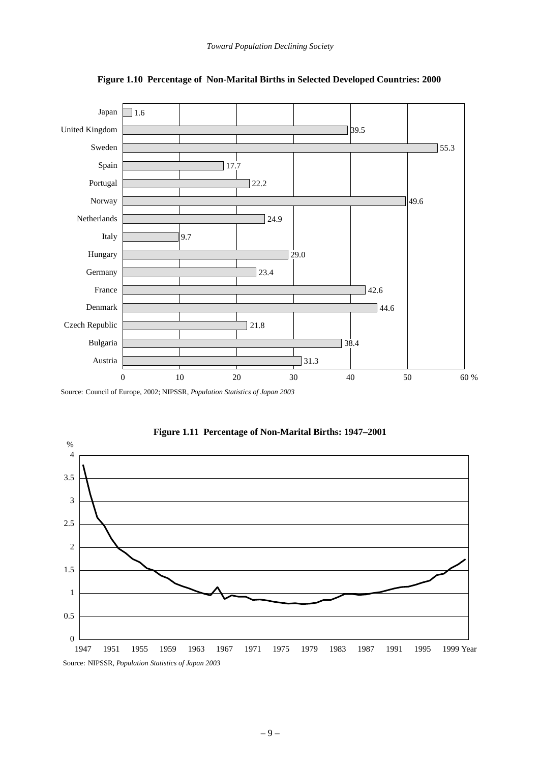**Figure 1.10 Percentage of Non-Marital Births in Selected Developed Countries: 2000**

| Country | % |
|---|---|
| Japan | 1.6 |
| United Kingdom | 39.5 |
| Sweden | 55.3 |
| Spain | 17.7 |
| Portugal | 22.2 |
| Norway | 49.6 |
| Netherlands | 24.9 |
| Italy | 9.7 |
| Hungary | 29.0 |
| Germany | 23.4 |
| France | 42.6 |
| Denmark | 44.6 |
| Czech Republic | 21.8 |
| Bulgaria | 38.4 |
| Austria | 31.3 |

Source: Council of Europe, 2002; NIPSSR, *Population Statistics of Japan 2003*

**Figure 1.11 Percentage of Non-Marital Births: 1947–2001**

Source: NIPSSR, *Population Statistics of Japan 2003*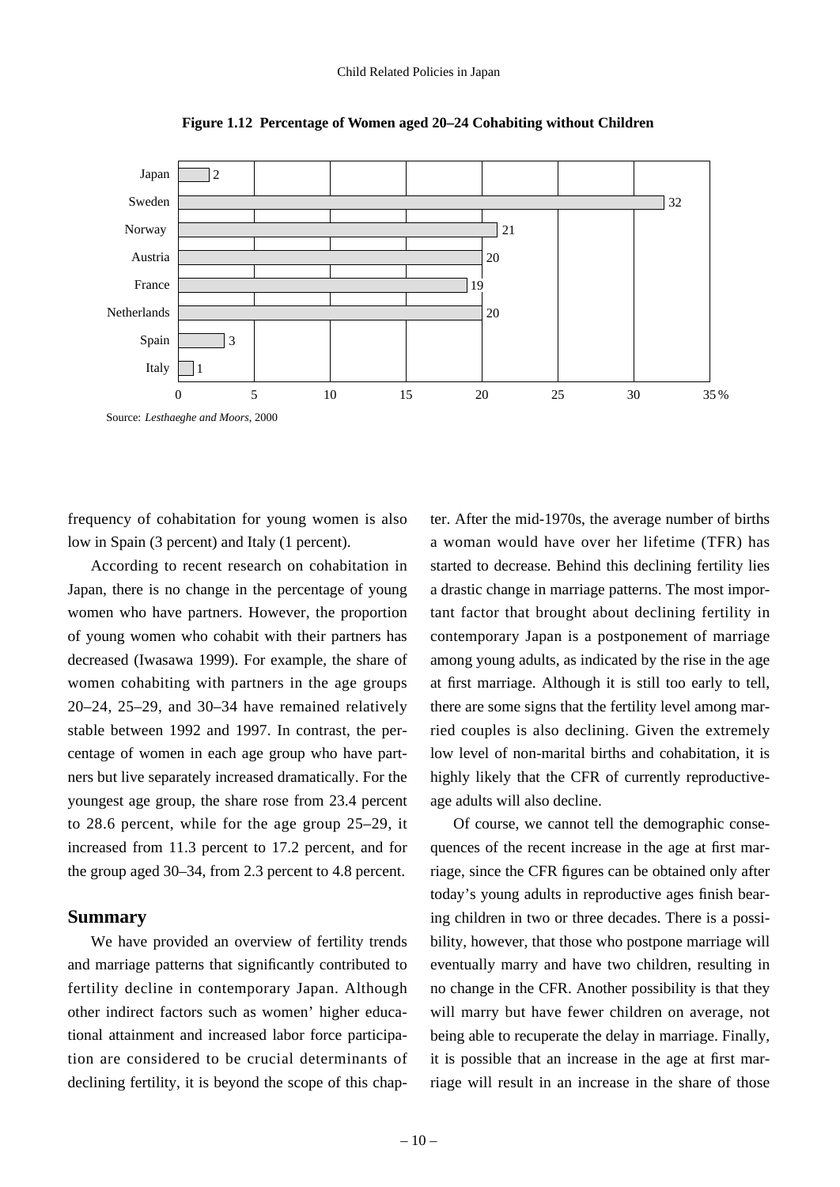**Figure 1.12 Percentage of Women aged 20–24 Cohabiting without Children**

| Country | Percentage |
|---|---|
| Japan | 2 |
| Sweden | 32 |
| Norway | 21 |
| Austria | 20 |
| France | 19 |
| Netherlands | 20 |
| Spain | 3 |
| Italy | 1 |

Source: *Lesthaeghe and Moors*, 2000

frequency of cohabitation for young women is also low in Spain (3 percent) and Italy (1 percent).

According to recent research on cohabitation in Japan, there is no change in the percentage of young women who have partners. However, the proportion of young women who cohabit with their partners has decreased (Iwasawa 1999). For example, the share of women cohabiting with partners in the age groups 20–24, 25–29, and 30–34 have remained relatively stable between 1992 and 1997. In contrast, the percentage of women in each age group who have partners but live separately increased dramatically. For the youngest age group, the share rose from 23.4 percent to 28.6 percent, while for the age group 25–29, it increased from 11.3 percent to 17.2 percent, and for the group aged 30–34, from 2.3 percent to 4.8 percent.

## Summary

We have provided an overview of fertility trends and marriage patterns that significantly contributed to fertility decline in contemporary Japan. Although other indirect factors such as women' higher educational attainment and increased labor force participation are considered to be crucial determinants of declining fertility, it is beyond the scope of this chapter. After the mid-1970s, the average number of births a woman would have over her lifetime (TFR) has started to decrease. Behind this declining fertility lies a drastic change in marriage patterns. The most important factor that brought about declining fertility in contemporary Japan is a postponement of marriage among young adults, as indicated by the rise in the age at first marriage. Although it is still too early to tell, there are some signs that the fertility level among married couples is also declining. Given the extremely low level of non-marital births and cohabitation, it is highly likely that the CFR of currently reproductive-age adults will also decline.

Of course, we cannot tell the demographic consequences of the recent increase in the age at first marriage, since the CFR figures can be obtained only after today's young adults in reproductive ages finish bearing children in two or three decades. There is a possibility, however, that those who postpone marriage will eventually marry and have two children, resulting in no change in the CFR. Another possibility is that they will marry but have fewer children on average, not being able to recuperate the delay in marriage. Finally, it is possible that an increase in the age at first marriage will result in an increase in the share of those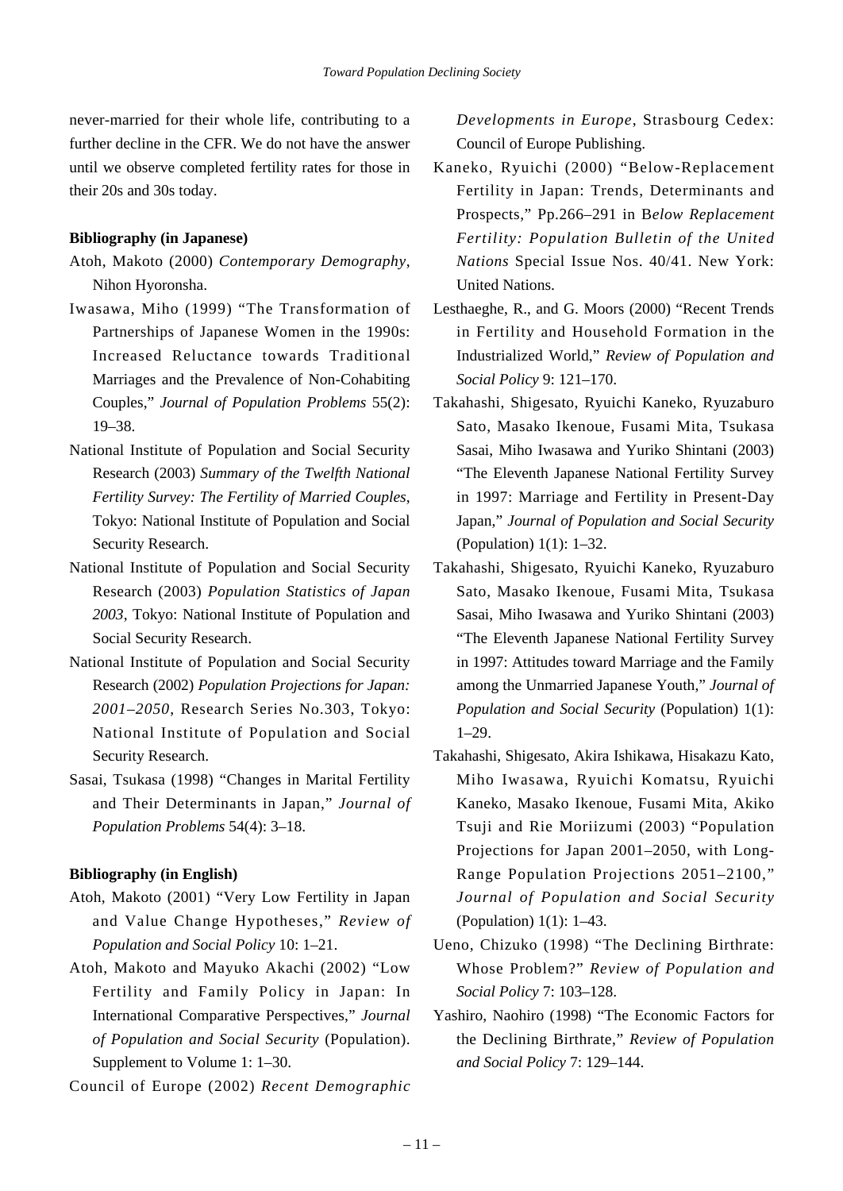never-married for their whole life, contributing to a further decline in the CFR. We do not have the answer until we observe completed fertility rates for those in their 20s and 30s today.

**Bibliography (in Japanese)**

Atoh, Makoto (2000) *Contemporary Demography*, Nihon Hyoronsha.

Iwasawa, Miho (1999) "The Transformation of Partnerships of Japanese Women in the 1990s: Increased Reluctance towards Traditional Marriages and the Prevalence of Non-Cohabiting Couples," *Journal of Population Problems* 55(2): 19–38.

National Institute of Population and Social Security Research (2003) *Summary of the Twelfth National Fertility Survey: The Fertility of Married Couples*, Tokyo: National Institute of Population and Social Security Research.

National Institute of Population and Social Security Research (2003) *Population Statistics of Japan 2003*, Tokyo: National Institute of Population and Social Security Research.

National Institute of Population and Social Security Research (2002) *Population Projections for Japan: 2001–2050*, Research Series No.303, Tokyo: National Institute of Population and Social Security Research.

Sasai, Tsukasa (1998) "Changes in Marital Fertility and Their Determinants in Japan," *Journal of Population Problems* 54(4): 3–18.

**Bibliography (in English)**

Atoh, Makoto (2001) "Very Low Fertility in Japan and Value Change Hypotheses," *Review of Population and Social Policy* 10: 1–21.

Atoh, Makoto and Mayuko Akachi (2002) "Low Fertility and Family Policy in Japan: In International Comparative Perspectives," *Journal of Population and Social Security* (Population). Supplement to Volume 1: 1–30.

Council of Europe (2002) *Recent Demographic Developments in Europe*, Strasbourg Cedex: Council of Europe Publishing.

Kaneko, Ryuichi (2000) "Below-Replacement Fertility in Japan: Trends, Determinants and Prospects," Pp.266–291 in *Below Replacement Fertility: Population Bulletin of the United Nations* Special Issue Nos. 40/41. New York: United Nations.

Lesthaeghe, R., and G. Moors (2000) "Recent Trends in Fertility and Household Formation in the Industrialized World," *Review of Population and Social Policy* 9: 121–170.

Takahashi, Shigesato, Ryuichi Kaneko, Ryuzaburo Sato, Masako Ikenoue, Fusami Mita, Tsukasa Sasai, Miho Iwasawa and Yuriko Shintani (2003) "The Eleventh Japanese National Fertility Survey in 1997: Marriage and Fertility in Present-Day Japan," *Journal of Population and Social Security* (Population) 1(1): 1–32.

Takahashi, Shigesato, Ryuichi Kaneko, Ryuzaburo Sato, Masako Ikenoue, Fusami Mita, Tsukasa Sasai, Miho Iwasawa and Yuriko Shintani (2003) "The Eleventh Japanese National Fertility Survey in 1997: Attitudes toward Marriage and the Family among the Unmarried Japanese Youth," *Journal of Population and Social Security* (Population) 1(1): 1–29.

Takahashi, Shigesato, Akira Ishikawa, Hisakazu Kato, Miho Iwasawa, Ryuichi Komatsu, Ryuichi Kaneko, Masako Ikenoue, Fusami Mita, Akiko Tsuji and Rie Moriizumi (2003) "Population Projections for Japan 2001–2050, with Long-Range Population Projections 2051–2100," *Journal of Population and Social Security* (Population) 1(1): 1–43.

Ueno, Chizuko (1998) "The Declining Birthrate: Whose Problem?" *Review of Population and Social Policy* 7: 103–128.

Yashiro, Naohiro (1998) "The Economic Factors for the Declining Birthrate," *Review of Population and Social Policy* 7: 129–144.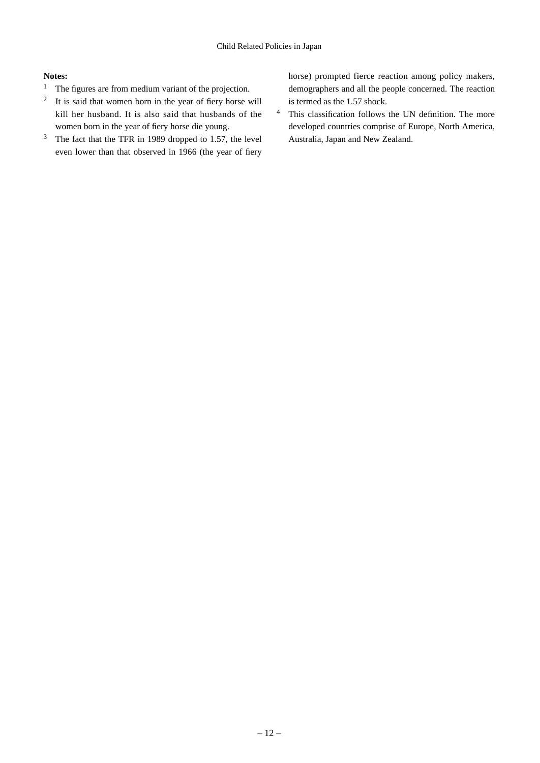**Notes:**

1 The figures are from medium variant of the projection.

2 It is said that women born in the year of fiery horse will kill her husband. It is also said that husbands of the women born in the year of fiery horse die young.

3 The fact that the TFR in 1989 dropped to 1.57, the level even lower than that observed in 1966 (the year of fiery horse) prompted fierce reaction among policy makers, demographers and all the people concerned. The reaction is termed as the 1.57 shock.

4 This classification follows the UN definition. The more developed countries comprise of Europe, North America, Australia, Japan and New Zealand.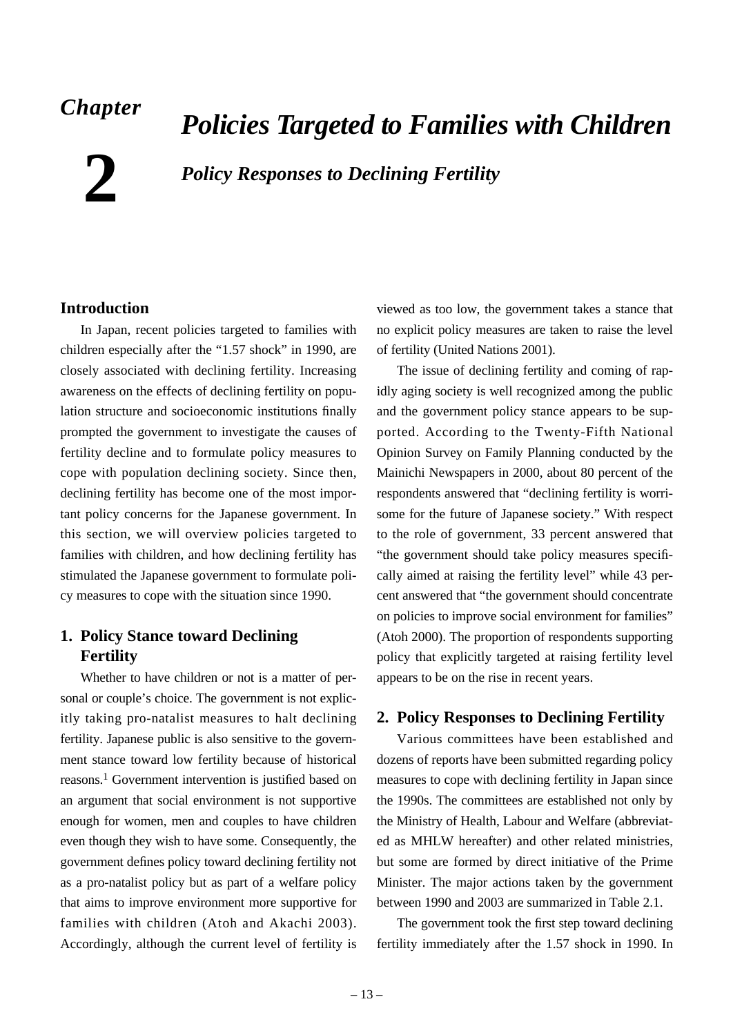# Chapter 2

# Policies Targeted to Families with Children

## Policy Responses to Declining Fertility

### Introduction

In Japan, recent policies targeted to families with children especially after the "1.57 shock" in 1990, are closely associated with declining fertility. Increasing awareness on the effects of declining fertility on population structure and socioeconomic institutions finally prompted the government to investigate the causes of fertility decline and to formulate policy measures to cope with population declining society. Since then, declining fertility has become one of the most important policy concerns for the Japanese government. In this section, we will overview policies targeted to families with children, and how declining fertility has stimulated the Japanese government to formulate policy measures to cope with the situation since 1990.

### 1. Policy Stance toward Declining Fertility

Whether to have children or not is a matter of personal or couple's choice. The government is not explicitly taking pro-natalist measures to halt declining fertility. Japanese public is also sensitive to the government stance toward low fertility because of historical reasons.[1] Government intervention is justified based on an argument that social environment is not supportive enough for women, men and couples to have children even though they wish to have some. Consequently, the government defines policy toward declining fertility not as a pro-natalist policy but as part of a welfare policy that aims to improve environment more supportive for families with children (Atoh and Akachi 2003). Accordingly, although the current level of fertility is viewed as too low, the government takes a stance that no explicit policy measures are taken to raise the level of fertility (United Nations 2001).

The issue of declining fertility and coming of rapidly aging society is well recognized among the public and the government policy stance appears to be supported. According to the Twenty-Fifth National Opinion Survey on Family Planning conducted by the Mainichi Newspapers in 2000, about 80 percent of the respondents answered that "declining fertility is worrisome for the future of Japanese society." With respect to the role of government, 33 percent answered that "the government should take policy measures specifically aimed at raising the fertility level" while 43 percent answered that "the government should concentrate on policies to improve social environment for families" (Atoh 2000). The proportion of respondents supporting policy that explicitly targeted at raising fertility level appears to be on the rise in recent years.

### 2. Policy Responses to Declining Fertility

Various committees have been established and dozens of reports have been submitted regarding policy measures to cope with declining fertility in Japan since the 1990s. The committees are established not only by the Ministry of Health, Labour and Welfare (abbreviated as MHLW hereafter) and other related ministries, but some are formed by direct initiative of the Prime Minister. The major actions taken by the government between 1990 and 2003 are summarized in Table 2.1.

The government took the first step toward declining fertility immediately after the 1.57 shock in 1990. In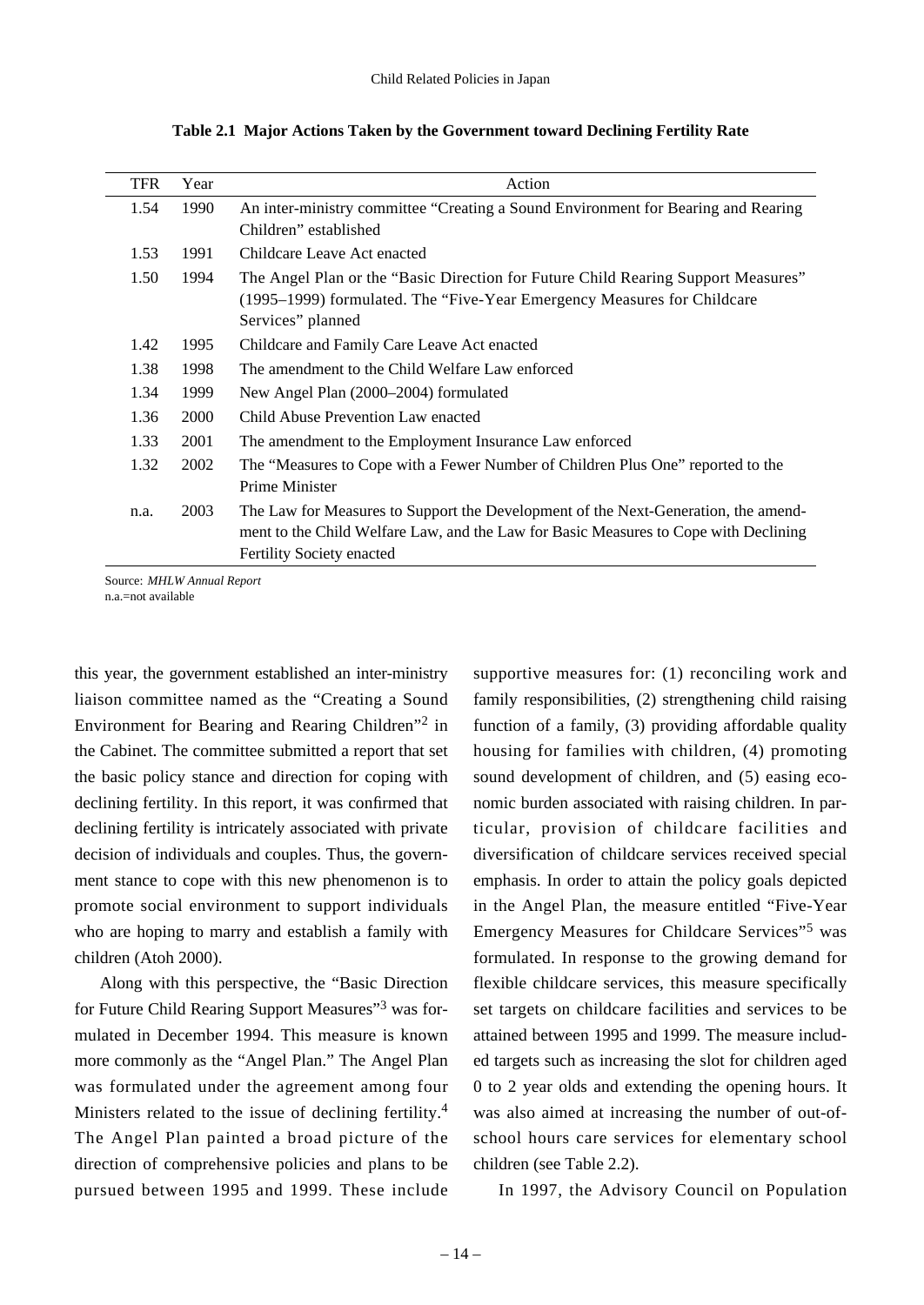**Table 2.1 Major Actions Taken by the Government toward Declining Fertility Rate**

| TFR | Year | Action |
|---|---|---|
| 1.54 | 1990 | An inter-ministry committee "Creating a Sound Environment for Bearing and Rearing Children" established |
| 1.53 | 1991 | Childcare Leave Act enacted |
| 1.50 | 1994 | The Angel Plan or the "Basic Direction for Future Child Rearing Support Measures" (1995–1999) formulated. The "Five-Year Emergency Measures for Childcare Services" planned |
| 1.42 | 1995 | Childcare and Family Care Leave Act enacted |
| 1.38 | 1998 | The amendment to the Child Welfare Law enforced |
| 1.34 | 1999 | New Angel Plan (2000–2004) formulated |
| 1.36 | 2000 | Child Abuse Prevention Law enacted |
| 1.33 | 2001 | The amendment to the Employment Insurance Law enforced |
| 1.32 | 2002 | The "Measures to Cope with a Fewer Number of Children Plus One" reported to the Prime Minister |
| n.a. | 2003 | The Law for Measures to Support the Development of the Next-Generation, the amendment to the Child Welfare Law, and the Law for Basic Measures to Cope with Declining Fertility Society enacted |

Source: *MHLW Annual Report*
n.a.=not available

this year, the government established an inter-ministry liaison committee named as the "Creating a Sound Environment for Bearing and Rearing Children"[2] in the Cabinet. The committee submitted a report that set the basic policy stance and direction for coping with declining fertility. In this report, it was confirmed that declining fertility is intricately associated with private decision of individuals and couples. Thus, the government stance to cope with this new phenomenon is to promote social environment to support individuals who are hoping to marry and establish a family with children (Atoh 2000).

Along with this perspective, the "Basic Direction for Future Child Rearing Support Measures"[3] was formulated in December 1994. This measure is known more commonly as the "Angel Plan." The Angel Plan was formulated under the agreement among four Ministers related to the issue of declining fertility.[4] The Angel Plan painted a broad picture of the direction of comprehensive policies and plans to be pursued between 1995 and 1999. These include supportive measures for: (1) reconciling work and family responsibilities, (2) strengthening child raising function of a family, (3) providing affordable quality housing for families with children, (4) promoting sound development of children, and (5) easing economic burden associated with raising children. In particular, provision of childcare facilities and diversification of childcare services received special emphasis. In order to attain the policy goals depicted in the Angel Plan, the measure entitled "Five-Year Emergency Measures for Childcare Services"[5] was formulated. In response to the growing demand for flexible childcare services, this measure specifically set targets on childcare facilities and services to be attained between 1995 and 1999. The measure included targets such as increasing the slot for children aged 0 to 2 year olds and extending the opening hours. It was also aimed at increasing the number of out-of-school hours care services for elementary school children (see Table 2.2).

In 1997, the Advisory Council on Population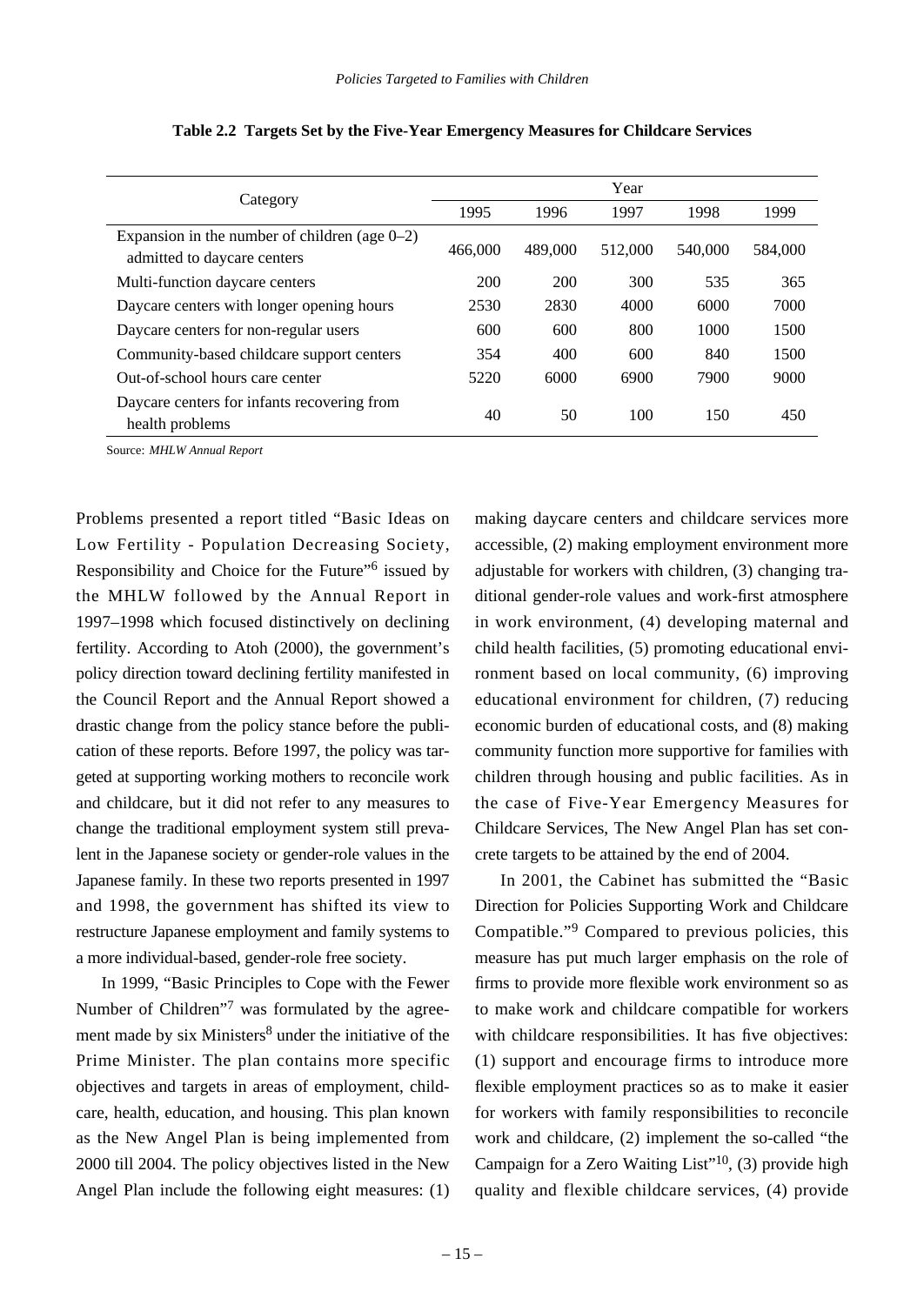**Table 2.2 Targets Set by the Five-Year Emergency Measures for Childcare Services**

| Category | Year | | | | |
|---|---|---|---|---|---|
| | 1995 | 1996 | 1997 | 1998 | 1999 |
| Expansion in the number of children (age 0–2) admitted to daycare centers | 466,000 | 489,000 | 512,000 | 540,000 | 584,000 |
| Multi-function daycare centers | 200 | 200 | 300 | 535 | 365 |
| Daycare centers with longer opening hours | 2530 | 2830 | 4000 | 6000 | 7000 |
| Daycare centers for non-regular users | 600 | 600 | 800 | 1000 | 1500 |
| Community-based childcare support centers | 354 | 400 | 600 | 840 | 1500 |
| Out-of-school hours care center | 5220 | 6000 | 6900 | 7900 | 9000 |
| Daycare centers for infants recovering from health problems | 40 | 50 | 100 | 150 | 450 |

Source: *MHLW Annual Report*

Problems presented a report titled "Basic Ideas on Low Fertility - Population Decreasing Society, Responsibility and Choice for the Future"[6] issued by the MHLW followed by the Annual Report in 1997–1998 which focused distinctively on declining fertility. According to Atoh (2000), the government's policy direction toward declining fertility manifested in the Council Report and the Annual Report showed a drastic change from the policy stance before the publication of these reports. Before 1997, the policy was targeted at supporting working mothers to reconcile work and childcare, but it did not refer to any measures to change the traditional employment system still prevalent in the Japanese society or gender-role values in the Japanese family. In these two reports presented in 1997 and 1998, the government has shifted its view to restructure Japanese employment and family systems to a more individual-based, gender-role free society.

In 1999, "Basic Principles to Cope with the Fewer Number of Children"[7] was formulated by the agreement made by six Ministers[8] under the initiative of the Prime Minister. The plan contains more specific objectives and targets in areas of employment, childcare, health, education, and housing. This plan known as the New Angel Plan is being implemented from 2000 till 2004. The policy objectives listed in the New Angel Plan include the following eight measures: (1) making daycare centers and childcare services more accessible, (2) making employment environment more adjustable for workers with children, (3) changing traditional gender-role values and work-first atmosphere in work environment, (4) developing maternal and child health facilities, (5) promoting educational environment based on local community, (6) improving educational environment for children, (7) reducing economic burden of educational costs, and (8) making community function more supportive for families with children through housing and public facilities. As in the case of Five-Year Emergency Measures for Childcare Services, The New Angel Plan has set concrete targets to be attained by the end of 2004.

In 2001, the Cabinet has submitted the "Basic Direction for Policies Supporting Work and Childcare Compatible."[9] Compared to previous policies, this measure has put much larger emphasis on the role of firms to provide more flexible work environment so as to make work and childcare compatible for workers with childcare responsibilities. It has five objectives: (1) support and encourage firms to introduce more flexible employment practices so as to make it easier for workers with family responsibilities to reconcile work and childcare, (2) implement the so-called "the Campaign for a Zero Waiting List"[10], (3) provide high quality and flexible childcare services, (4) provide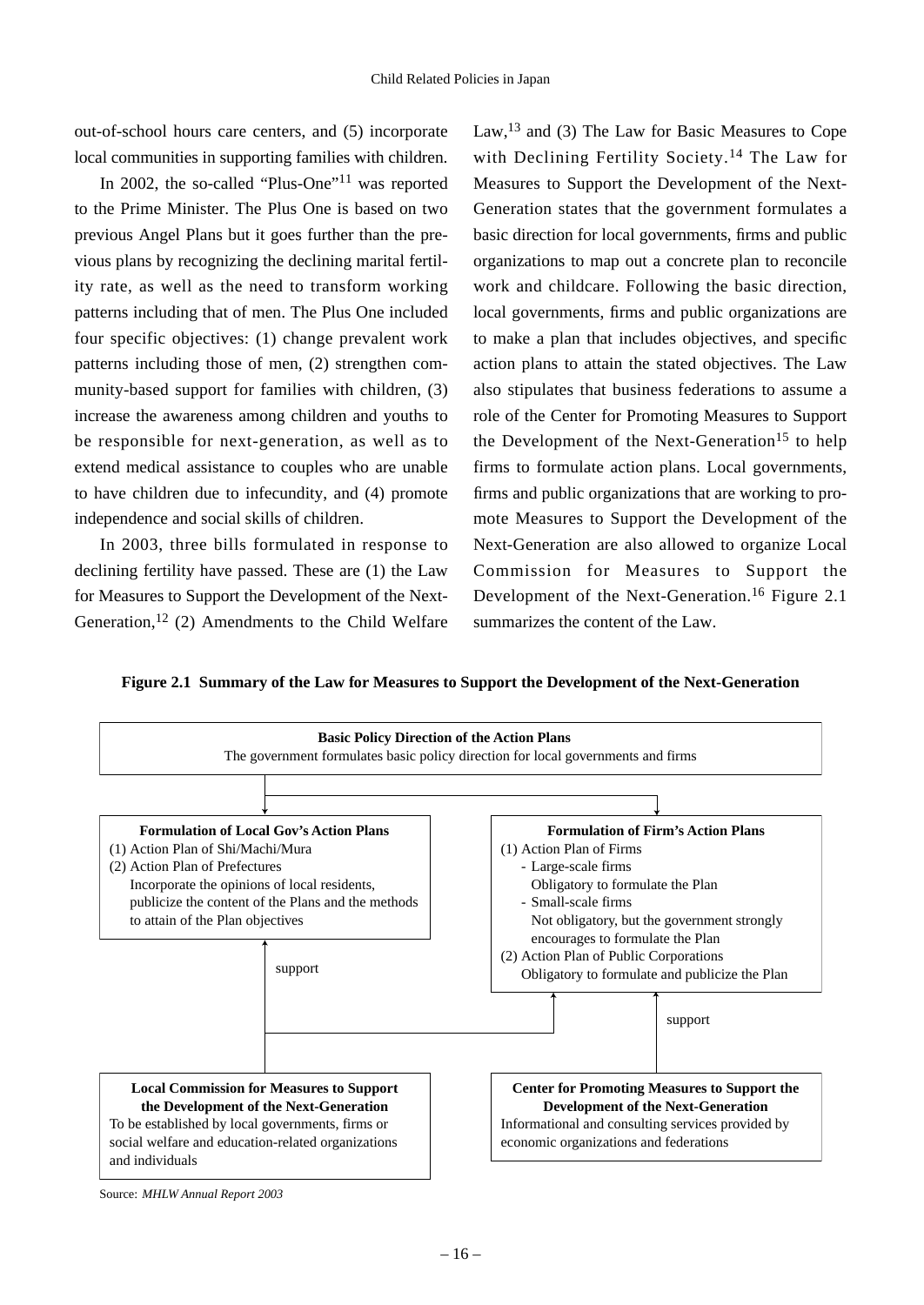out-of-school hours care centers, and (5) incorporate local communities in supporting families with children.

In 2002, the so-called "Plus-One"[11] was reported to the Prime Minister. The Plus One is based on two previous Angel Plans but it goes further than the previous plans by recognizing the declining marital fertility rate, as well as the need to transform working patterns including that of men. The Plus One included four specific objectives: (1) change prevalent work patterns including those of men, (2) strengthen community-based support for families with children, (3) increase the awareness among children and youths to be responsible for next-generation, as well as to extend medical assistance to couples who are unable to have children due to infecundity, and (4) promote independence and social skills of children.

In 2003, three bills formulated in response to declining fertility have passed. These are (1) the Law for Measures to Support the Development of the Next-Generation,[12] (2) Amendments to the Child Welfare Law,[13] and (3) The Law for Basic Measures to Cope with Declining Fertility Society.[14] The Law for Measures to Support the Development of the Next-Generation states that the government formulates a basic direction for local governments, firms and public organizations to map out a concrete plan to reconcile work and childcare. Following the basic direction, local governments, firms and public organizations are to make a plan that includes objectives, and specific action plans to attain the stated objectives. The Law also stipulates that business federations to assume a role of the Center for Promoting Measures to Support the Development of the Next-Generation[15] to help firms to formulate action plans. Local governments, firms and public organizations that are working to promote Measures to Support the Development of the Next-Generation are also allowed to organize Local Commission for Measures to Support the Development of the Next-Generation.[16] Figure 2.1 summarizes the content of the Law.

**Figure 2.1 Summary of the Law for Measures to Support the Development of the Next-Generation**

**Basic Policy Direction of the Action Plans**
The government formulates basic policy direction for local governments and firms

**Formulation of Local Gov's Action Plans**
(1) Action Plan of Shi/Machi/Mura
(2) Action Plan of Prefectures
Incorporate the opinions of local residents, publicize the content of the Plans and the methods to attain of the Plan objectives

**Formulation of Firm's Action Plans**
(1) Action Plan of Firms
- Large-scale firms
  Obligatory to formulate the Plan
- Small-scale firms
  Not obligatory, but the government strongly encourages to formulate the Plan

(2) Action Plan of Public Corporations
Obligatory to formulate and publicize the Plan

support

support

**Local Commission for Measures to Support the Development of the Next-Generation**
To be established by local governments, firms or social welfare and education-related organizations and individuals

**Center for Promoting Measures to Support the Development of the Next-Generation**
Informational and consulting services provided by economic organizations and federations

Source: *MHLW Annual Report 2003*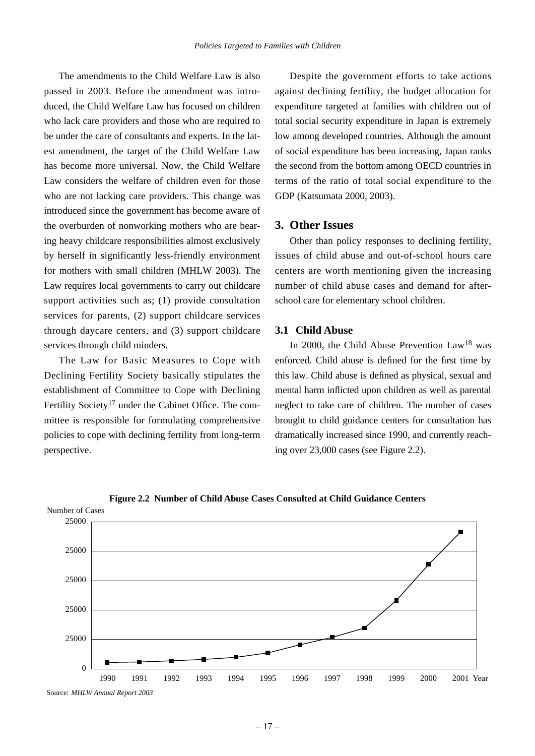The amendments to the Child Welfare Law is also passed in 2003. Before the amendment was introduced, the Child Welfare Law has focused on children who lack care providers and those who are required to be under the care of consultants and experts. In the latest amendment, the target of the Child Welfare Law has become more universal. Now, the Child Welfare Law considers the welfare of children even for those who are not lacking care providers. This change was introduced since the government has become aware of the overburden of nonworking mothers who are bearing heavy childcare responsibilities almost exclusively by herself in significantly less-friendly environment for mothers with small children (MHLW 2003). The Law requires local governments to carry out childcare support activities such as; (1) provide consultation services for parents, (2) support childcare services through daycare centers, and (3) support childcare services through child minders.

The Law for Basic Measures to Cope with Declining Fertility Society basically stipulates the establishment of Committee to Cope with Declining Fertility Society[17] under the Cabinet Office. The committee is responsible for formulating comprehensive policies to cope with declining fertility from long-term perspective.

Despite the government efforts to take actions against declining fertility, the budget allocation for expenditure targeted at families with children out of total social security expenditure in Japan is extremely low among developed countries. Although the amount of social expenditure has been increasing, Japan ranks the second from the bottom among OECD countries in terms of the ratio of total social expenditure to the GDP (Katsumata 2000, 2003).

## 3. Other Issues

Other than policy responses to declining fertility, issues of child abuse and out-of-school hours care centers are worth mentioning given the increasing number of child abuse cases and demand for after-school care for elementary school children.

### 3.1 Child Abuse

In 2000, the Child Abuse Prevention Law[18] was enforced. Child abuse is defined for the first time by this law. Child abuse is defined as physical, sexual and mental harm inflicted upon children as well as parental neglect to take care of children. The number of cases brought to child guidance centers for consultation has dramatically increased since 1990, and currently reaching over 23,000 cases (see Figure 2.2).

**Figure 2.2 Number of Child Abuse Cases Consulted at Child Guidance Centers**

Number of Cases: 0, 25000, 25000, 25000, 25000, 25000 (y-axis)

Year: 1990, 1991, 1992, 1993, 1994, 1995, 1996, 1997, 1998, 1999, 2000, 2001

Source: *MHLW Annual Report 2003*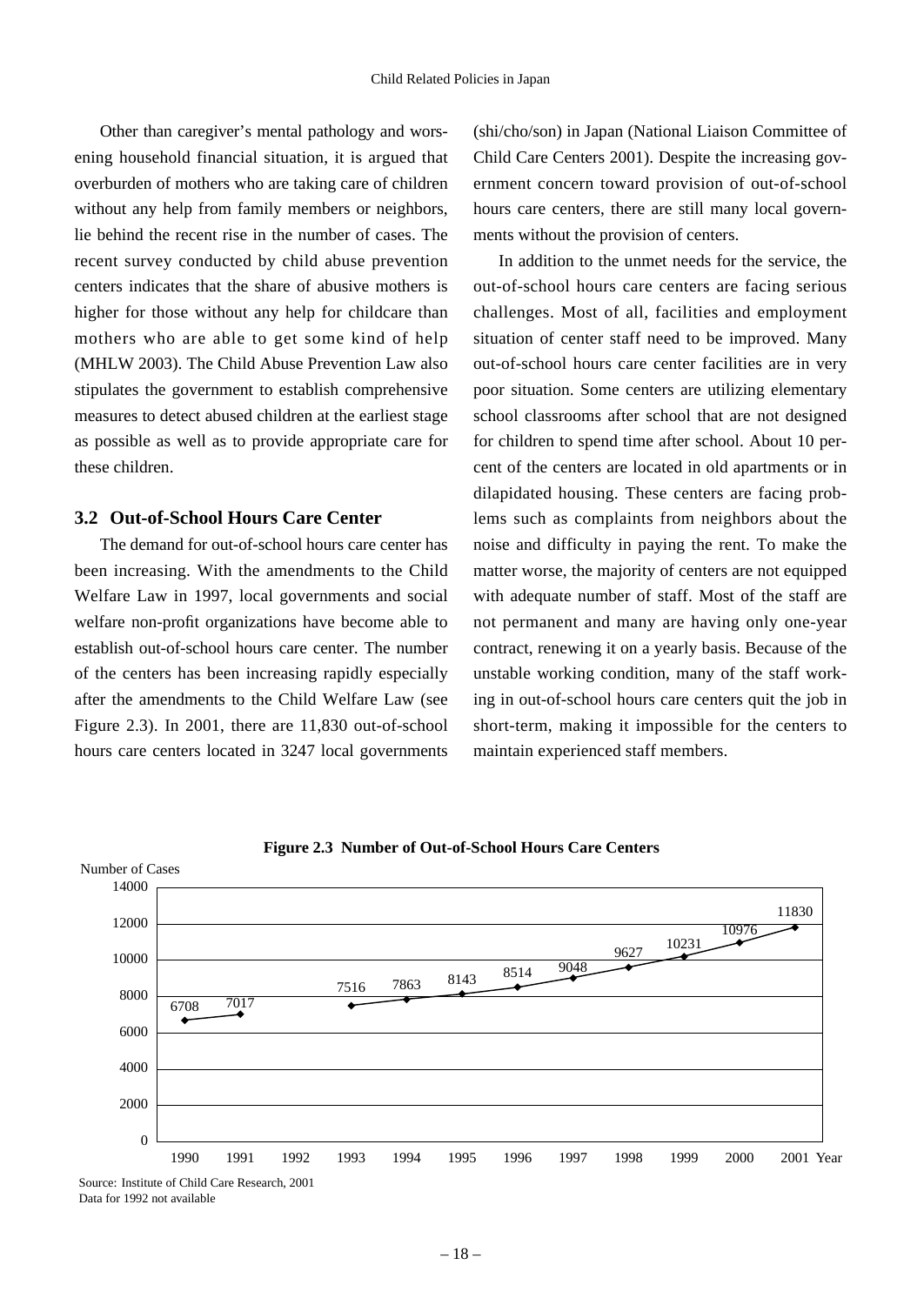Other than caregiver's mental pathology and worsening household financial situation, it is argued that overburden of mothers who are taking care of children without any help from family members or neighbors, lie behind the recent rise in the number of cases. The recent survey conducted by child abuse prevention centers indicates that the share of abusive mothers is higher for those without any help for childcare than mothers who are able to get some kind of help (MHLW 2003). The Child Abuse Prevention Law also stipulates the government to establish comprehensive measures to detect abused children at the earliest stage as possible as well as to provide appropriate care for these children.

### 3.2 Out-of-School Hours Care Center

The demand for out-of-school hours care center has been increasing. With the amendments to the Child Welfare Law in 1997, local governments and social welfare non-profit organizations have become able to establish out-of-school hours care center. The number of the centers has been increasing rapidly especially after the amendments to the Child Welfare Law (see Figure 2.3). In 2001, there are 11,830 out-of-school hours care centers located in 3247 local governments (shi/cho/son) in Japan (National Liaison Committee of Child Care Centers 2001). Despite the increasing government concern toward provision of out-of-school hours care centers, there are still many local governments without the provision of centers.

In addition to the unmet needs for the service, the out-of-school hours care centers are facing serious challenges. Most of all, facilities and employment situation of center staff need to be improved. Many out-of-school hours care center facilities are in very poor situation. Some centers are utilizing elementary school classrooms after school that are not designed for children to spend time after school. About 10 percent of the centers are located in old apartments or in dilapidated housing. These centers are facing problems such as complaints from neighbors about the noise and difficulty in paying the rent. To make the matter worse, the majority of centers are not equipped with adequate number of staff. Most of the staff are not permanent and many are having only one-year contract, renewing it on a yearly basis. Because of the unstable working condition, many of the staff working in out-of-school hours care centers quit the job in short-term, making it impossible for the centers to maintain experienced staff members.

**Figure 2.3 Number of Out-of-School Hours Care Centers**

| Year | Number of Cases |
|---|---|
| 1990 | 6708 |
| 1991 | 7017 |
| 1992 | |
| 1993 | 7516 |
| 1994 | 7863 |
| 1995 | 8143 |
| 1996 | 8514 |
| 1997 | 9048 |
| 1998 | 9627 |
| 1999 | 10231 |
| 2000 | 10976 |
| 2001 | 11830 |

Source: Institute of Child Care Research, 2001
Data for 1992 not available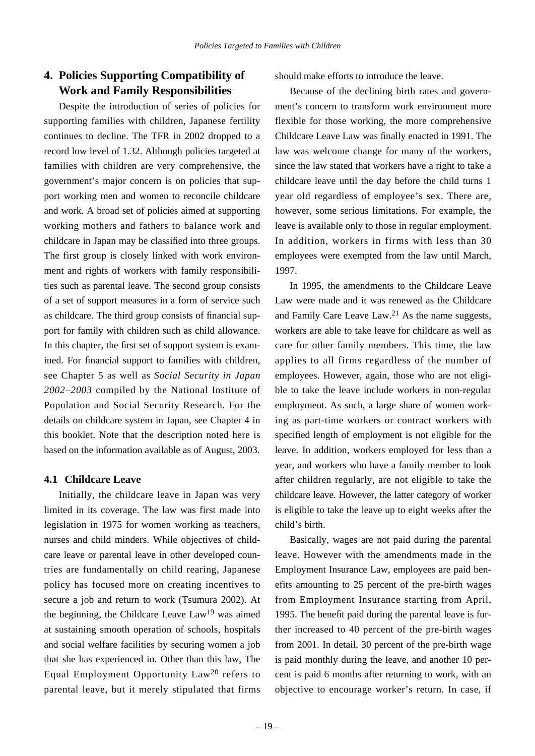## 4. Policies Supporting Compatibility of Work and Family Responsibilities

Despite the introduction of series of policies for supporting families with children, Japanese fertility continues to decline. The TFR in 2002 dropped to a record low level of 1.32. Although policies targeted at families with children are very comprehensive, the government's major concern is on policies that support working men and women to reconcile childcare and work. A broad set of policies aimed at supporting working mothers and fathers to balance work and childcare in Japan may be classified into three groups. The first group is closely linked with work environment and rights of workers with family responsibilities such as parental leave. The second group consists of a set of support measures in a form of service such as childcare. The third group consists of financial support for family with children such as child allowance. In this chapter, the first set of support system is examined. For financial support to families with children, see Chapter 5 as well as *Social Security in Japan 2002–2003* compiled by the National Institute of Population and Social Security Research. For the details on childcare system in Japan, see Chapter 4 in this booklet. Note that the description noted here is based on the information available as of August, 2003.

### 4.1 Childcare Leave

Initially, the childcare leave in Japan was very limited in its coverage. The law was first made into legislation in 1975 for women working as teachers, nurses and child minders. While objectives of childcare leave or parental leave in other developed countries are fundamentally on child rearing, Japanese policy has focused more on creating incentives to secure a job and return to work (Tsumura 2002). At the beginning, the Childcare Leave Law[19] was aimed at sustaining smooth operation of schools, hospitals and social welfare facilities by securing women a job that she has experienced in. Other than this law, The Equal Employment Opportunity Law[20] refers to parental leave, but it merely stipulated that firms should make efforts to introduce the leave.

Because of the declining birth rates and government's concern to transform work environment more flexible for those working, the more comprehensive Childcare Leave Law was finally enacted in 1991. The law was welcome change for many of the workers, since the law stated that workers have a right to take a childcare leave until the day before the child turns 1 year old regardless of employee's sex. There are, however, some serious limitations. For example, the leave is available only to those in regular employment. In addition, workers in firms with less than 30 employees were exempted from the law until March, 1997.

In 1995, the amendments to the Childcare Leave Law were made and it was renewed as the Childcare and Family Care Leave Law.[21] As the name suggests, workers are able to take leave for childcare as well as care for other family members. This time, the law applies to all firms regardless of the number of employees. However, again, those who are not eligible to take the leave include workers in non-regular employment. As such, a large share of women working as part-time workers or contract workers with specified length of employment is not eligible for the leave. In addition, workers employed for less than a year, and workers who have a family member to look after children regularly, are not eligible to take the childcare leave. However, the latter category of worker is eligible to take the leave up to eight weeks after the child's birth.

Basically, wages are not paid during the parental leave. However with the amendments made in the Employment Insurance Law, employees are paid benefits amounting to 25 percent of the pre-birth wages from Employment Insurance starting from April, 1995. The benefit paid during the parental leave is further increased to 40 percent of the pre-birth wages from 2001. In detail, 30 percent of the pre-birth wage is paid monthly during the leave, and another 10 percent is paid 6 months after returning to work, with an objective to encourage worker's return. In case, if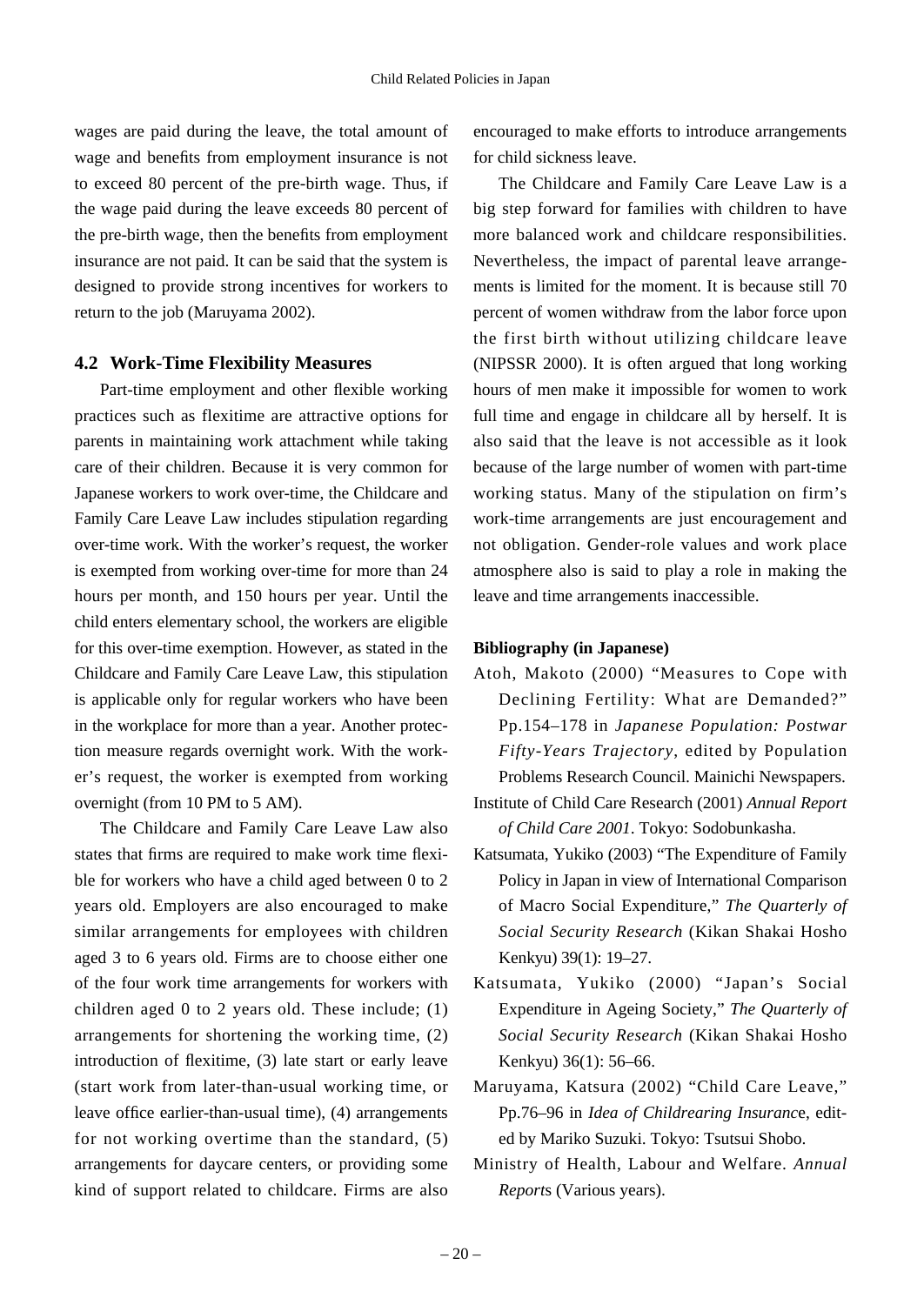wages are paid during the leave, the total amount of wage and benefits from employment insurance is not to exceed 80 percent of the pre-birth wage. Thus, if the wage paid during the leave exceeds 80 percent of the pre-birth wage, then the benefits from employment insurance are not paid. It can be said that the system is designed to provide strong incentives for workers to return to the job (Maruyama 2002).

### 4.2 Work-Time Flexibility Measures

Part-time employment and other flexible working practices such as flexitime are attractive options for parents in maintaining work attachment while taking care of their children. Because it is very common for Japanese workers to work over-time, the Childcare and Family Care Leave Law includes stipulation regarding over-time work. With the worker's request, the worker is exempted from working over-time for more than 24 hours per month, and 150 hours per year. Until the child enters elementary school, the workers are eligible for this over-time exemption. However, as stated in the Childcare and Family Care Leave Law, this stipulation is applicable only for regular workers who have been in the workplace for more than a year. Another protection measure regards overnight work. With the worker's request, the worker is exempted from working overnight (from 10 PM to 5 AM).

The Childcare and Family Care Leave Law also states that firms are required to make work time flexible for workers who have a child aged between 0 to 2 years old. Employers are also encouraged to make similar arrangements for employees with children aged 3 to 6 years old. Firms are to choose either one of the four work time arrangements for workers with children aged 0 to 2 years old. These include; (1) arrangements for shortening the working time, (2) introduction of flexitime, (3) late start or early leave (start work from later-than-usual working time, or leave office earlier-than-usual time), (4) arrangements for not working overtime than the standard, (5) arrangements for daycare centers, or providing some kind of support related to childcare. Firms are also encouraged to make efforts to introduce arrangements for child sickness leave.

The Childcare and Family Care Leave Law is a big step forward for families with children to have more balanced work and childcare responsibilities. Nevertheless, the impact of parental leave arrangements is limited for the moment. It is because still 70 percent of women withdraw from the labor force upon the first birth without utilizing childcare leave (NIPSSR 2000). It is often argued that long working hours of men make it impossible for women to work full time and engage in childcare all by herself. It is also said that the leave is not accessible as it look because of the large number of women with part-time working status. Many of the stipulation on firm's work-time arrangements are just encouragement and not obligation. Gender-role values and work place atmosphere also is said to play a role in making the leave and time arrangements inaccessible.

**Bibliography (in Japanese)**

Atoh, Makoto (2000) "Measures to Cope with Declining Fertility: What are Demanded?" Pp.154–178 in *Japanese Population: Postwar Fifty-Years Trajectory*, edited by Population Problems Research Council. Mainichi Newspapers.

Institute of Child Care Research (2001) *Annual Report of Child Care 2001*. Tokyo: Sodobunkasha.

Katsumata, Yukiko (2003) "The Expenditure of Family Policy in Japan in view of International Comparison of Macro Social Expenditure," *The Quarterly of Social Security Research* (Kikan Shakai Hosho Kenkyu) 39(1): 19–27.

Katsumata, Yukiko (2000) "Japan's Social Expenditure in Ageing Society," *The Quarterly of Social Security Research* (Kikan Shakai Hosho Kenkyu) 36(1): 56–66.

Maruyama, Katsura (2002) "Child Care Leave," Pp.76–96 in *Idea of Childrearing Insurance*, edited by Mariko Suzuki. Tokyo: Tsutsui Shobo.

Ministry of Health, Labour and Welfare. *Annual Reports* (Various years).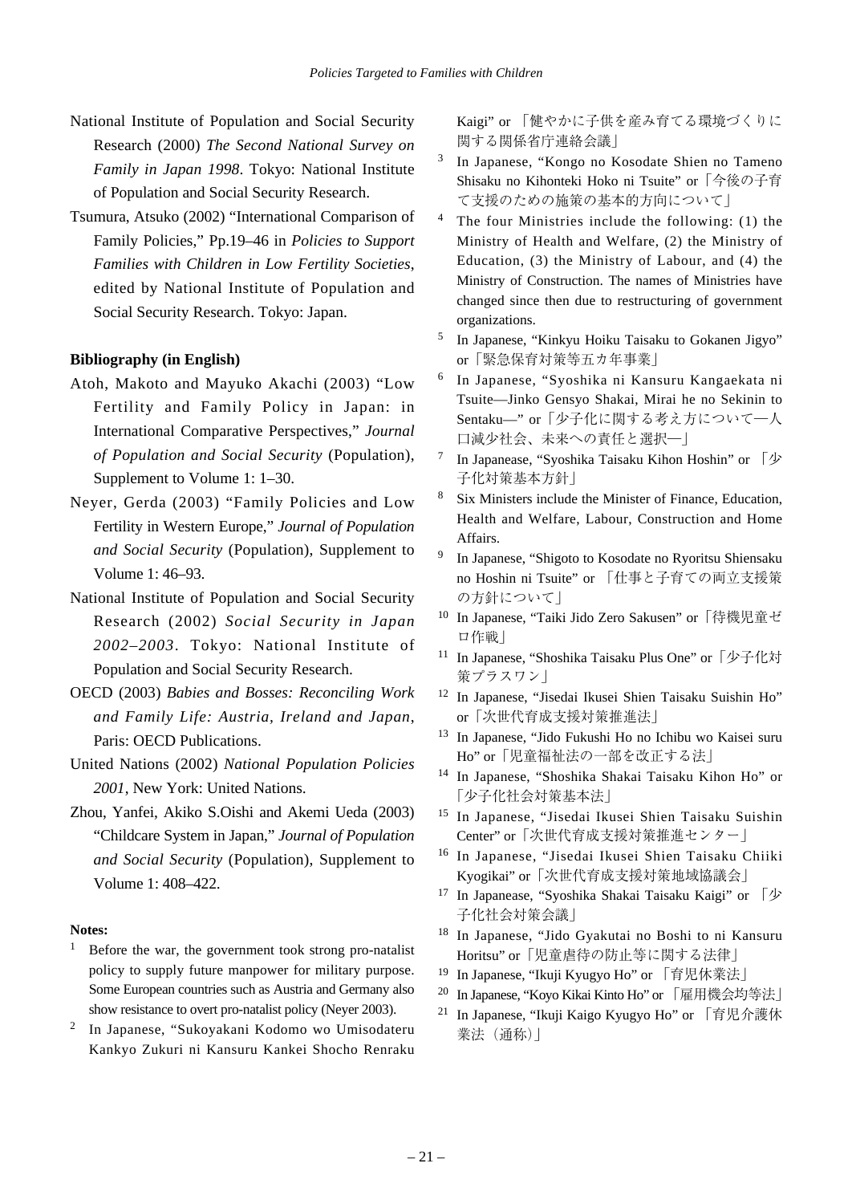National Institute of Population and Social Security Research (2000) *The Second National Survey on Family in Japan 1998*. Tokyo: National Institute of Population and Social Security Research.

Tsumura, Atsuko (2002) "International Comparison of Family Policies," Pp.19–46 in *Policies to Support Families with Children in Low Fertility Societies*, edited by National Institute of Population and Social Security Research. Tokyo: Japan.

**Bibliography (in English)**

Atoh, Makoto and Mayuko Akachi (2003) "Low Fertility and Family Policy in Japan: in International Comparative Perspectives," *Journal of Population and Social Security* (Population), Supplement to Volume 1: 1–30.

Neyer, Gerda (2003) "Family Policies and Low Fertility in Western Europe," *Journal of Population and Social Security* (Population), Supplement to Volume 1: 46–93.

National Institute of Population and Social Security Research (2002) *Social Security in Japan 2002–2003*. Tokyo: National Institute of Population and Social Security Research.

OECD (2003) *Babies and Bosses: Reconciling Work and Family Life: Austria, Ireland and Japan*, Paris: OECD Publications.

United Nations (2002) *National Population Policies 2001*, New York: United Nations.

Zhou, Yanfei, Akiko S.Oishi and Akemi Ueda (2003) "Childcare System in Japan," *Journal of Population and Social Security* (Population), Supplement to Volume 1: 408–422.

**Notes:**

[1] Before the war, the government took strong pro-natalist policy to supply future manpower for military purpose. Some European countries such as Austria and Germany also show resistance to overt pro-natalist policy (Neyer 2003).

[2] In Japanese, "Sukoyakani Kodomo wo Umisodateru Kankyo Zukuri ni Kansuru Kankei Shocho Renraku Kaigi" or 「健やかに子供を産み育てる環境づくりに関する関係省庁連絡会議」

[3] In Japanese, "Kongo no Kosodate Shien no Tameno Shisaku no Kihonteki Hoko ni Tsuite" or「今後の子育て支援のための施策の基本的方向について」

[4] The four Ministries include the following: (1) the Ministry of Health and Welfare, (2) the Ministry of Education, (3) the Ministry of Labour, and (4) the Ministry of Construction. The names of Ministries have changed since then due to restructuring of government organizations.

[5] In Japanese, "Kinkyu Hoiku Taisaku to Gokanen Jigyo" or「緊急保育対策等五カ年事業」

[6] In Japanese, "Syoshika ni Kansuru Kangaekata ni Tsuite—Jinko Gensyo Shakai, Mirai he no Sekinin to Sentaku—" or「少子化に関する考え方について—人口減少社会、未来への責任と選択—」

[7] In Japanease, "Syoshika Taisaku Kihon Hoshin" or 「少子化対策基本方針」

[8] Six Ministers include the Minister of Finance, Education, Health and Welfare, Labour, Construction and Home Affairs.

[9] In Japanese, "Shigoto to Kosodate no Ryoritsu Shiensaku no Hoshin ni Tsuite" or 「仕事と子育ての両立支援策の方針について」

[10] In Japanese, "Taiki Jido Zero Sakusen" or「待機児童ゼロ作戦」

[11] In Japanese, "Shoshika Taisaku Plus One" or「少子化対策プラスワン」

[12] In Japanese, "Jisedai Ikusei Shien Taisaku Suishin Ho" or「次世代育成支援対策推進法」

[13] In Japanese, "Jido Fukushi Ho no Ichibu wo Kaisei suru Ho" or「児童福祉法の一部を改正する法」

[14] In Japanese, "Shoshika Shakai Taisaku Kihon Ho" or「少子化社会対策基本法」

[15] In Japanese, "Jisedai Ikusei Shien Taisaku Suishin Center" or「次世代育成支援対策推進センター」

[16] In Japanese, "Jisedai Ikusei Shien Taisaku Chiiki Kyogikai" or「次世代育成支援対策地域協議会」

[17] In Japanease, "Syoshika Shakai Taisaku Kaigi" or 「少子化社会対策会議」

[18] In Japanese, "Jido Gyakutai no Boshi to ni Kansuru Horitsu" or「児童虐待の防止等に関する法律」

[19] In Japanese, "Ikuji Kyugyo Ho" or 「育児休業法」

[20] In Japanese, "Koyo Kikai Kinto Ho" or 「雇用機会均等法」

[21] In Japanese, "Ikuji Kaigo Kyugyo Ho" or 「育児介護休業法（通称）」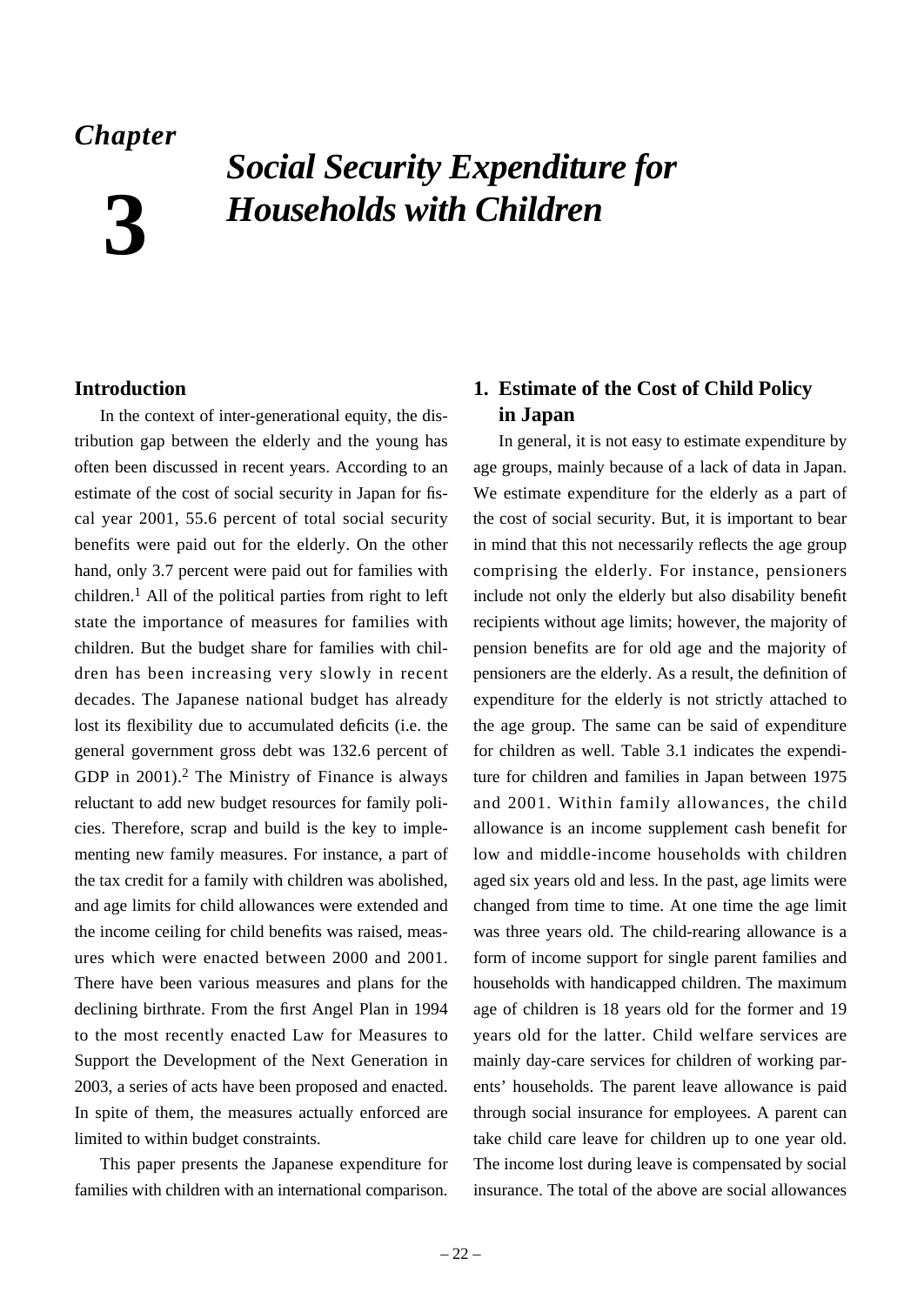# Chapter 3

# *Social Security Expenditure for Households with Children*

## Introduction

In the context of inter-generational equity, the distribution gap between the elderly and the young has often been discussed in recent years. According to an estimate of the cost of social security in Japan for fiscal year 2001, 55.6 percent of total social security benefits were paid out for the elderly. On the other hand, only 3.7 percent were paid out for families with children.[1] All of the political parties from right to left state the importance of measures for families with children. But the budget share for families with children has been increasing very slowly in recent decades. The Japanese national budget has already lost its flexibility due to accumulated deficits (i.e. the general government gross debt was 132.6 percent of GDP in 2001).[2] The Ministry of Finance is always reluctant to add new budget resources for family policies. Therefore, scrap and build is the key to implementing new family measures. For instance, a part of the tax credit for a family with children was abolished, and age limits for child allowances were extended and the income ceiling for child benefits was raised, measures which were enacted between 2000 and 2001. There have been various measures and plans for the declining birthrate. From the first Angel Plan in 1994 to the most recently enacted Law for Measures to Support the Development of the Next Generation in 2003, a series of acts have been proposed and enacted. In spite of them, the measures actually enforced are limited to within budget constraints.

This paper presents the Japanese expenditure for families with children with an international comparison.

## 1. Estimate of the Cost of Child Policy in Japan

In general, it is not easy to estimate expenditure by age groups, mainly because of a lack of data in Japan. We estimate expenditure for the elderly as a part of the cost of social security. But, it is important to bear in mind that this not necessarily reflects the age group comprising the elderly. For instance, pensioners include not only the elderly but also disability benefit recipients without age limits; however, the majority of pension benefits are for old age and the majority of pensioners are the elderly. As a result, the definition of expenditure for the elderly is not strictly attached to the age group. The same can be said of expenditure for children as well. Table 3.1 indicates the expenditure for children and families in Japan between 1975 and 2001. Within family allowances, the child allowance is an income supplement cash benefit for low and middle-income households with children aged six years old and less. In the past, age limits were changed from time to time. At one time the age limit was three years old. The child-rearing allowance is a form of income support for single parent families and households with handicapped children. The maximum age of children is 18 years old for the former and 19 years old for the latter. Child welfare services are mainly day-care services for children of working parents' households. The parent leave allowance is paid through social insurance for employees. A parent can take child care leave for children up to one year old. The income lost during leave is compensated by social insurance. The total of the above are social allowances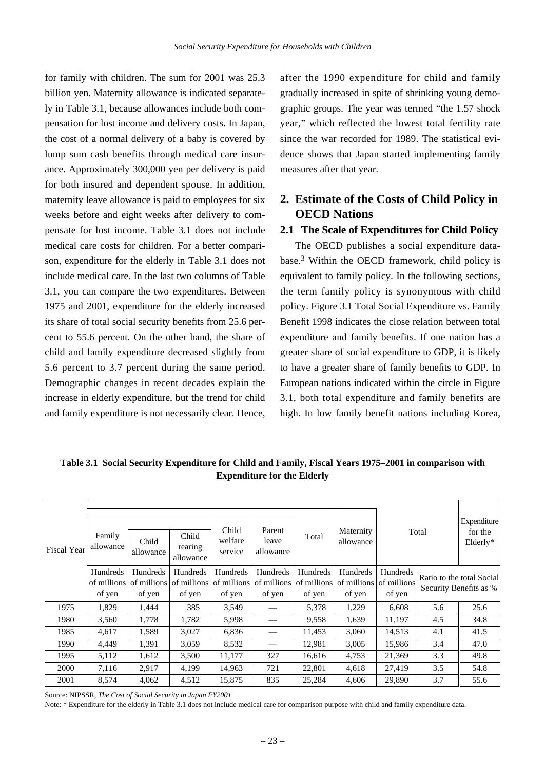for family with children. The sum for 2001 was 25.3 billion yen. Maternity allowance is indicated separately in Table 3.1, because allowances include both compensation for lost income and delivery costs. In Japan, the cost of a normal delivery of a baby is covered by lump sum cash benefits through medical care insurance. Approximately 300,000 yen per delivery is paid for both insured and dependent spouse. In addition, maternity leave allowance is paid to employees for six weeks before and eight weeks after delivery to compensate for lost income. Table 3.1 does not include medical care costs for children. For a better comparison, expenditure for the elderly in Table 3.1 does not include medical care. In the last two columns of Table 3.1, you can compare the two expenditures. Between 1975 and 2001, expenditure for the elderly increased its share of total social security benefits from 25.6 percent to 55.6 percent. On the other hand, the share of child and family expenditure decreased slightly from 5.6 percent to 3.7 percent during the same period. Demographic changes in recent decades explain the increase in elderly expenditure, but the trend for child and family expenditure is not necessarily clear. Hence, after the 1990 expenditure for child and family gradually increased in spite of shrinking young demographic groups. The year was termed "the 1.57 shock year," which reflected the lowest total fertility rate since the war recorded for 1989. The statistical evidence shows that Japan started implementing family measures after that year.

## 2. Estimate of the Costs of Child Policy in OECD Nations

### 2.1 The Scale of Expenditures for Child Policy

The OECD publishes a social expenditure database.[3] Within the OECD framework, child policy is equivalent to family policy. In the following sections, the term family policy is synonymous with child policy. Figure 3.1 Total Social Expenditure vs. Family Benefit 1998 indicates the close relation between total expenditure and family benefits. If one nation has a greater share of social expenditure to GDP, it is likely to have a greater share of family benefits to GDP. In European nations indicated within the circle in Figure 3.1, both total expenditure and family benefits are high. In low family benefit nations including Korea,

**Table 3.1 Social Security Expenditure for Child and Family, Fiscal Years 1975–2001 in comparison with Expenditure for the Elderly**

| Fiscal Year | Family allowance | Child allowance | Child rearing allowance | Child welfare service | Parent leave allowance | Total | Maternity allowance | Total | | Expenditure for the Elderly* |
|---|---|---|---|---|---|---|---|---|---|---|
| | Hundreds of millions of yen | Hundreds of millions of yen | Hundreds of millions of yen | Hundreds of millions of yen | Hundreds of millions of yen | Hundreds of millions of yen | Hundreds of millions of yen | Hundreds of millions of yen | Ratio to the total Social Security Benefits as % | |
| 1975 | 1,829 | 1,444 | 385 | 3,549 | — | 5,378 | 1,229 | 6,608 | 5.6 | 25.6 |
| 1980 | 3,560 | 1,778 | 1,782 | 5,998 | — | 9,558 | 1,639 | 11,197 | 4.5 | 34.8 |
| 1985 | 4,617 | 1,589 | 3,027 | 6,836 | — | 11,453 | 3,060 | 14,513 | 4.1 | 41.5 |
| 1990 | 4,449 | 1,391 | 3,059 | 8,532 | — | 12,981 | 3,005 | 15,986 | 3.4 | 47.0 |
| 1995 | 5,112 | 1,612 | 3,500 | 11,177 | 327 | 16,616 | 4,753 | 21,369 | 3.3 | 49.8 |
| 2000 | 7,116 | 2,917 | 4,199 | 14,963 | 721 | 22,801 | 4,618 | 27,419 | 3.5 | 54.8 |
| 2001 | 8,574 | 4,062 | 4,512 | 15,875 | 835 | 25,284 | 4,606 | 29,890 | 3.7 | 55.6 |

Source: NIPSSR, *The Cost of Social Security in Japan FY2001*

Note: * Expenditure for the elderly in Table 3.1 does not include medical care for comparison purpose with child and family expenditure data.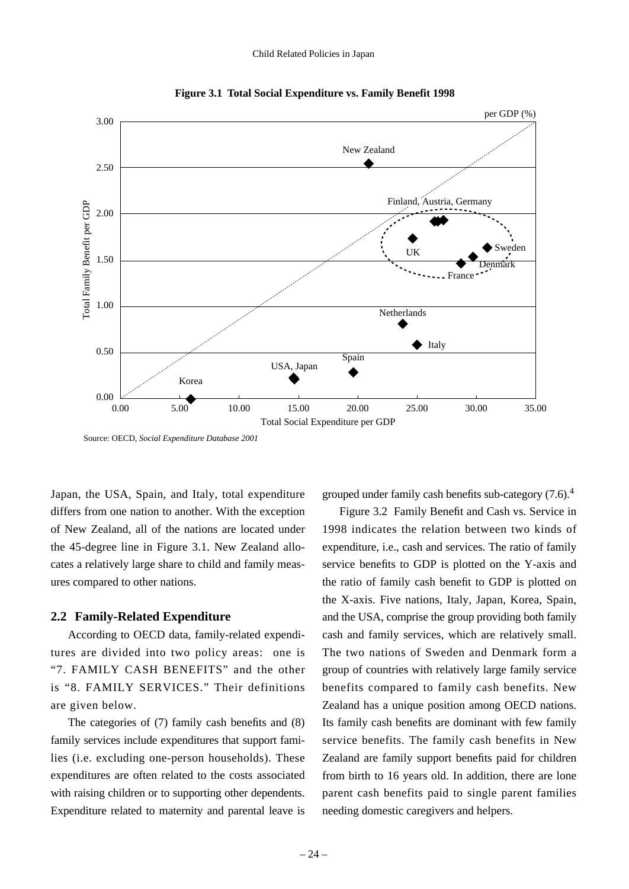**Figure 3.1 Total Social Expenditure vs. Family Benefit 1998**

Source: OECD, *Social Expenditure Database 2001*

Japan, the USA, Spain, and Italy, total expenditure differs from one nation to another. With the exception of New Zealand, all of the nations are located under the 45-degree line in Figure 3.1. New Zealand allocates a relatively large share to child and family measures compared to other nations.

## 2.2 Family-Related Expenditure

According to OECD data, family-related expenditures are divided into two policy areas: one is "7. FAMILY CASH BENEFITS" and the other is "8. FAMILY SERVICES." Their definitions are given below.

The categories of (7) family cash benefits and (8) family services include expenditures that support families (i.e. excluding one-person households). These expenditures are often related to the costs associated with raising children or to supporting other dependents. Expenditure related to maternity and parental leave is grouped under family cash benefits sub-category (7.6).[4]

Figure 3.2 Family Benefit and Cash vs. Service in 1998 indicates the relation between two kinds of expenditure, i.e., cash and services. The ratio of family service benefits to GDP is plotted on the Y-axis and the ratio of family cash benefit to GDP is plotted on the X-axis. Five nations, Italy, Japan, Korea, Spain, and the USA, comprise the group providing both family cash and family services, which are relatively small. The two nations of Sweden and Denmark form a group of countries with relatively large family service benefits compared to family cash benefits. New Zealand has a unique position among OECD nations. Its family cash benefits are dominant with few family service benefits. The family cash benefits in New Zealand are family support benefits paid for children from birth to 16 years old. In addition, there are lone parent cash benefits paid to single parent families needing domestic caregivers and helpers.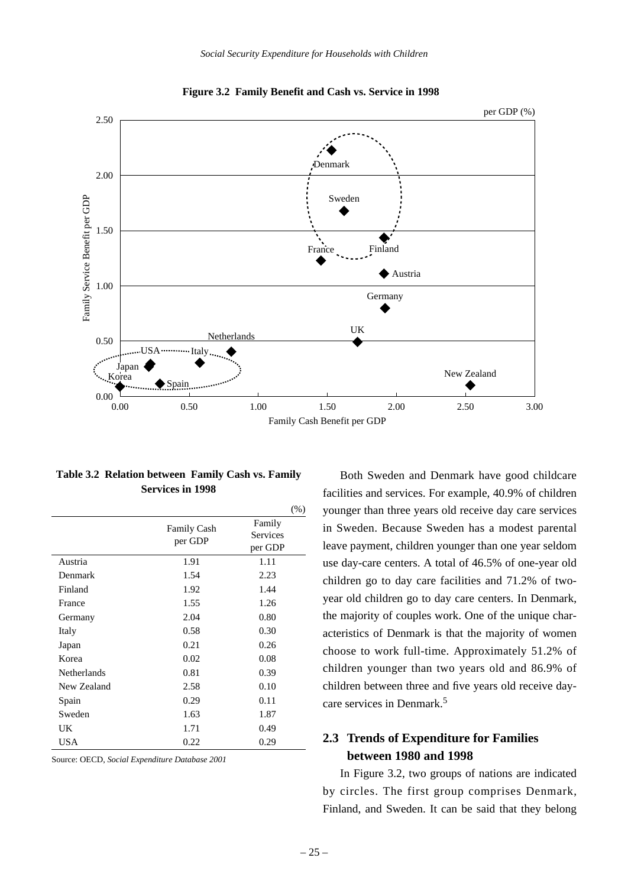**Figure 3.2 Family Benefit and Cash vs. Service in 1998**

**Table 3.2 Relation between Family Cash vs. Family Services in 1998**

(%)

| | Family Cash per GDP | Family Services per GDP |
|---|---|---|
| Austria | 1.91 | 1.11 |
| Denmark | 1.54 | 2.23 |
| Finland | 1.92 | 1.44 |
| France | 1.55 | 1.26 |
| Germany | 2.04 | 0.80 |
| Italy | 0.58 | 0.30 |
| Japan | 0.21 | 0.26 |
| Korea | 0.02 | 0.08 |
| Netherlands | 0.81 | 0.39 |
| New Zealand | 2.58 | 0.10 |
| Spain | 0.29 | 0.11 |
| Sweden | 1.63 | 1.87 |
| UK | 1.71 | 0.49 |
| USA | 0.22 | 0.29 |

Source: OECD, *Social Expenditure Database 2001*

Both Sweden and Denmark have good childcare facilities and services. For example, 40.9% of children younger than three years old receive day care services in Sweden. Because Sweden has a modest parental leave payment, children younger than one year seldom use day-care centers. A total of 46.5% of one-year old children go to day care facilities and 71.2% of two-year old children go to day care centers. In Denmark, the majority of couples work. One of the unique characteristics of Denmark is that the majority of women choose to work full-time. Approximately 51.2% of children younger than two years old and 86.9% of children between three and five years old receive day-care services in Denmark.[5]

## 2.3 Trends of Expenditure for Families between 1980 and 1998

In Figure 3.2, two groups of nations are indicated by circles. The first group comprises Denmark, Finland, and Sweden. It can be said that they belong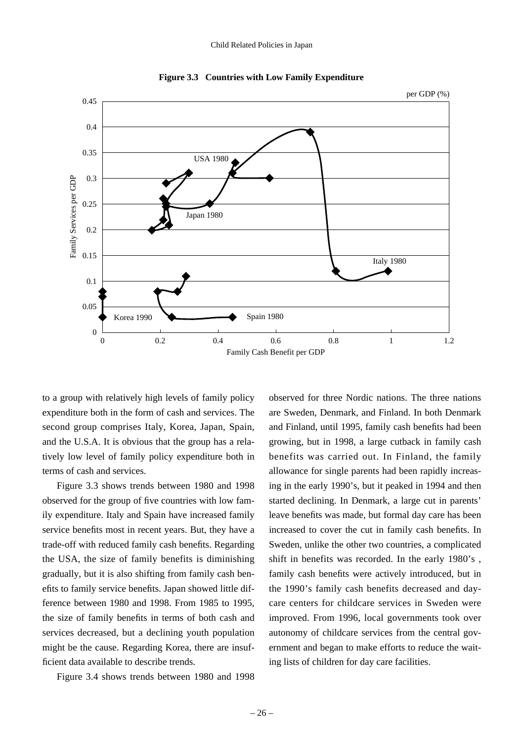**Figure 3.3 Countries with Low Family Expenditure**

to a group with relatively high levels of family policy expenditure both in the form of cash and services. The second group comprises Italy, Korea, Japan, Spain, and the U.S.A. It is obvious that the group has a relatively low level of family policy expenditure both in terms of cash and services.

Figure 3.3 shows trends between 1980 and 1998 observed for the group of five countries with low family expenditure. Italy and Spain have increased family service benefits most in recent years. But, they have a trade-off with reduced family cash benefits. Regarding the USA, the size of family benefits is diminishing gradually, but it is also shifting from family cash benefits to family service benefits. Japan showed little difference between 1980 and 1998. From 1985 to 1995, the size of family benefits in terms of both cash and services decreased, but a declining youth population might be the cause. Regarding Korea, there are insufficient data available to describe trends.

Figure 3.4 shows trends between 1980 and 1998 observed for three Nordic nations. The three nations are Sweden, Denmark, and Finland. In both Denmark and Finland, until 1995, family cash benefits had been growing, but in 1998, a large cutback in family cash benefits was carried out. In Finland, the family allowance for single parents had been rapidly increasing in the early 1990's, but it peaked in 1994 and then started declining. In Denmark, a large cut in parents' leave benefits was made, but formal day care has been increased to cover the cut in family cash benefits. In Sweden, unlike the other two countries, a complicated shift in benefits was recorded. In the early 1980's , family cash benefits were actively introduced, but in the 1990's family cash benefits decreased and day-care centers for childcare services in Sweden were improved. From 1996, local governments took over autonomy of childcare services from the central government and began to make efforts to reduce the waiting lists of children for day care facilities.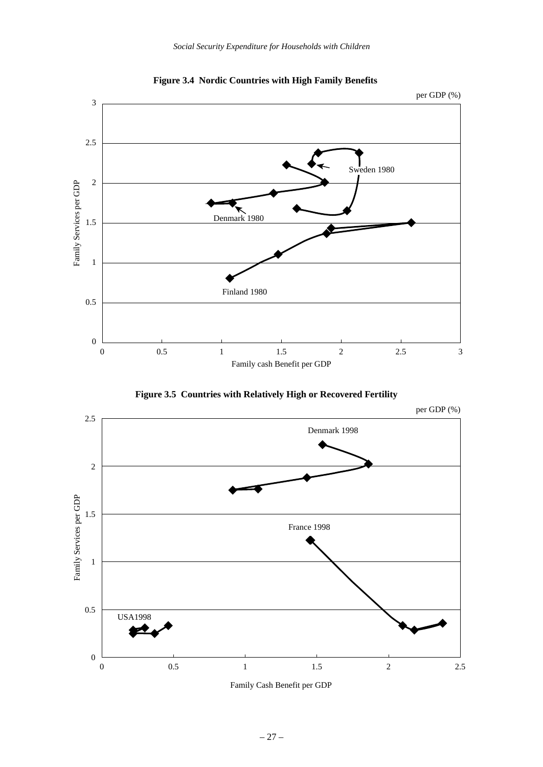**Figure 3.4 Nordic Countries with High Family Benefits**

per GDP (%)

Family Services per GDP

Sweden 1980

Denmark 1980

Finland 1980

Family cash Benefit per GDP

**Figure 3.5 Countries with Relatively High or Recovered Fertility**

per GDP (%)

Family Services per GDP

Denmark 1998

France 1998

USA1998

Family Cash Benefit per GDP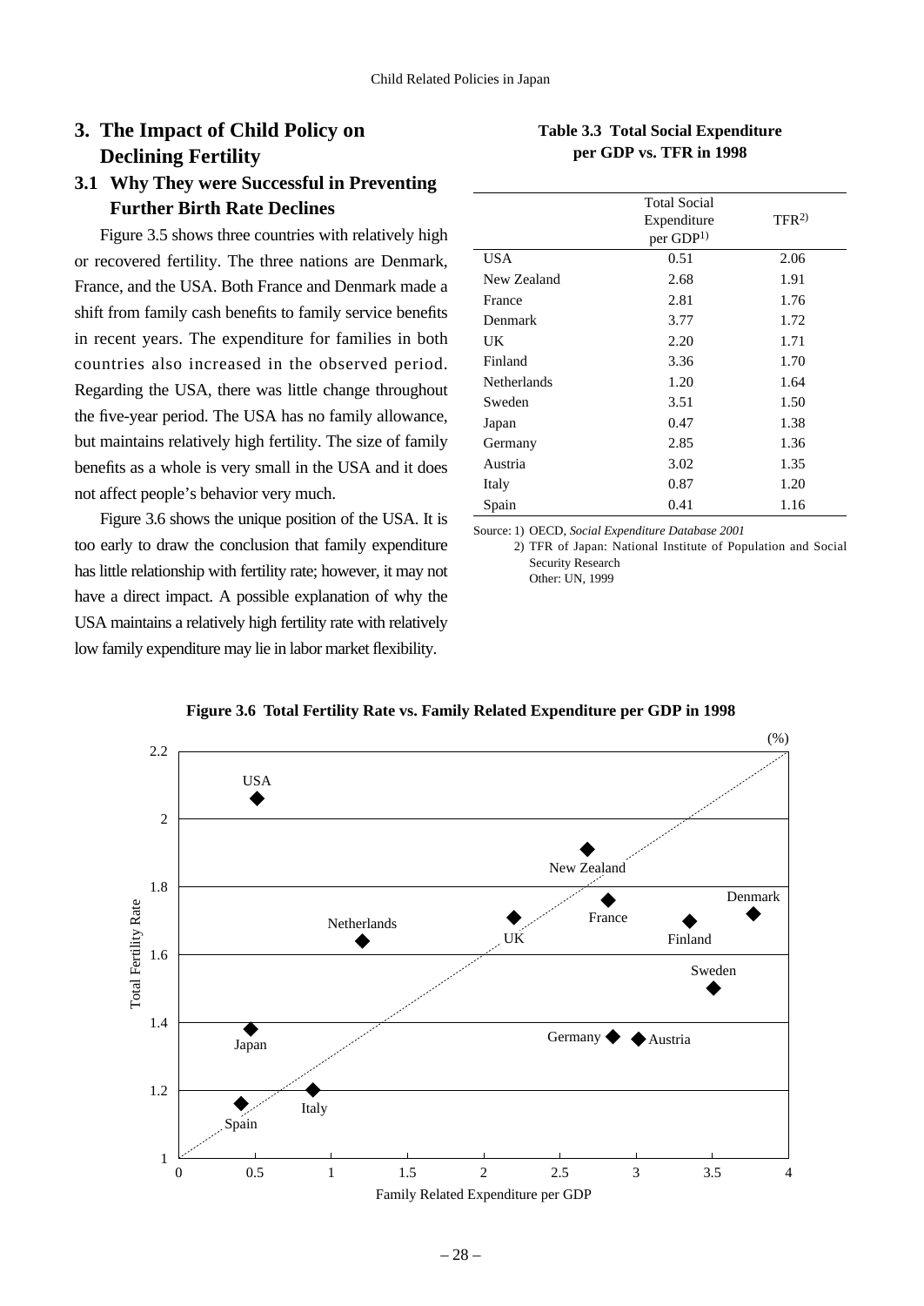## 3. The Impact of Child Policy on Declining Fertility

### 3.1 Why They were Successful in Preventing Further Birth Rate Declines

Figure 3.5 shows three countries with relatively high or recovered fertility. The three nations are Denmark, France, and the USA. Both France and Denmark made a shift from family cash benefits to family service benefits in recent years. The expenditure for families in both countries also increased in the observed period. Regarding the USA, there was little change throughout the five-year period. The USA has no family allowance, but maintains relatively high fertility. The size of family benefits as a whole is very small in the USA and it does not affect people's behavior very much.

Figure 3.6 shows the unique position of the USA. It is too early to draw the conclusion that family expenditure has little relationship with fertility rate; however, it may not have a direct impact. A possible explanation of why the USA maintains a relatively high fertility rate with relatively low family expenditure may lie in labor market flexibility.

**Table 3.3 Total Social Expenditure per GDP vs. TFR in 1998**

| | Total Social Expenditure per GDP[1)] | TFR[2)] |
|---|---|---|
| USA | 0.51 | 2.06 |
| New Zealand | 2.68 | 1.91 |
| France | 2.81 | 1.76 |
| Denmark | 3.77 | 1.72 |
| UK | 2.20 | 1.71 |
| Finland | 3.36 | 1.70 |
| Netherlands | 1.20 | 1.64 |
| Sweden | 3.51 | 1.50 |
| Japan | 0.47 | 1.38 |
| Germany | 2.85 | 1.36 |
| Austria | 3.02 | 1.35 |
| Italy | 0.87 | 1.20 |
| Spain | 0.41 | 1.16 |

Source: 1) OECD, *Social Expenditure Database 2001*
2) TFR of Japan: National Institute of Population and Social Security Research
Other: UN, 1999

**Figure 3.6 Total Fertility Rate vs. Family Related Expenditure per GDP in 1998**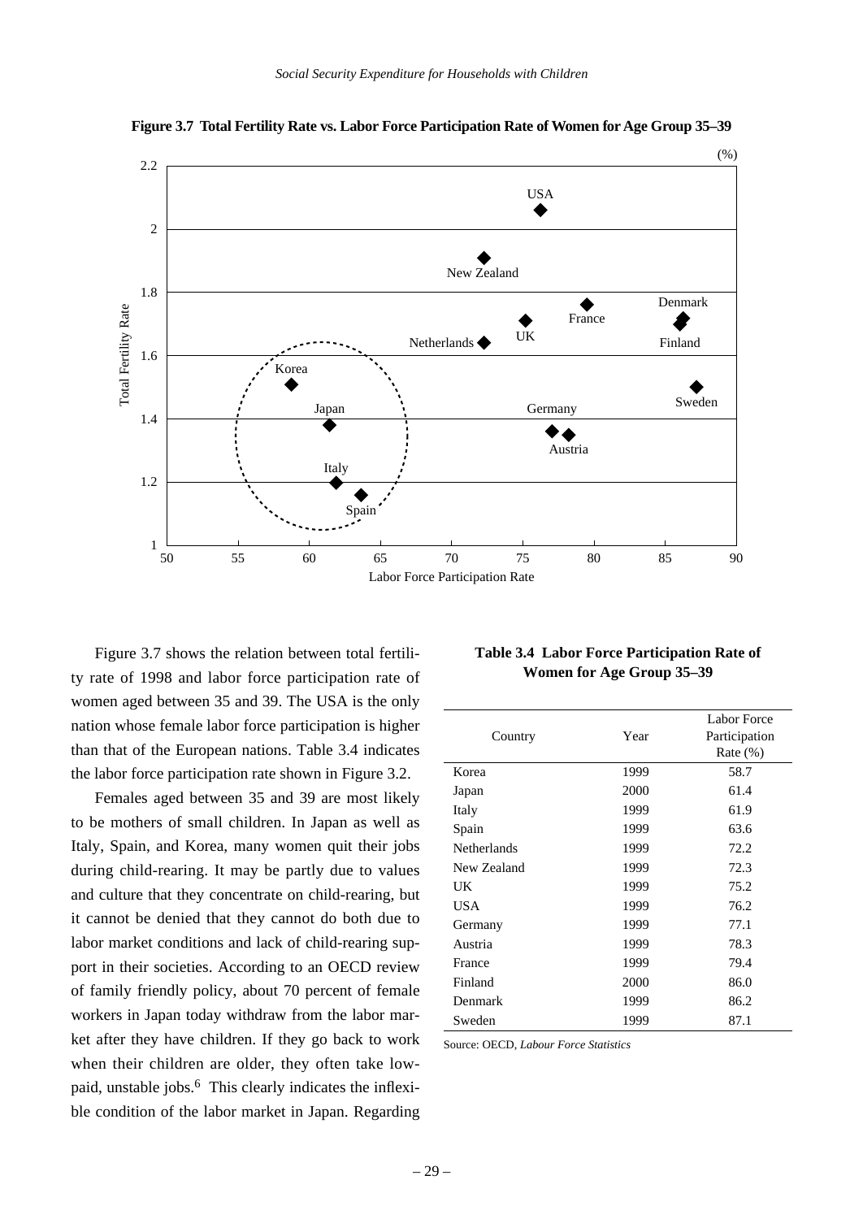**Figure 3.7 Total Fertility Rate vs. Labor Force Participation Rate of Women for Age Group 35–39**

Figure 3.7 shows the relation between total fertility rate of 1998 and labor force participation rate of women aged between 35 and 39. The USA is the only nation whose female labor force participation is higher than that of the European nations. Table 3.4 indicates the labor force participation rate shown in Figure 3.2.

Females aged between 35 and 39 are most likely to be mothers of small children. In Japan as well as Italy, Spain, and Korea, many women quit their jobs during child-rearing. It may be partly due to values and culture that they concentrate on child-rearing, but it cannot be denied that they cannot do both due to labor market conditions and lack of child-rearing support in their societies. According to an OECD review of family friendly policy, about 70 percent of female workers in Japan today withdraw from the labor market after they have children. If they go back to work when their children are older, they often take low-paid, unstable jobs.[6] This clearly indicates the inflexible condition of the labor market in Japan. Regarding

**Table 3.4 Labor Force Participation Rate of Women for Age Group 35–39**

| Country | Year | Labor Force Participation Rate (%) |
|---|---|---|
| Korea | 1999 | 58.7 |
| Japan | 2000 | 61.4 |
| Italy | 1999 | 61.9 |
| Spain | 1999 | 63.6 |
| Netherlands | 1999 | 72.2 |
| New Zealand | 1999 | 72.3 |
| UK | 1999 | 75.2 |
| USA | 1999 | 76.2 |
| Germany | 1999 | 77.1 |
| Austria | 1999 | 78.3 |
| France | 1999 | 79.4 |
| Finland | 2000 | 86.0 |
| Denmark | 1999 | 86.2 |
| Sweden | 1999 | 87.1 |

Source: OECD, *Labour Force Statistics*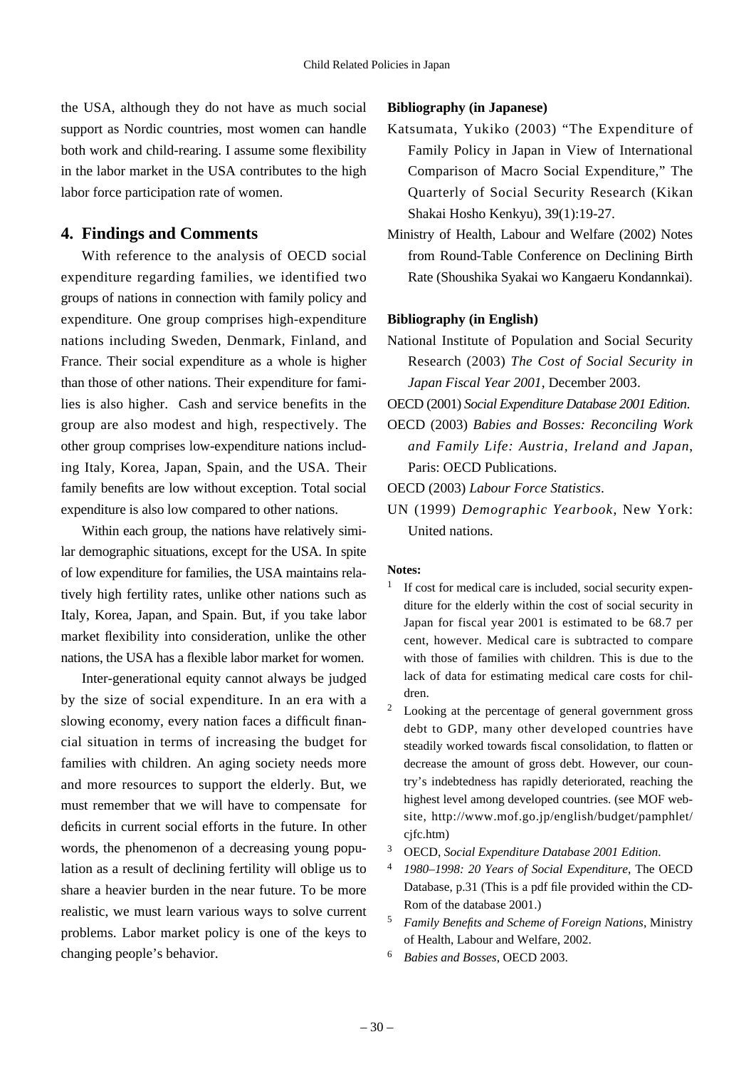the USA, although they do not have as much social support as Nordic countries, most women can handle both work and child-rearing. I assume some flexibility in the labor market in the USA contributes to the high labor force participation rate of women.

## 4. Findings and Comments

With reference to the analysis of OECD social expenditure regarding families, we identified two groups of nations in connection with family policy and expenditure. One group comprises high-expenditure nations including Sweden, Denmark, Finland, and France. Their social expenditure as a whole is higher than those of other nations. Their expenditure for families is also higher. Cash and service benefits in the group are also modest and high, respectively. The other group comprises low-expenditure nations including Italy, Korea, Japan, Spain, and the USA. Their family benefits are low without exception. Total social expenditure is also low compared to other nations.

Within each group, the nations have relatively similar demographic situations, except for the USA. In spite of low expenditure for families, the USA maintains relatively high fertility rates, unlike other nations such as Italy, Korea, Japan, and Spain. But, if you take labor market flexibility into consideration, unlike the other nations, the USA has a flexible labor market for women.

Inter-generational equity cannot always be judged by the size of social expenditure. In an era with a slowing economy, every nation faces a difficult financial situation in terms of increasing the budget for families with children. An aging society needs more and more resources to support the elderly. But, we must remember that we will have to compensate for deficits in current social efforts in the future. In other words, the phenomenon of a decreasing young population as a result of declining fertility will oblige us to share a heavier burden in the near future. To be more realistic, we must learn various ways to solve current problems. Labor market policy is one of the keys to changing people's behavior.

**Bibliography (in Japanese)**

Katsumata, Yukiko (2003) "The Expenditure of Family Policy in Japan in View of International Comparison of Macro Social Expenditure," The Quarterly of Social Security Research (Kikan Shakai Hosho Kenkyu), 39(1):19-27.

Ministry of Health, Labour and Welfare (2002) Notes from Round-Table Conference on Declining Birth Rate (Shoushika Syakai wo Kangaeru Kondannkai).

**Bibliography (in English)**

National Institute of Population and Social Security Research (2003) *The Cost of Social Security in Japan Fiscal Year 2001*, December 2003.

OECD (2001) *Social Expenditure Database 2001 Edition*.

OECD (2003) *Babies and Bosses: Reconciling Work and Family Life: Austria, Ireland and Japan*, Paris: OECD Publications.

OECD (2003) *Labour Force Statistics*.

UN (1999) *Demographic Yearbook*, New York: United nations.

**Notes:**

[1] If cost for medical care is included, social security expenditure for the elderly within the cost of social security in Japan for fiscal year 2001 is estimated to be 68.7 per cent, however. Medical care is subtracted to compare with those of families with children. This is due to the lack of data for estimating medical care costs for children.

[2] Looking at the percentage of general government gross debt to GDP, many other developed countries have steadily worked towards fiscal consolidation, to flatten or decrease the amount of gross debt. However, our country's indebtedness has rapidly deteriorated, reaching the highest level among developed countries. (see MOF website, http://www.mof.go.jp/english/budget/pamphlet/cjfc.htm)

[3] OECD, *Social Expenditure Database 2001 Edition*.

[4] *1980–1998: 20 Years of Social Expenditure*, The OECD Database, p.31 (This is a pdf file provided within the CD-Rom of the database 2001.)

[5] *Family Benefits and Scheme of Foreign Nations*, Ministry of Health, Labour and Welfare, 2002.

[6] *Babies and Bosses*, OECD 2003.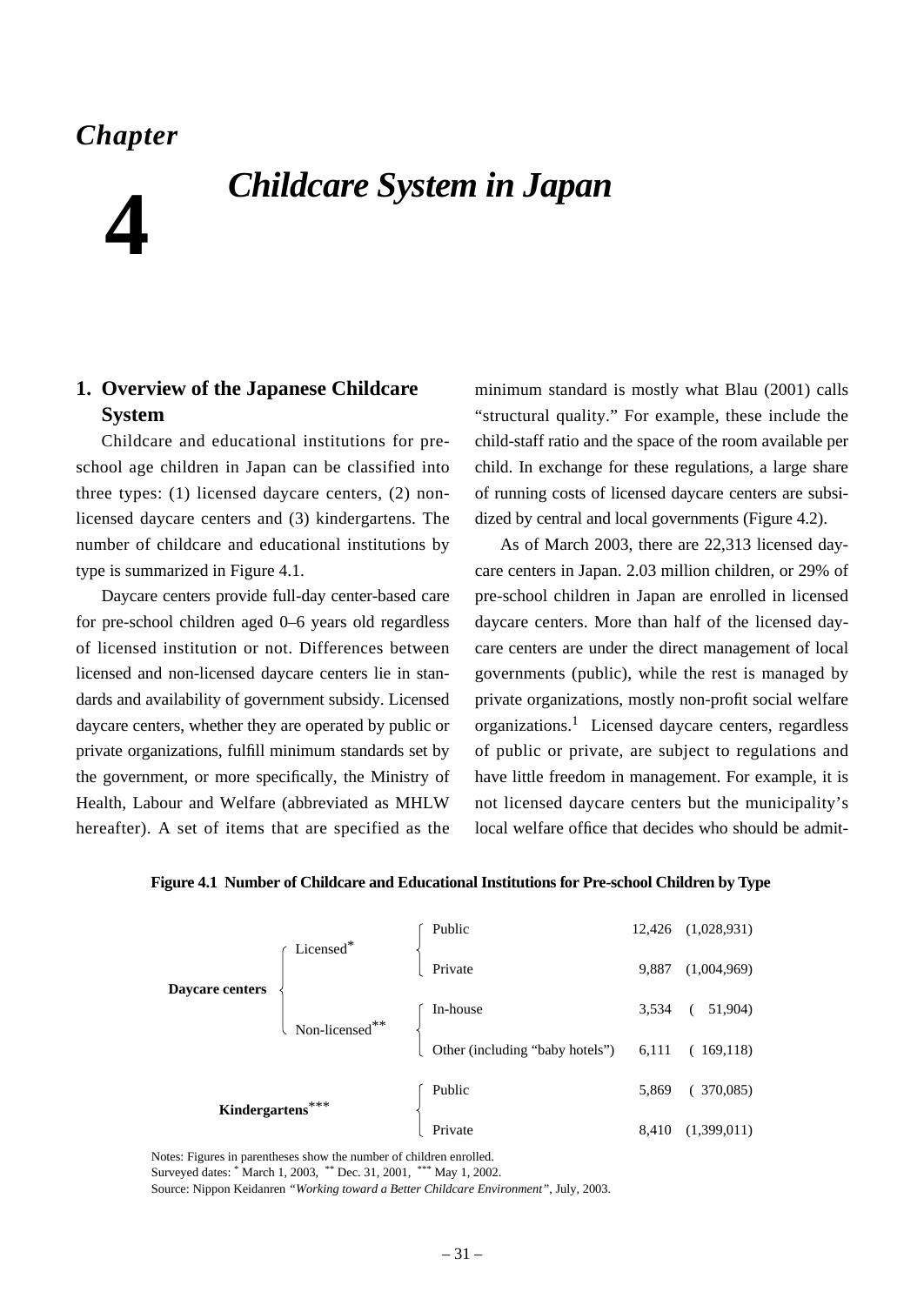# Chapter 4

# Childcare System in Japan

## 1. Overview of the Japanese Childcare System

Childcare and educational institutions for pre-school age children in Japan can be classified into three types: (1) licensed daycare centers, (2) non-licensed daycare centers and (3) kindergartens. The number of childcare and educational institutions by type is summarized in Figure 4.1.

Daycare centers provide full-day center-based care for pre-school children aged 0–6 years old regardless of licensed institution or not. Differences between licensed and non-licensed daycare centers lie in standards and availability of government subsidy. Licensed daycare centers, whether they are operated by public or private organizations, fulfill minimum standards set by the government, or more specifically, the Ministry of Health, Labour and Welfare (abbreviated as MHLW hereafter). A set of items that are specified as the minimum standard is mostly what Blau (2001) calls "structural quality." For example, these include the child-staff ratio and the space of the room available per child. In exchange for these regulations, a large share of running costs of licensed daycare centers are subsidized by central and local governments (Figure 4.2).

As of March 2003, there are 22,313 licensed daycare centers in Japan. 2.03 million children, or 29% of pre-school children in Japan are enrolled in licensed daycare centers. More than half of the licensed daycare centers are under the direct management of local governments (public), while the rest is managed by private organizations, mostly non-profit social welfare organizations.[1] Licensed daycare centers, regardless of public or private, are subject to regulations and have little freedom in management. For example, it is not licensed daycare centers but the municipality's local welfare office that decides who should be admit-

**Figure 4.1 Number of Childcare and Educational Institutions for Pre-school Children by Type**

| | | | Number | (Children enrolled) |
|---|---|---|---|---|
| **Daycare centers** | Licensed* | Public | 12,426 | (1,028,931) |
| | | Private | 9,887 | (1,004,969) |
| | Non-licensed** | In-house | 3,534 | (51,904) |
| | | Other (including "baby hotels") | 6,111 | (169,118) |
| **Kindergartens***\*** | | Public | 5,869 | (370,085) |
| | | Private | 8,410 | (1,399,011) |

Notes: Figures in parentheses show the number of children enrolled.
Surveyed dates: * March 1, 2003, ** Dec. 31, 2001, *** May 1, 2002.
Source: Nippon Keidanren *"Working toward a Better Childcare Environment"*, July, 2003.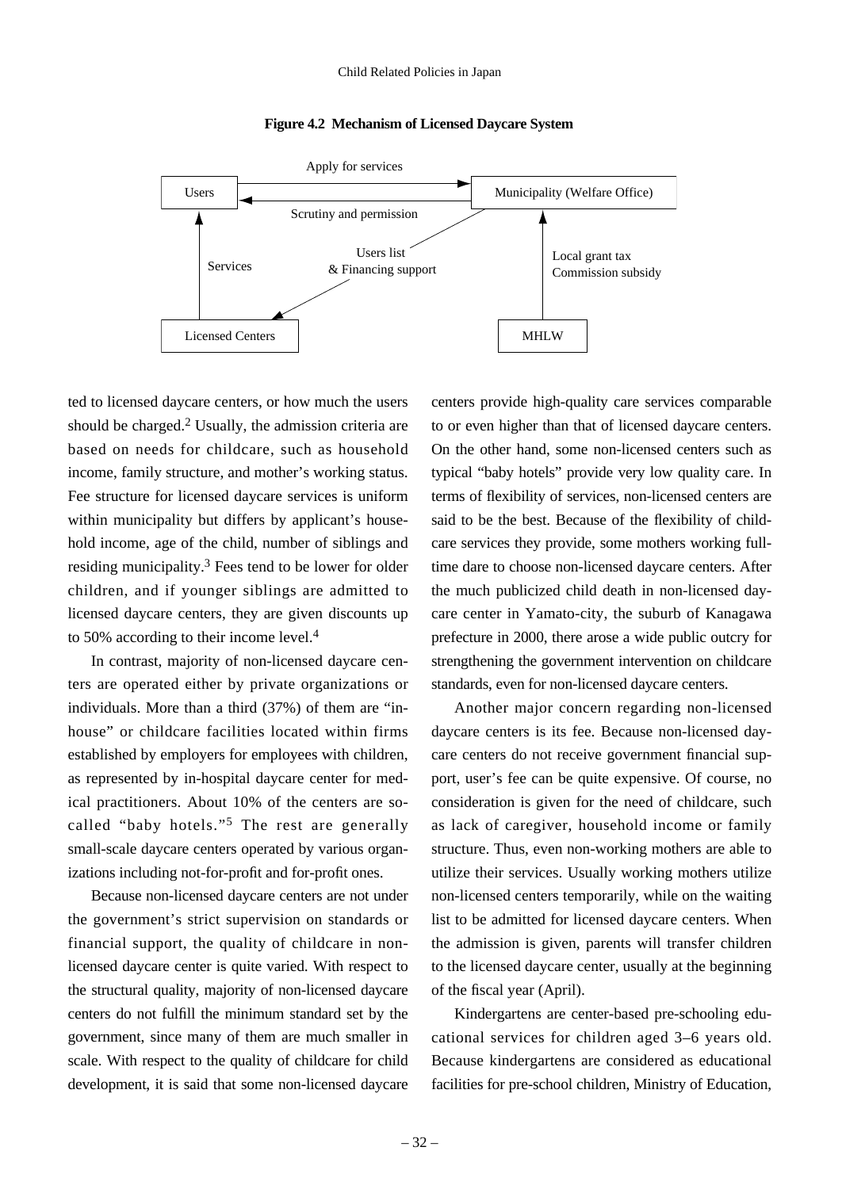**Figure 4.2 Mechanism of Licensed Daycare System**

Users → Municipality (Welfare Office): Apply for services

Municipality (Welfare Office) → Users: Scrutiny and permission

Municipality (Welfare Office) → Licensed Centers: Users list & Financing support

Licensed Centers → Users: Services

MHLW → Municipality (Welfare Office): Local grant tax, Commission subsidy

ted to licensed daycare centers, or how much the users should be charged.[2] Usually, the admission criteria are based on needs for childcare, such as household income, family structure, and mother's working status. Fee structure for licensed daycare services is uniform within municipality but differs by applicant's household income, age of the child, number of siblings and residing municipality.[3] Fees tend to be lower for older children, and if younger siblings are admitted to licensed daycare centers, they are given discounts up to 50% according to their income level.[4]

In contrast, majority of non-licensed daycare centers are operated either by private organizations or individuals. More than a third (37%) of them are "in-house" or childcare facilities located within firms established by employers for employees with children, as represented by in-hospital daycare center for medical practitioners. About 10% of the centers are so-called "baby hotels."[5] The rest are generally small-scale daycare centers operated by various organizations including not-for-profit and for-profit ones.

Because non-licensed daycare centers are not under the government's strict supervision on standards or financial support, the quality of childcare in non-licensed daycare center is quite varied. With respect to the structural quality, majority of non-licensed daycare centers do not fulfill the minimum standard set by the government, since many of them are much smaller in scale. With respect to the quality of childcare for child development, it is said that some non-licensed daycare centers provide high-quality care services comparable to or even higher than that of licensed daycare centers. On the other hand, some non-licensed centers such as typical "baby hotels" provide very low quality care. In terms of flexibility of services, non-licensed centers are said to be the best. Because of the flexibility of childcare services they provide, some mothers working full-time dare to choose non-licensed daycare centers. After the much publicized child death in non-licensed daycare center in Yamato-city, the suburb of Kanagawa prefecture in 2000, there arose a wide public outcry for strengthening the government intervention on childcare standards, even for non-licensed daycare centers.

Another major concern regarding non-licensed daycare centers is its fee. Because non-licensed daycare centers do not receive government financial support, user's fee can be quite expensive. Of course, no consideration is given for the need of childcare, such as lack of caregiver, household income or family structure. Thus, even non-working mothers are able to utilize their services. Usually working mothers utilize non-licensed centers temporarily, while on the waiting list to be admitted for licensed daycare centers. When the admission is given, parents will transfer children to the licensed daycare center, usually at the beginning of the fiscal year (April).

Kindergartens are center-based pre-schooling educational services for children aged 3–6 years old. Because kindergartens are considered as educational facilities for pre-school children, Ministry of Education,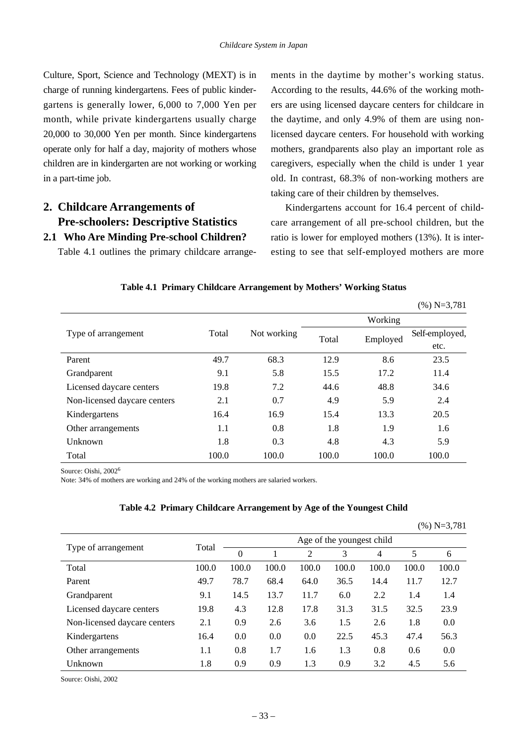Culture, Sport, Science and Technology (MEXT) is in charge of running kindergartens. Fees of public kindergartens is generally lower, 6,000 to 7,000 Yen per month, while private kindergartens usually charge 20,000 to 30,000 Yen per month. Since kindergartens operate only for half a day, majority of mothers whose children are in kindergarten are not working or working in a part-time job.

## 2. Childcare Arrangements of Pre-schoolers: Descriptive Statistics

### 2.1 Who Are Minding Pre-school Children?

Table 4.1 outlines the primary childcare arrangements in the daytime by mother's working status. According to the results, 44.6% of the working mothers are using licensed daycare centers for childcare in the daytime, and only 4.9% of them are using non-licensed daycare centers. For household with working mothers, grandparents also play an important role as caregivers, especially when the child is under 1 year old. In contrast, 68.3% of non-working mothers are taking care of their children by themselves.

Kindergartens account for 16.4 percent of childcare arrangement of all pre-school children, but the ratio is lower for employed mothers (13%). It is interesting to see that self-employed mothers are more

**Table 4.1 Primary Childcare Arrangement by Mothers' Working Status**

(%) N=3,781

| Type of arrangement | Total | Not working | Working | | |
|---|---|---|---|---|---|
| | | | Total | Employed | Self-employed, etc. |
| Parent | 49.7 | 68.3 | 12.9 | 8.6 | 23.5 |
| Grandparent | 9.1 | 5.8 | 15.5 | 17.2 | 11.4 |
| Licensed daycare centers | 19.8 | 7.2 | 44.6 | 48.8 | 34.6 |
| Non-licensed daycare centers | 2.1 | 0.7 | 4.9 | 5.9 | 2.4 |
| Kindergartens | 16.4 | 16.9 | 15.4 | 13.3 | 20.5 |
| Other arrangements | 1.1 | 0.8 | 1.8 | 1.9 | 1.6 |
| Unknown | 1.8 | 0.3 | 4.8 | 4.3 | 5.9 |
| Total | 100.0 | 100.0 | 100.0 | 100.0 | 100.0 |

Source: Oishi, 2002[6]

Note: 34% of mothers are working and 24% of the working mothers are salaried workers.

**Table 4.2 Primary Childcare Arrangement by Age of the Youngest Child**

(%) N=3,781

| Type of arrangement | Total | Age of the youngest child | | | | | | |
|---|---|---|---|---|---|---|---|---|
| | | 0 | 1 | 2 | 3 | 4 | 5 | 6 |
| Total | 100.0 | 100.0 | 100.0 | 100.0 | 100.0 | 100.0 | 100.0 | 100.0 |
| Parent | 49.7 | 78.7 | 68.4 | 64.0 | 36.5 | 14.4 | 11.7 | 12.7 |
| Grandparent | 9.1 | 14.5 | 13.7 | 11.7 | 6.0 | 2.2 | 1.4 | 1.4 |
| Licensed daycare centers | 19.8 | 4.3 | 12.8 | 17.8 | 31.3 | 31.5 | 32.5 | 23.9 |
| Non-licensed daycare centers | 2.1 | 0.9 | 2.6 | 3.6 | 1.5 | 2.6 | 1.8 | 0.0 |
| Kindergartens | 16.4 | 0.0 | 0.0 | 0.0 | 22.5 | 45.3 | 47.4 | 56.3 |
| Other arrangements | 1.1 | 0.8 | 1.7 | 1.6 | 1.3 | 0.8 | 0.6 | 0.0 |
| Unknown | 1.8 | 0.9 | 0.9 | 1.3 | 0.9 | 3.2 | 4.5 | 5.6 |

Source: Oishi, 2002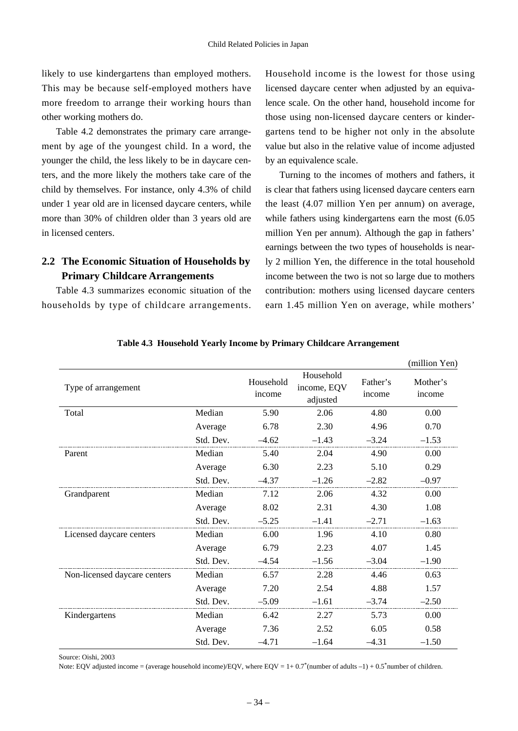likely to use kindergartens than employed mothers. This may be because self-employed mothers have more freedom to arrange their working hours than other working mothers do.

Table 4.2 demonstrates the primary care arrangement by age of the youngest child. In a word, the younger the child, the less likely to be in daycare centers, and the more likely the mothers take care of the child by themselves. For instance, only 4.3% of child under 1 year old are in licensed daycare centers, while more than 30% of children older than 3 years old are in licensed centers.

## 2.2 The Economic Situation of Households by Primary Childcare Arrangements

Table 4.3 summarizes economic situation of the households by type of childcare arrangements. Household income is the lowest for those using licensed daycare center when adjusted by an equivalence scale. On the other hand, household income for those using non-licensed daycare centers or kindergartens tend to be higher not only in the absolute value but also in the relative value of income adjusted by an equivalence scale.

Turning to the incomes of mothers and fathers, it is clear that fathers using licensed daycare centers earn the least (4.07 million Yen per annum) on average, while fathers using kindergartens earn the most (6.05 million Yen per annum). Although the gap in fathers' earnings between the two types of households is nearly 2 million Yen, the difference in the total household income between the two is not so large due to mothers contribution: mothers using licensed daycare centers earn 1.45 million Yen on average, while mothers'

**Table 4.3 Household Yearly Income by Primary Childcare Arrangement**

(million Yen)

| Type of arrangement | | Household income | Household income, EQV adjusted | Father's income | Mother's income |
|---|---|---|---|---|---|
| Total | Median | 5.90 | 2.06 | 4.80 | 0.00 |
| | Average | 6.78 | 2.30 | 4.96 | 0.70 |
| | Std. Dev. | –4.62 | –1.43 | –3.24 | –1.53 |
| Parent | Median | 5.40 | 2.04 | 4.90 | 0.00 |
| | Average | 6.30 | 2.23 | 5.10 | 0.29 |
| | Std. Dev. | –4.37 | –1.26 | –2.82 | –0.97 |
| Grandparent | Median | 7.12 | 2.06 | 4.32 | 0.00 |
| | Average | 8.02 | 2.31 | 4.30 | 1.08 |
| | Std. Dev. | –5.25 | –1.41 | –2.71 | –1.63 |
| Licensed daycare centers | Median | 6.00 | 1.96 | 4.10 | 0.80 |
| | Average | 6.79 | 2.23 | 4.07 | 1.45 |
| | Std. Dev. | –4.54 | –1.56 | –3.04 | –1.90 |
| Non-licensed daycare centers | Median | 6.57 | 2.28 | 4.46 | 0.63 |
| | Average | 7.20 | 2.54 | 4.88 | 1.57 |
| | Std. Dev. | –5.09 | –1.61 | –3.74 | –2.50 |
| Kindergartens | Median | 6.42 | 2.27 | 5.73 | 0.00 |
| | Average | 7.36 | 2.52 | 6.05 | 0.58 |
| | Std. Dev. | –4.71 | –1.64 | –4.31 | –1.50 |

Source: Oishi, 2003

Note: EQV adjusted income = (average household income)/EQV, where EQV = 1+ 0.7*(number of adults –1) + 0.5*number of children.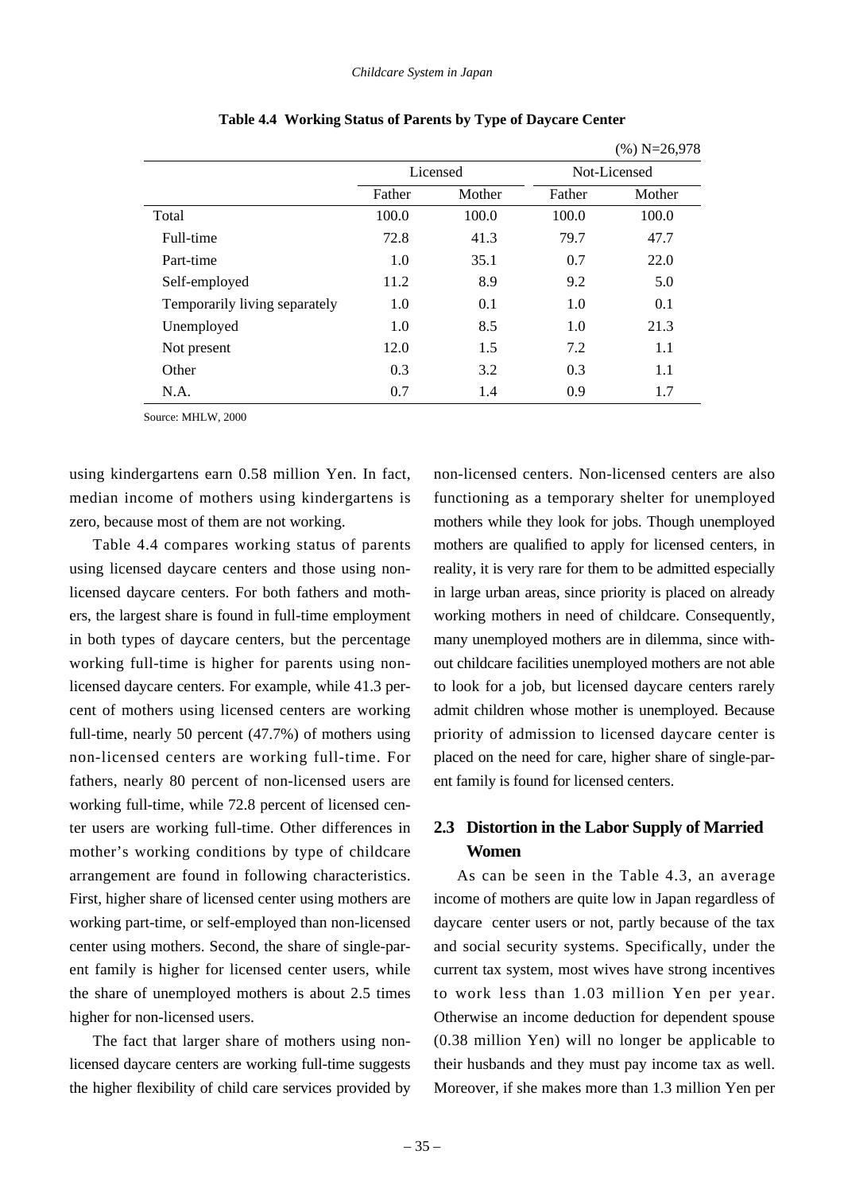**Table 4.4 Working Status of Parents by Type of Daycare Center**

(%) N=26,978

| | Licensed | | Not-Licensed | |
|---|---|---|---|---|
| | Father | Mother | Father | Mother |
| Total | 100.0 | 100.0 | 100.0 | 100.0 |
| Full-time | 72.8 | 41.3 | 79.7 | 47.7 |
| Part-time | 1.0 | 35.1 | 0.7 | 22.0 |
| Self-employed | 11.2 | 8.9 | 9.2 | 5.0 |
| Temporarily living separately | 1.0 | 0.1 | 1.0 | 0.1 |
| Unemployed | 1.0 | 8.5 | 1.0 | 21.3 |
| Not present | 12.0 | 1.5 | 7.2 | 1.1 |
| Other | 0.3 | 3.2 | 0.3 | 1.1 |
| N.A. | 0.7 | 1.4 | 0.9 | 1.7 |

Source: MHLW, 2000

using kindergartens earn 0.58 million Yen. In fact, median income of mothers using kindergartens is zero, because most of them are not working.

Table 4.4 compares working status of parents using licensed daycare centers and those using non-licensed daycare centers. For both fathers and mothers, the largest share is found in full-time employment in both types of daycare centers, but the percentage working full-time is higher for parents using non-licensed daycare centers. For example, while 41.3 percent of mothers using licensed centers are working full-time, nearly 50 percent (47.7%) of mothers using non-licensed centers are working full-time. For fathers, nearly 80 percent of non-licensed users are working full-time, while 72.8 percent of licensed center users are working full-time. Other differences in mother's working conditions by type of childcare arrangement are found in following characteristics. First, higher share of licensed center using mothers are working part-time, or self-employed than non-licensed center using mothers. Second, the share of single-parent family is higher for licensed center users, while the share of unemployed mothers is about 2.5 times higher for non-licensed users.

The fact that larger share of mothers using non-licensed daycare centers are working full-time suggests the higher flexibility of child care services provided by non-licensed centers. Non-licensed centers are also functioning as a temporary shelter for unemployed mothers while they look for jobs. Though unemployed mothers are qualified to apply for licensed centers, in reality, it is very rare for them to be admitted especially in large urban areas, since priority is placed on already working mothers in need of childcare. Consequently, many unemployed mothers are in dilemma, since without childcare facilities unemployed mothers are not able to look for a job, but licensed daycare centers rarely admit children whose mother is unemployed. Because priority of admission to licensed daycare center is placed on the need for care, higher share of single-parent family is found for licensed centers.

## 2.3 Distortion in the Labor Supply of Married Women

As can be seen in the Table 4.3, an average income of mothers are quite low in Japan regardless of daycare center users or not, partly because of the tax and social security systems. Specifically, under the current tax system, most wives have strong incentives to work less than 1.03 million Yen per year. Otherwise an income deduction for dependent spouse (0.38 million Yen) will no longer be applicable to their husbands and they must pay income tax as well. Moreover, if she makes more than 1.3 million Yen per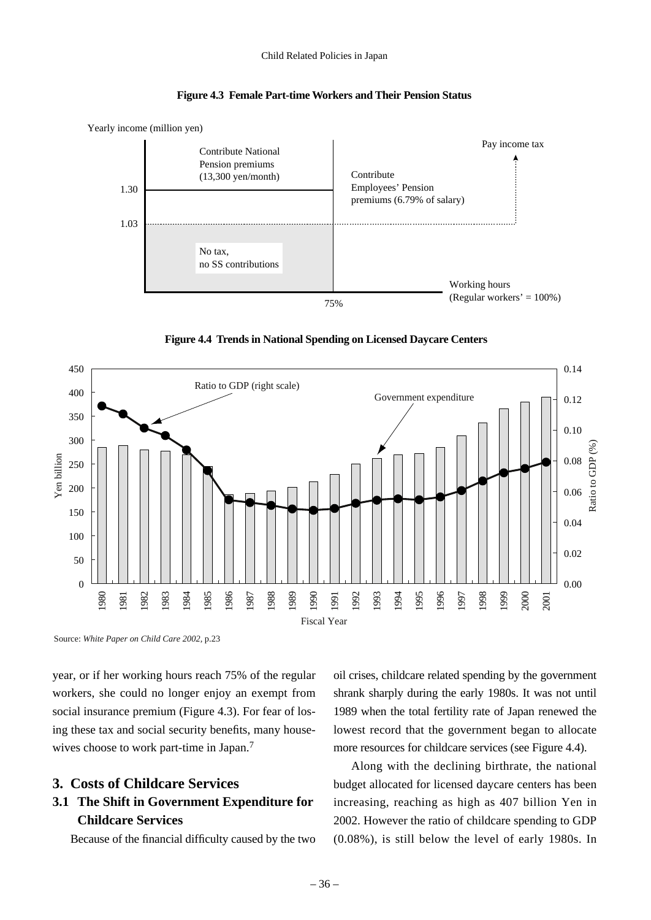**Figure 4.3 Female Part-time Workers and Their Pension Status**

Yearly income (million yen)

Contribute National Pension premiums (13,300 yen/month)

Pay income tax

Contribute Employees' Pension premiums (6.79% of salary)

1.30

1.03

No tax, no SS contributions

Working hours (Regular workers' = 100%)

75%

**Figure 4.4 Trends in National Spending on Licensed Daycare Centers**

Ratio to GDP (right scale)

Government expenditure

Yen billion

Ratio to GDP (%)

Fiscal Year

Source: *White Paper on Child Care 2002*, p.23

year, or if her working hours reach 75% of the regular workers, she could no longer enjoy an exempt from social insurance premium (Figure 4.3). For fear of losing these tax and social security benefits, many housewives choose to work part-time in Japan.[7]

## 3. Costs of Childcare Services

### 3.1 The Shift in Government Expenditure for Childcare Services

Because of the financial difficulty caused by the two oil crises, childcare related spending by the government shrank sharply during the early 1980s. It was not until 1989 when the total fertility rate of Japan renewed the lowest record that the government began to allocate more resources for childcare services (see Figure 4.4).

Along with the declining birthrate, the national budget allocated for licensed daycare centers has been increasing, reaching as high as 407 billion Yen in 2002. However the ratio of childcare spending to GDP (0.08%), is still below the level of early 1980s. In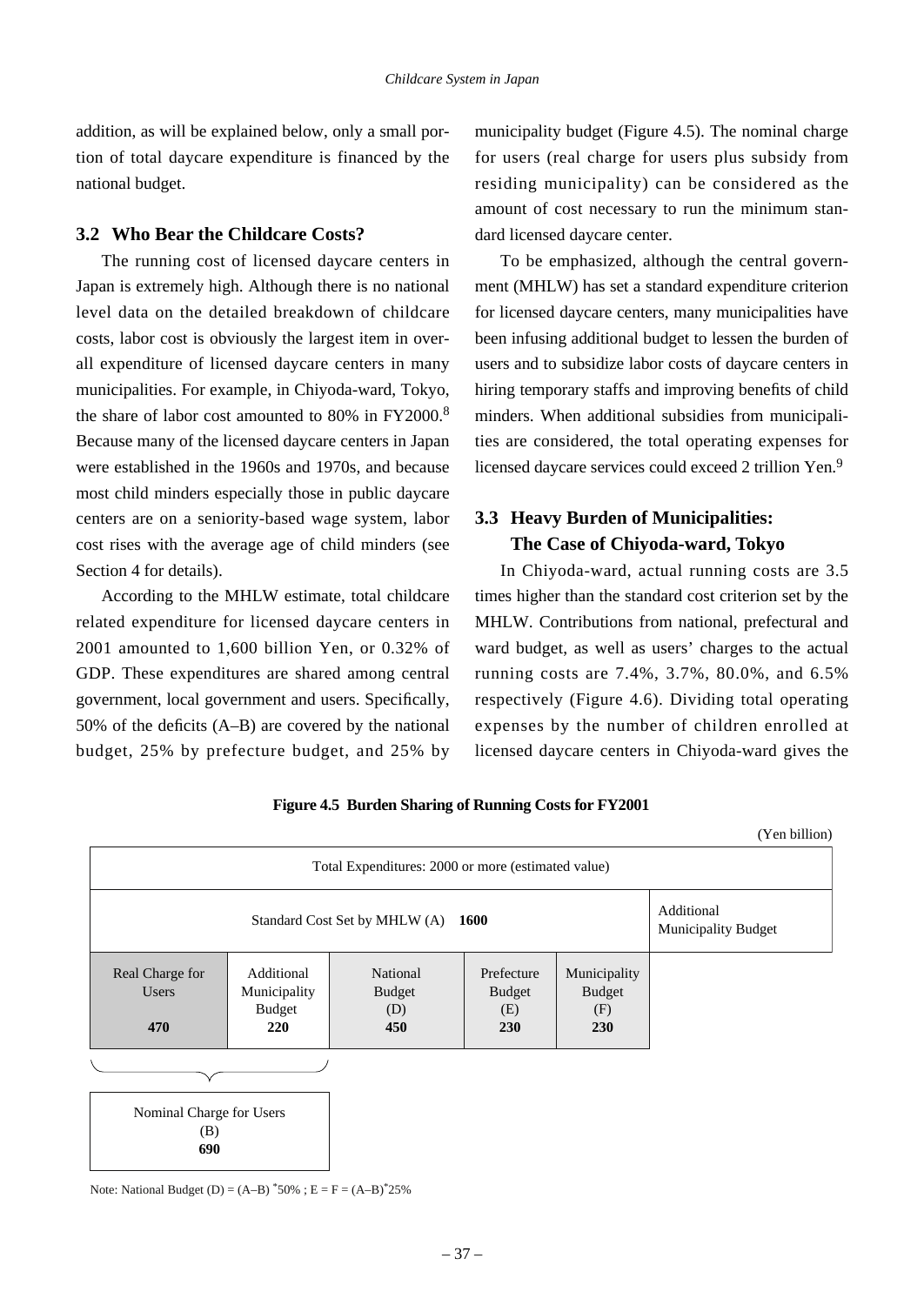addition, as will be explained below, only a small portion of total daycare expenditure is financed by the national budget.

### 3.2 Who Bear the Childcare Costs?

The running cost of licensed daycare centers in Japan is extremely high. Although there is no national level data on the detailed breakdown of childcare costs, labor cost is obviously the largest item in overall expenditure of licensed daycare centers in many municipalities. For example, in Chiyoda-ward, Tokyo, the share of labor cost amounted to 80% in FY2000.[8] Because many of the licensed daycare centers in Japan were established in the 1960s and 1970s, and because most child minders especially those in public daycare centers are on a seniority-based wage system, labor cost rises with the average age of child minders (see Section 4 for details).

According to the MHLW estimate, total childcare related expenditure for licensed daycare centers in 2001 amounted to 1,600 billion Yen, or 0.32% of GDP. These expenditures are shared among central government, local government and users. Specifically, 50% of the deficits (A–B) are covered by the national budget, 25% by prefecture budget, and 25% by municipality budget (Figure 4.5). The nominal charge for users (real charge for users plus subsidy from residing municipality) can be considered as the amount of cost necessary to run the minimum standard licensed daycare center.

To be emphasized, although the central government (MHLW) has set a standard expenditure criterion for licensed daycare centers, many municipalities have been infusing additional budget to lessen the burden of users and to subsidize labor costs of daycare centers in hiring temporary staffs and improving benefits of child minders. When additional subsidies from municipalities are considered, the total operating expenses for licensed daycare services could exceed 2 trillion Yen.[9]

### 3.3 Heavy Burden of Municipalities: The Case of Chiyoda-ward, Tokyo

In Chiyoda-ward, actual running costs are 3.5 times higher than the standard cost criterion set by the MHLW. Contributions from national, prefectural and ward budget, as well as users' charges to the actual running costs are 7.4%, 3.7%, 80.0%, and 6.5% respectively (Figure 4.6). Dividing total operating expenses by the number of children enrolled at licensed daycare centers in Chiyoda-ward gives the

**Figure 4.5 Burden Sharing of Running Costs for FY2001**

(Yen billion)

| Total Expenditures: 2000 or more (estimated value) | | | | | |
|---|---|---|---|---|---|
| Standard Cost Set by MHLW (A) **1600** | | | | | Additional Municipality Budget |
| Real Charge for Users **470** | Additional Municipality Budget **220** | National Budget (D) **450** | Prefecture Budget (E) **230** | Municipality Budget (F) **230** | |
| Nominal Charge for Users (B) **690** | | | | | |

Note: National Budget (D) = (A–B) *50% ; E = F = (A–B)*25%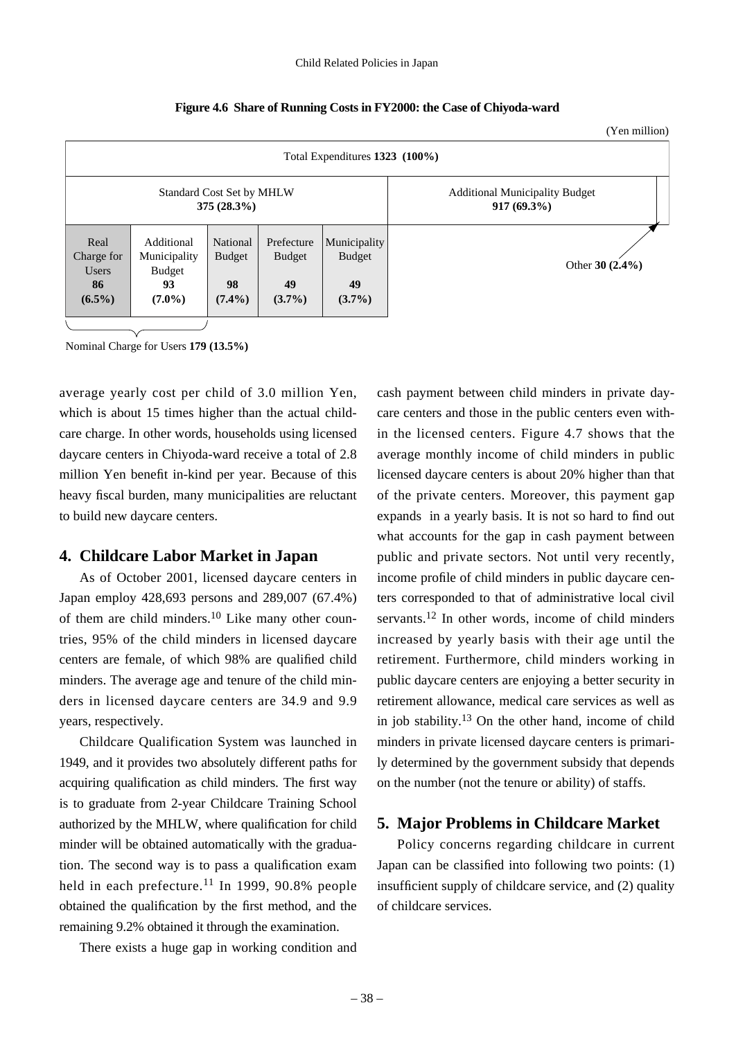**Figure 4.6 Share of Running Costs in FY2000: the Case of Chiyoda-ward**

(Yen million)

| Total Expenditures **1323 (100%)** | | | | | |
|---|---|---|---|---|---|
| Standard Cost Set by MHLW **375 (28.3%)** | | | | | Additional Municipality Budget **917 (69.3%)** |
| Real Charge for Users **86 (6.5%)** | Additional Municipality Budget **93 (7.0%)** | National Budget **98 (7.4%)** | Prefecture Budget **49 (3.7%)** | Municipality Budget **49 (3.7%)** | Other **30 (2.4%)** |

Nominal Charge for Users **179 (13.5%)**

average yearly cost per child of 3.0 million Yen, which is about 15 times higher than the actual childcare charge. In other words, households using licensed daycare centers in Chiyoda-ward receive a total of 2.8 million Yen benefit in-kind per year. Because of this heavy fiscal burden, many municipalities are reluctant to build new daycare centers.

## 4. Childcare Labor Market in Japan

As of October 2001, licensed daycare centers in Japan employ 428,693 persons and 289,007 (67.4%) of them are child minders.[10] Like many other countries, 95% of the child minders in licensed daycare centers are female, of which 98% are qualified child minders. The average age and tenure of the child minders in licensed daycare centers are 34.9 and 9.9 years, respectively.

Childcare Qualification System was launched in 1949, and it provides two absolutely different paths for acquiring qualification as child minders. The first way is to graduate from 2-year Childcare Training School authorized by the MHLW, where qualification for child minder will be obtained automatically with the graduation. The second way is to pass a qualification exam held in each prefecture.[11] In 1999, 90.8% people obtained the qualification by the first method, and the remaining 9.2% obtained it through the examination.

There exists a huge gap in working condition and cash payment between child minders in private daycare centers and those in the public centers even within the licensed centers. Figure 4.7 shows that the average monthly income of child minders in public licensed daycare centers is about 20% higher than that of the private centers. Moreover, this payment gap expands in a yearly basis. It is not so hard to find out what accounts for the gap in cash payment between public and private sectors. Not until very recently, income profile of child minders in public daycare centers corresponded to that of administrative local civil servants.[12] In other words, income of child minders increased by yearly basis with their age until the retirement. Furthermore, child minders working in public daycare centers are enjoying a better security in retirement allowance, medical care services as well as in job stability.[13] On the other hand, income of child minders in private licensed daycare centers is primarily determined by the government subsidy that depends on the number (not the tenure or ability) of staffs.

## 5. Major Problems in Childcare Market

Policy concerns regarding childcare in current Japan can be classified into following two points: (1) insufficient supply of childcare service, and (2) quality of childcare services.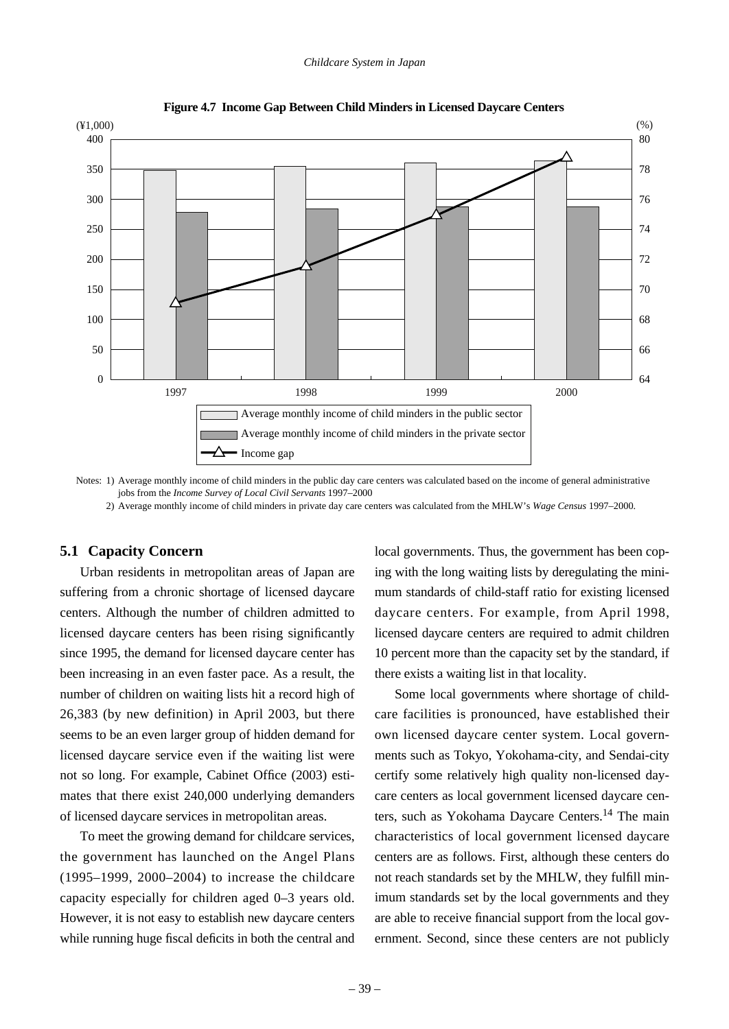**Figure 4.7 Income Gap Between Child Minders in Licensed Daycare Centers**

Notes: 1) Average monthly income of child minders in the public day care centers was calculated based on the income of general administrative jobs from the *Income Survey of Local Civil Servants* 1997–2000

2) Average monthly income of child minders in private day care centers was calculated from the MHLW's *Wage Census* 1997–2000.

## 5.1 Capacity Concern

Urban residents in metropolitan areas of Japan are suffering from a chronic shortage of licensed daycare centers. Although the number of children admitted to licensed daycare centers has been rising significantly since 1995, the demand for licensed daycare center has been increasing in an even faster pace. As a result, the number of children on waiting lists hit a record high of 26,383 (by new definition) in April 2003, but there seems to be an even larger group of hidden demand for licensed daycare service even if the waiting list were not so long. For example, Cabinet Office (2003) estimates that there exist 240,000 underlying demanders of licensed daycare services in metropolitan areas.

To meet the growing demand for childcare services, the government has launched on the Angel Plans (1995–1999, 2000–2004) to increase the childcare capacity especially for children aged 0–3 years old. However, it is not easy to establish new daycare centers while running huge fiscal deficits in both the central and local governments. Thus, the government has been coping with the long waiting lists by deregulating the minimum standards of child-staff ratio for existing licensed daycare centers. For example, from April 1998, licensed daycare centers are required to admit children 10 percent more than the capacity set by the standard, if there exists a waiting list in that locality.

Some local governments where shortage of childcare facilities is pronounced, have established their own licensed daycare center system. Local governments such as Tokyo, Yokohama-city, and Sendai-city certify some relatively high quality non-licensed daycare centers as local government licensed daycare centers, such as Yokohama Daycare Centers.[14] The main characteristics of local government licensed daycare centers are as follows. First, although these centers do not reach standards set by the MHLW, they fulfill minimum standards set by the local governments and they are able to receive financial support from the local government. Second, since these centers are not publicly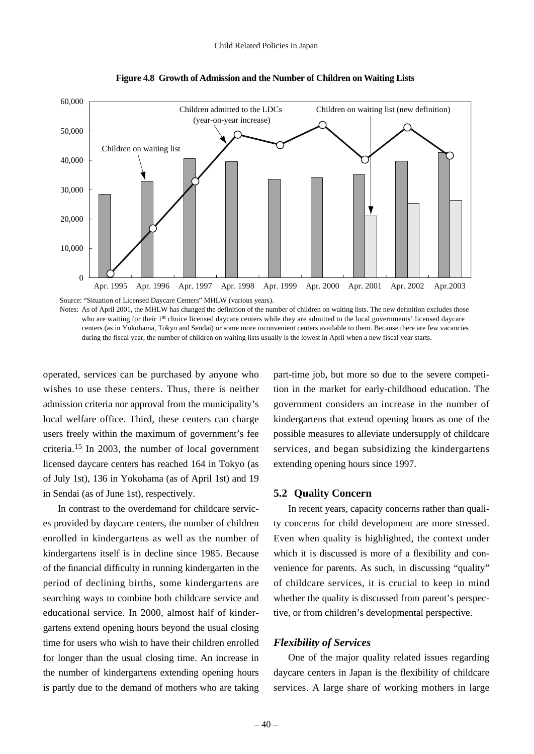**Figure 4.8 Growth of Admission and the Number of Children on Waiting Lists**

Source: "Situation of Licensed Daycare Centers" MHLW (various years).

Notes: As of April 2001, the MHLW has changed the definition of the number of children on waiting lists. The new definition excludes those who are waiting for their 1st choice licensed daycare centers while they are admitted to the local governments' licensed daycare centers (as in Yokohama, Tokyo and Sendai) or some more inconvenient centers available to them. Because there are few vacancies during the fiscal year, the number of children on waiting lists usually is the lowest in April when a new fiscal year starts.

operated, services can be purchased by anyone who wishes to use these centers. Thus, there is neither admission criteria nor approval from the municipality's local welfare office. Third, these centers can charge users freely within the maximum of government's fee criteria.[15] In 2003, the number of local government licensed daycare centers has reached 164 in Tokyo (as of July 1st), 136 in Yokohama (as of April 1st) and 19 in Sendai (as of June 1st), respectively.

In contrast to the overdemand for childcare services provided by daycare centers, the number of children enrolled in kindergartens as well as the number of kindergartens itself is in decline since 1985. Because of the financial difficulty in running kindergarten in the period of declining births, some kindergartens are searching ways to combine both childcare service and educational service. In 2000, almost half of kindergartens extend opening hours beyond the usual closing time for users who wish to have their children enrolled for longer than the usual closing time. An increase in the number of kindergartens extending opening hours is partly due to the demand of mothers who are taking part-time job, but more so due to the severe competition in the market for early-childhood education. The government considers an increase in the number of kindergartens that extend opening hours as one of the possible measures to alleviate undersupply of childcare services, and began subsidizing the kindergartens extending opening hours since 1997.

## 5.2 Quality Concern

In recent years, capacity concerns rather than quality concerns for child development are more stressed. Even when quality is highlighted, the context under which it is discussed is more of a flexibility and convenience for parents. As such, in discussing "quality" of childcare services, it is crucial to keep in mind whether the quality is discussed from parent's perspective, or from children's developmental perspective.

### *Flexibility of Services*

One of the major quality related issues regarding daycare centers in Japan is the flexibility of childcare services. A large share of working mothers in large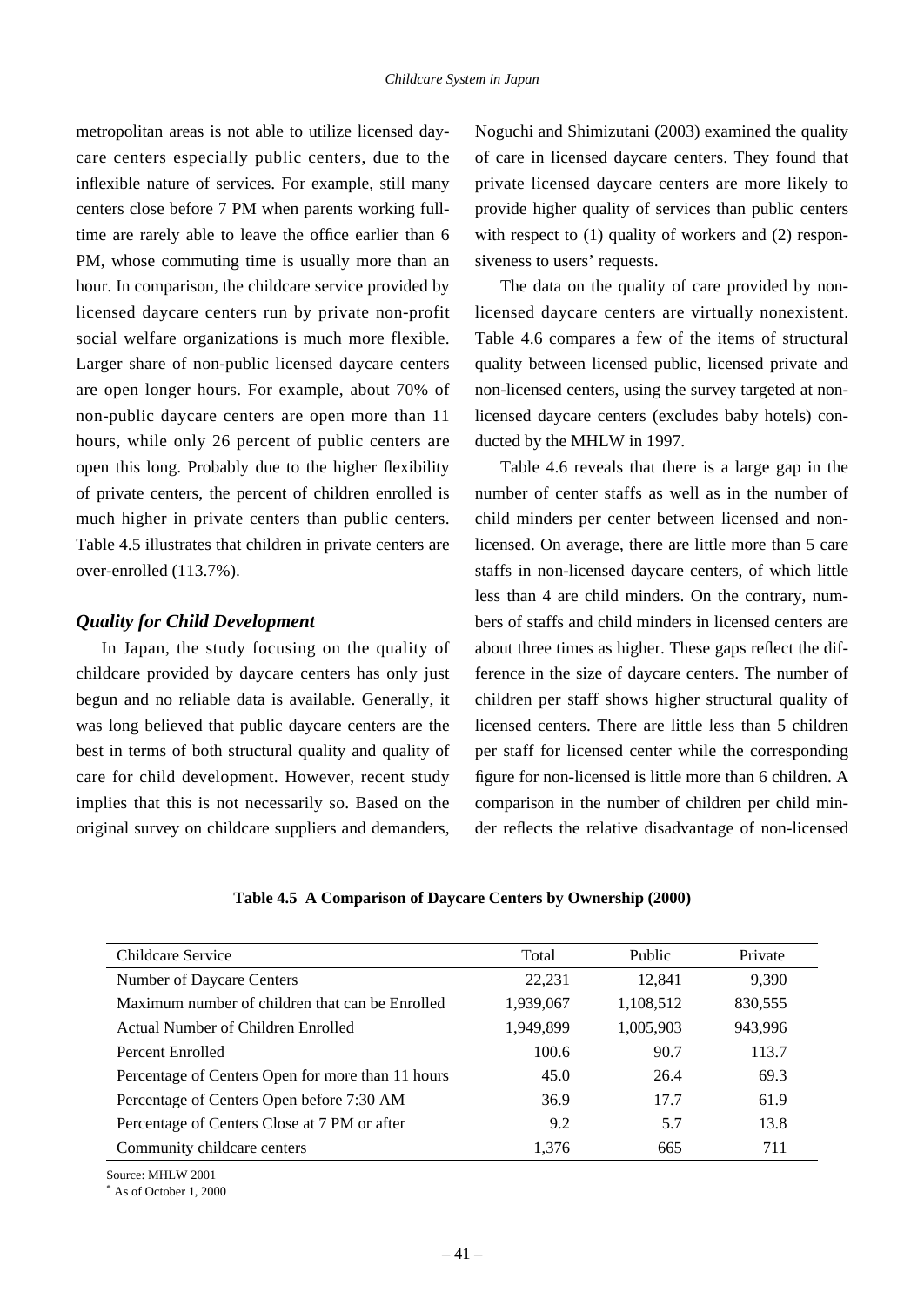metropolitan areas is not able to utilize licensed daycare centers especially public centers, due to the inflexible nature of services. For example, still many centers close before 7 PM when parents working full-time are rarely able to leave the office earlier than 6 PM, whose commuting time is usually more than an hour. In comparison, the childcare service provided by licensed daycare centers run by private non-profit social welfare organizations is much more flexible. Larger share of non-public licensed daycare centers are open longer hours. For example, about 70% of non-public daycare centers are open more than 11 hours, while only 26 percent of public centers are open this long. Probably due to the higher flexibility of private centers, the percent of children enrolled is much higher in private centers than public centers. Table 4.5 illustrates that children in private centers are over-enrolled (113.7%).

### *Quality for Child Development*

In Japan, the study focusing on the quality of childcare provided by daycare centers has only just begun and no reliable data is available. Generally, it was long believed that public daycare centers are the best in terms of both structural quality and quality of care for child development. However, recent study implies that this is not necessarily so. Based on the original survey on childcare suppliers and demanders, Noguchi and Shimizutani (2003) examined the quality of care in licensed daycare centers. They found that private licensed daycare centers are more likely to provide higher quality of services than public centers with respect to (1) quality of workers and (2) responsiveness to users' requests.

The data on the quality of care provided by non-licensed daycare centers are virtually nonexistent. Table 4.6 compares a few of the items of structural quality between licensed public, licensed private and non-licensed centers, using the survey targeted at non-licensed daycare centers (excludes baby hotels) conducted by the MHLW in 1997.

Table 4.6 reveals that there is a large gap in the number of center staffs as well as in the number of child minders per center between licensed and non-licensed. On average, there are little more than 5 care staffs in non-licensed daycare centers, of which little less than 4 are child minders. On the contrary, numbers of staffs and child minders in licensed centers are about three times as higher. These gaps reflect the difference in the size of daycare centers. The number of children per staff shows higher structural quality of licensed centers. There are little less than 5 children per staff for licensed center while the corresponding figure for non-licensed is little more than 6 children. A comparison in the number of children per child minder reflects the relative disadvantage of non-licensed

**Table 4.5 A Comparison of Daycare Centers by Ownership (2000)**

| Childcare Service | Total | Public | Private |
|---|---|---|---|
| Number of Daycare Centers | 22,231 | 12,841 | 9,390 |
| Maximum number of children that can be Enrolled | 1,939,067 | 1,108,512 | 830,555 |
| Actual Number of Children Enrolled | 1,949,899 | 1,005,903 | 943,996 |
| Percent Enrolled | 100.6 | 90.7 | 113.7 |
| Percentage of Centers Open for more than 11 hours | 45.0 | 26.4 | 69.3 |
| Percentage of Centers Open before 7:30 AM | 36.9 | 17.7 | 61.9 |
| Percentage of Centers Close at 7 PM or after | 9.2 | 5.7 | 13.8 |
| Community childcare centers | 1,376 | 665 | 711 |

Source: MHLW 2001

* As of October 1, 2000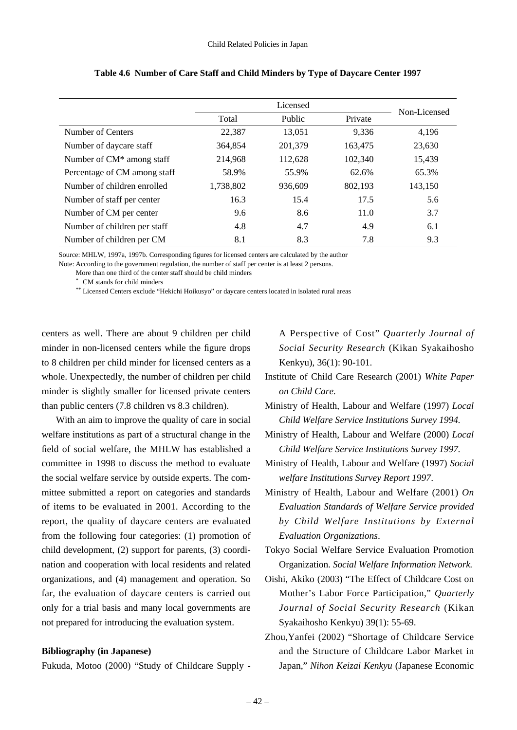**Table 4.6 Number of Care Staff and Child Minders by Type of Daycare Center 1997**

| | Licensed | | | Non-Licensed |
|---|---|---|---|---|
| | Total | Public | Private | |
| Number of Centers | 22,387 | 13,051 | 9,336 | 4,196 |
| Number of daycare staff | 364,854 | 201,379 | 163,475 | 23,630 |
| Number of CM* among staff | 214,968 | 112,628 | 102,340 | 15,439 |
| Percentage of CM among staff | 58.9% | 55.9% | 62.6% | 65.3% |
| Number of children enrolled | 1,738,802 | 936,609 | 802,193 | 143,150 |
| Number of staff per center | 16.3 | 15.4 | 17.5 | 5.6 |
| Number of CM per center | 9.6 | 8.6 | 11.0 | 3.7 |
| Number of children per staff | 4.8 | 4.7 | 4.9 | 6.1 |
| Number of children per CM | 8.1 | 8.3 | 7.8 | 9.3 |

Source: MHLW, 1997a, 1997b. Corresponding figures for licensed centers are calculated by the author

Note: According to the government regulation, the number of staff per center is at least 2 persons.

More than one third of the center staff should be child minders

* CM stands for child minders

** Licensed Centers exclude "Hekichi Hoikusyo" or daycare centers located in isolated rural areas

centers as well. There are about 9 children per child minder in non-licensed centers while the figure drops to 8 children per child minder for licensed centers as a whole. Unexpectedly, the number of children per child minder is slightly smaller for licensed private centers than public centers (7.8 children vs 8.3 children).

With an aim to improve the quality of care in social welfare institutions as part of a structural change in the field of social welfare, the MHLW has established a committee in 1998 to discuss the method to evaluate the social welfare service by outside experts. The committee submitted a report on categories and standards of items to be evaluated in 2001. According to the report, the quality of daycare centers are evaluated from the following four categories: (1) promotion of child development, (2) support for parents, (3) coordination and cooperation with local residents and related organizations, and (4) management and operation. So far, the evaluation of daycare centers is carried out only for a trial basis and many local governments are not prepared for introducing the evaluation system.

**Bibliography (in Japanese)**

Fukuda, Motoo (2000) "Study of Childcare Supply - A Perspective of Cost" *Quarterly Journal of Social Security Research* (Kikan Syakaihosho Kenkyu), 36(1): 90-101.

Institute of Child Care Research (2001) *White Paper on Child Care.*

Ministry of Health, Labour and Welfare (1997) *Local Child Welfare Service Institutions Survey 1994.*

Ministry of Health, Labour and Welfare (2000) *Local Child Welfare Service Institutions Survey 1997.*

Ministry of Health, Labour and Welfare (1997) *Social welfare Institutions Survey Report 1997*.

Ministry of Health, Labour and Welfare (2001) *On Evaluation Standards of Welfare Service provided by Child Welfare Institutions by External Evaluation Organizations*.

Tokyo Social Welfare Service Evaluation Promotion Organization. *Social Welfare Information Network.*

Oishi, Akiko (2003) "The Effect of Childcare Cost on Mother's Labor Force Participation," *Quarterly Journal of Social Security Research* (Kikan Syakaihosho Kenkyu) 39(1): 55-69.

Zhou,Yanfei (2002) "Shortage of Childcare Service and the Structure of Childcare Labor Market in Japan," *Nihon Keizai Kenkyu* (Japanese Economic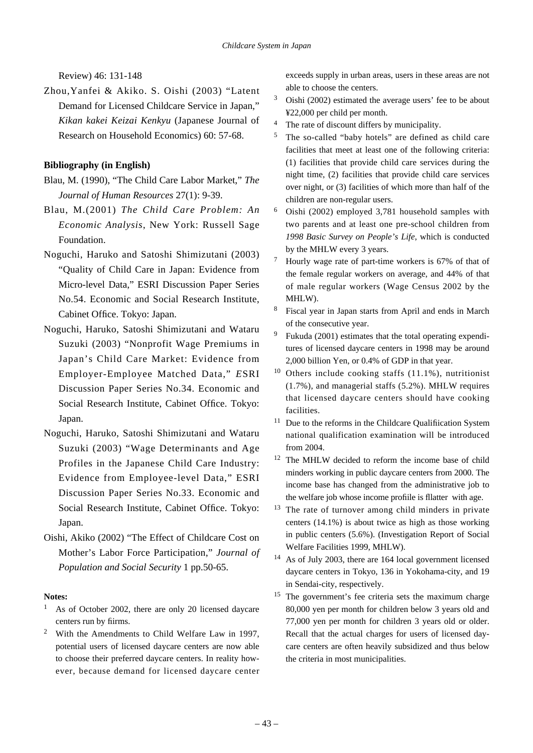Review) 46: 131-148

Zhou,Yanfei & Akiko. S. Oishi (2003) “Latent Demand for Licensed Childcare Service in Japan,” *Kikan kakei Keizai Kenkyu* (Japanese Journal of Research on Household Economics) 60: 57-68.

**Bibliography (in English)**

Blau, M. (1990), “The Child Care Labor Market,” *The Journal of Human Resources* 27(1): 9-39.

Blau, M.(2001) *The Child Care Problem: An Economic Analysis*, New York: Russell Sage Foundation.

Noguchi, Haruko and Satoshi Shimizutani (2003) “Quality of Child Care in Japan: Evidence from Micro-level Data,” ESRI Discussion Paper Series No.54. Economic and Social Research Institute, Cabinet Office. Tokyo: Japan.

Noguchi, Haruko, Satoshi Shimizutani and Wataru Suzuki (2003) “Nonprofit Wage Premiums in Japan’s Child Care Market: Evidence from Employer-Employee Matched Data,” *E*SRI Discussion Paper Series No.34. Economic and Social Research Institute, Cabinet Office. Tokyo: Japan.

Noguchi, Haruko, Satoshi Shimizutani and Wataru Suzuki (2003) “Wage Determinants and Age Profiles in the Japanese Child Care Industry: Evidence from Employee-level Data,” ESRI Discussion Paper Series No.33. Economic and Social Research Institute, Cabinet Office. Tokyo: Japan.

Oishi, Akiko (2002) “The Effect of Childcare Cost on Mother’s Labor Force Participation,” *Journal of Population and Social Security* 1 pp.50-65.

**Notes:**

[1] As of October 2002, there are only 20 licensed daycare centers run by fiirms.

[2] With the Amendments to Child Welfare Law in 1997, potential users of licensed daycare centers are now able to choose their preferred daycare centers. In reality however, because demand for licensed daycare center exceeds supply in urban areas, users in these areas are not able to choose the centers.

[3] Oishi (2002) estimated the average users’ fee to be about ¥22,000 per child per month.

[4] The rate of discount differs by municipality.

[5] The so-called “baby hotels” are defined as child care facilities that meet at least one of the following criteria: (1) facilities that provide child care services during the night time, (2) facilities that provide child care services over night, or (3) facilities of which more than half of the children are non-regular users.

[6] Oishi (2002) employed 3,781 household samples with two parents and at least one pre-school children from *1998 Basic Survey on People’s Life*, which is conducted by the MHLW every 3 years.

[7] Hourly wage rate of part-time workers is 67% of that of the female regular workers on average, and 44% of that of male regular workers (Wage Census 2002 by the MHLW).

[8] Fiscal year in Japan starts from April and ends in March of the consecutive year.

[9] Fukuda (2001) estimates that the total operating expenditures of licensed daycare centers in 1998 may be around 2,000 billion Yen, or 0.4% of GDP in that year.

[10] Others include cooking staffs (11.1%), nutritionist (1.7%), and managerial staffs (5.2%). MHLW requires that licensed daycare centers should have cooking facilities.

[11] Due to the reforms in the Childcare Qualifiication System national qualification examination will be introduced from 2004.

[12] The MHLW decided to reform the income base of child minders working in public daycare centers from 2000. The income base has changed from the administrative job to the welfare job whose income profiile is fllatter with age.

[13] The rate of turnover among child minders in private centers (14.1%) is about twice as high as those working in public centers (5.6%). (Investigation Report of Social Welfare Facilities 1999, MHLW).

[14] As of July 2003, there are 164 local government licensed daycare centers in Tokyo, 136 in Yokohama-city, and 19 in Sendai-city, respectively.

[15] The government’s fee criteria sets the maximum charge 80,000 yen per month for children below 3 years old and 77,000 yen per month for children 3 years old or older. Recall that the actual charges for users of licensed daycare centers are often heavily subsidized and thus below the criteria in most municipalities.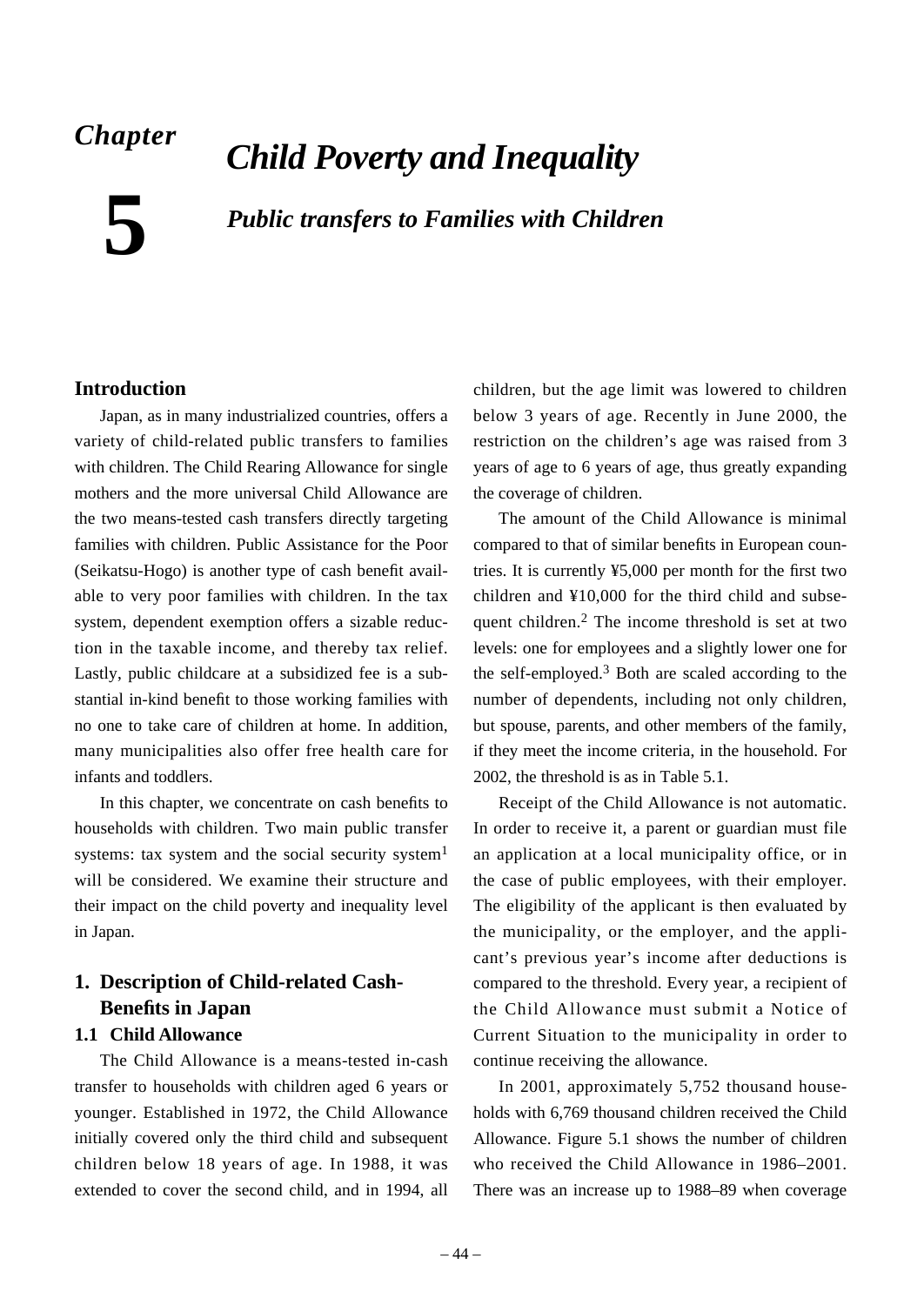# Chapter 5

# *Child Poverty and Inequality*

## *Public transfers to Families with Children*

## Introduction

Japan, as in many industrialized countries, offers a variety of child-related public transfers to families with children. The Child Rearing Allowance for single mothers and the more universal Child Allowance are the two means-tested cash transfers directly targeting families with children. Public Assistance for the Poor (Seikatsu-Hogo) is another type of cash benefit available to very poor families with children. In the tax system, dependent exemption offers a sizable reduction in the taxable income, and thereby tax relief. Lastly, public childcare at a subsidized fee is a substantial in-kind benefit to those working families with no one to take care of children at home. In addition, many municipalities also offer free health care for infants and toddlers.

In this chapter, we concentrate on cash benefits to households with children. Two main public transfer systems: tax system and the social security system[1] will be considered. We examine their structure and their impact on the child poverty and inequality level in Japan.

## 1. Description of Child-related Cash-Benefits in Japan

### 1.1 Child Allowance

The Child Allowance is a means-tested in-cash transfer to households with children aged 6 years or younger. Established in 1972, the Child Allowance initially covered only the third child and subsequent children below 18 years of age. In 1988, it was extended to cover the second child, and in 1994, all children, but the age limit was lowered to children below 3 years of age. Recently in June 2000, the restriction on the children's age was raised from 3 years of age to 6 years of age, thus greatly expanding the coverage of children.

The amount of the Child Allowance is minimal compared to that of similar benefits in European countries. It is currently ¥5,000 per month for the first two children and ¥10,000 for the third child and subsequent children.[2] The income threshold is set at two levels: one for employees and a slightly lower one for the self-employed.[3] Both are scaled according to the number of dependents, including not only children, but spouse, parents, and other members of the family, if they meet the income criteria, in the household. For 2002, the threshold is as in Table 5.1.

Receipt of the Child Allowance is not automatic. In order to receive it, a parent or guardian must file an application at a local municipality office, or in the case of public employees, with their employer. The eligibility of the applicant is then evaluated by the municipality, or the employer, and the applicant's previous year's income after deductions is compared to the threshold. Every year, a recipient of the Child Allowance must submit a Notice of Current Situation to the municipality in order to continue receiving the allowance.

In 2001, approximately 5,752 thousand households with 6,769 thousand children received the Child Allowance. Figure 5.1 shows the number of children who received the Child Allowance in 1986–2001. There was an increase up to 1988–89 when coverage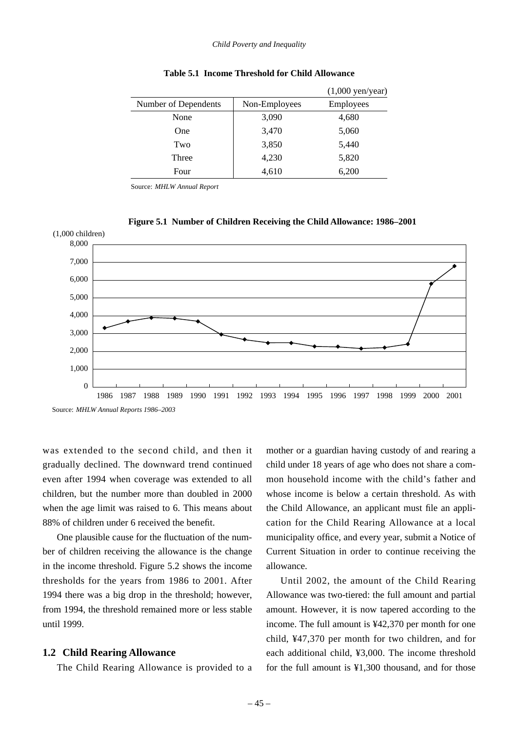**Table 5.1 Income Threshold for Child Allowance**

(1,000 yen/year)

| Number of Dependents | Non-Employees | Employees |
|---|---|---|
| None | 3,090 | 4,680 |
| One | 3,470 | 5,060 |
| Two | 3,850 | 5,440 |
| Three | 4,230 | 5,820 |
| Four | 4,610 | 6,200 |

Source: *MHLW Annual Report*

**Figure 5.1 Number of Children Receiving the Child Allowance: 1986–2001**

Source: *MHLW Annual Reports 1986–2003*

was extended to the second child, and then it gradually declined. The downward trend continued even after 1994 when coverage was extended to all children, but the number more than doubled in 2000 when the age limit was raised to 6. This means about 88% of children under 6 received the benefit.

One plausible cause for the fluctuation of the number of children receiving the allowance is the change in the income threshold. Figure 5.2 shows the income thresholds for the years from 1986 to 2001. After 1994 there was a big drop in the threshold; however, from 1994, the threshold remained more or less stable until 1999.

## 1.2 Child Rearing Allowance

The Child Rearing Allowance is provided to a mother or a guardian having custody of and rearing a child under 18 years of age who does not share a common household income with the child's father and whose income is below a certain threshold. As with the Child Allowance, an applicant must file an application for the Child Rearing Allowance at a local municipality office, and every year, submit a Notice of Current Situation in order to continue receiving the allowance.

Until 2002, the amount of the Child Rearing Allowance was two-tiered: the full amount and partial amount. However, it is now tapered according to the income. The full amount is ¥42,370 per month for one child, ¥47,370 per month for two children, and for each additional child, ¥3,000. The income threshold for the full amount is ¥1,300 thousand, and for those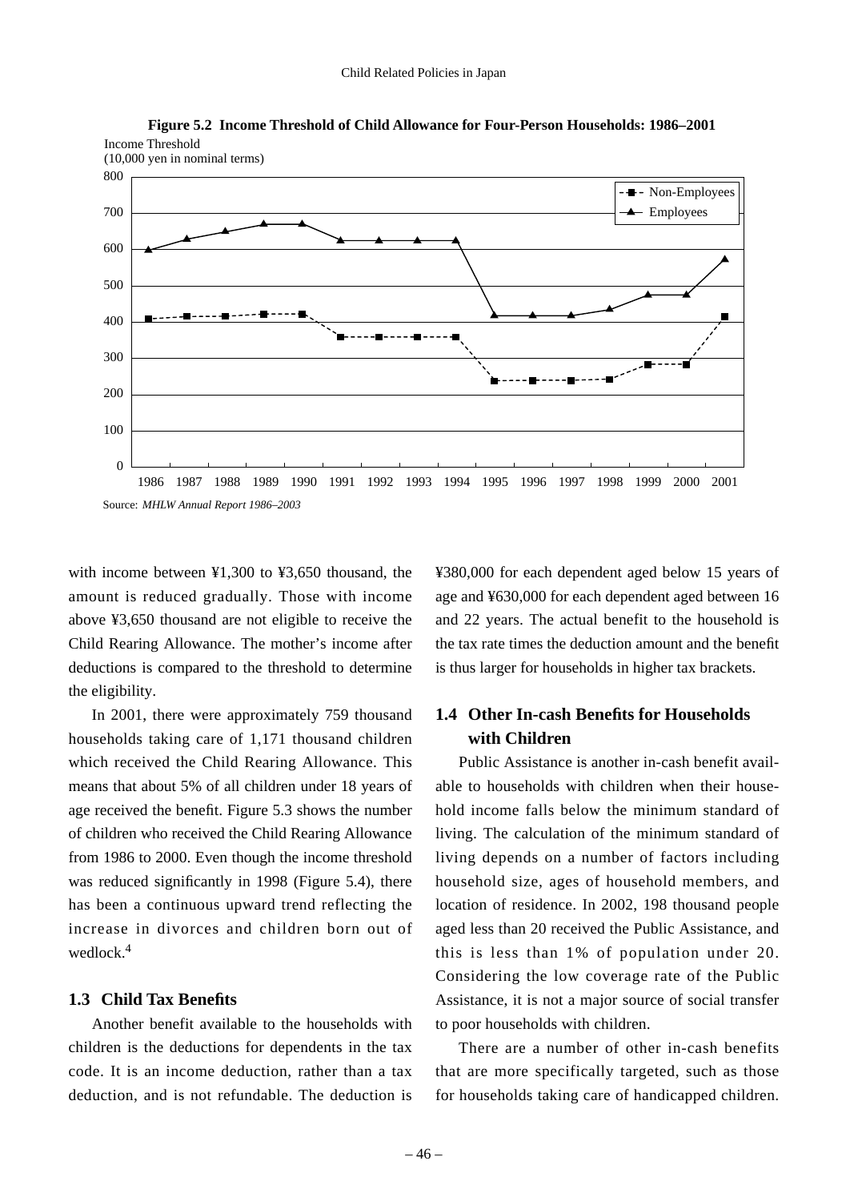**Figure 5.2 Income Threshold of Child Allowance for Four-Person Households: 1986–2001**

Source: *MHLW Annual Report 1986–2003*

with income between ¥1,300 to ¥3,650 thousand, the amount is reduced gradually. Those with income above ¥3,650 thousand are not eligible to receive the Child Rearing Allowance. The mother's income after deductions is compared to the threshold to determine the eligibility.

In 2001, there were approximately 759 thousand households taking care of 1,171 thousand children which received the Child Rearing Allowance. This means that about 5% of all children under 18 years of age received the benefit. Figure 5.3 shows the number of children who received the Child Rearing Allowance from 1986 to 2000. Even though the income threshold was reduced significantly in 1998 (Figure 5.4), there has been a continuous upward trend reflecting the increase in divorces and children born out of wedlock.[4]

### 1.3 Child Tax Benefits

Another benefit available to the households with children is the deductions for dependents in the tax code. It is an income deduction, rather than a tax deduction, and is not refundable. The deduction is ¥380,000 for each dependent aged below 15 years of age and ¥630,000 for each dependent aged between 16 and 22 years. The actual benefit to the household is the tax rate times the deduction amount and the benefit is thus larger for households in higher tax brackets.

### 1.4 Other In-cash Benefits for Households with Children

Public Assistance is another in-cash benefit available to households with children when their household income falls below the minimum standard of living. The calculation of the minimum standard of living depends on a number of factors including household size, ages of household members, and location of residence. In 2002, 198 thousand people aged less than 20 received the Public Assistance, and this is less than 1% of population under 20. Considering the low coverage rate of the Public Assistance, it is not a major source of social transfer to poor households with children.

There are a number of other in-cash benefits that are more specifically targeted, such as those for households taking care of handicapped children.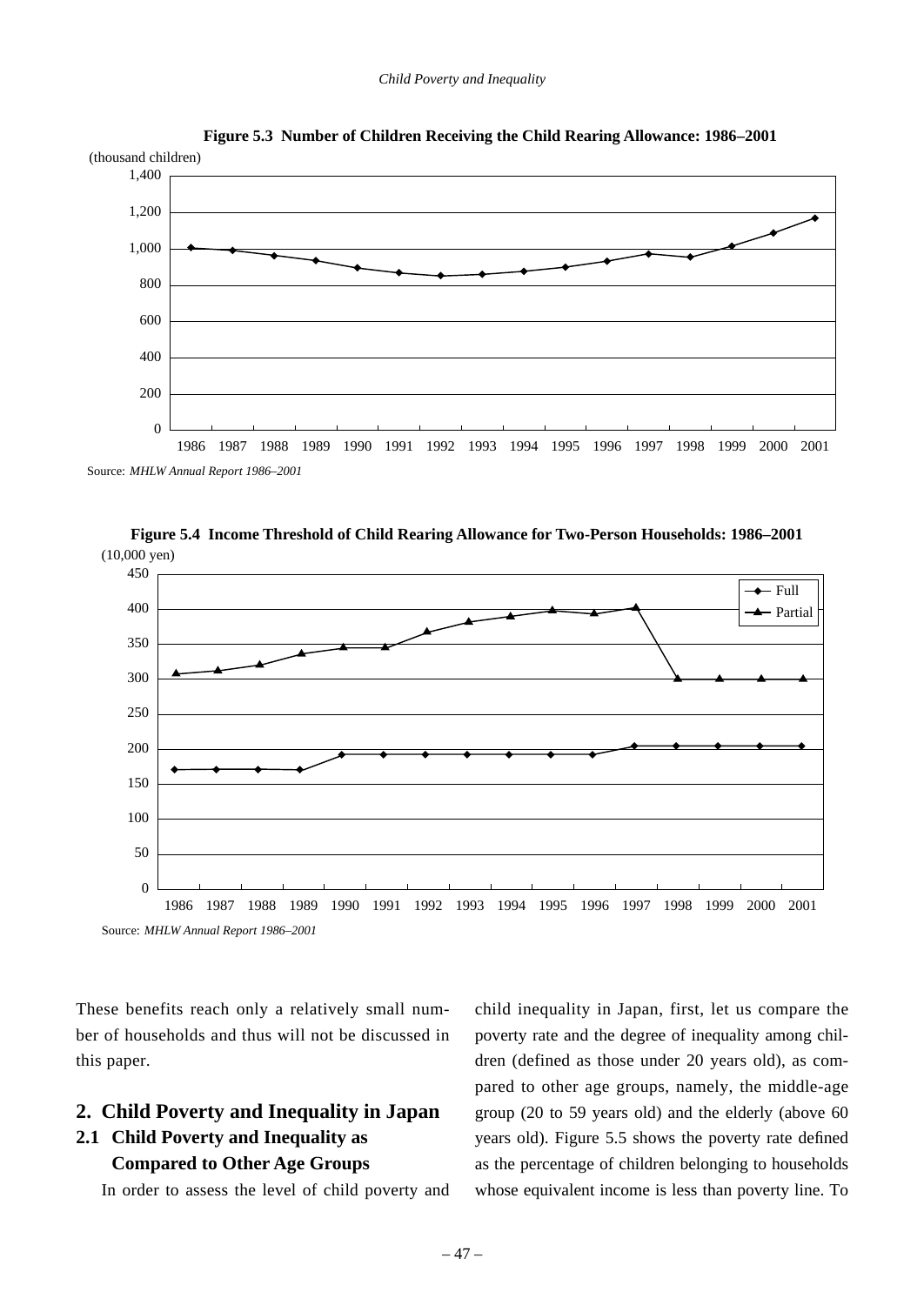**Figure 5.3 Number of Children Receiving the Child Rearing Allowance: 1986–2001**

Source: *MHLW Annual Report 1986–2001*

**Figure 5.4 Income Threshold of Child Rearing Allowance for Two-Person Households: 1986–2001**

Source: *MHLW Annual Report 1986–2001*

These benefits reach only a relatively small number of households and thus will not be discussed in this paper.

## 2. Child Poverty and Inequality in Japan

### 2.1 Child Poverty and Inequality as Compared to Other Age Groups

In order to assess the level of child poverty and child inequality in Japan, first, let us compare the poverty rate and the degree of inequality among children (defined as those under 20 years old), as compared to other age groups, namely, the middle-age group (20 to 59 years old) and the elderly (above 60 years old). Figure 5.5 shows the poverty rate defined as the percentage of children belonging to households whose equivalent income is less than poverty line. To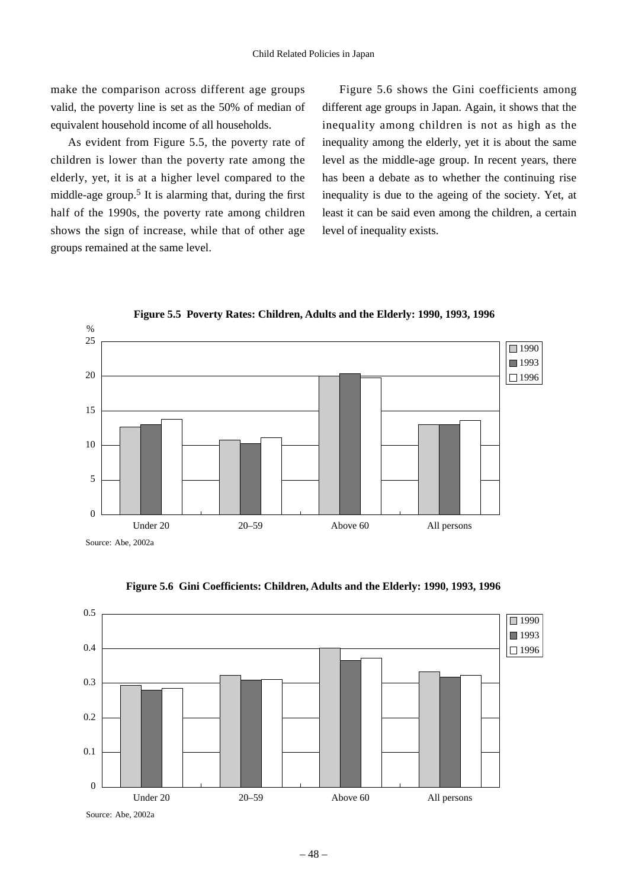make the comparison across different age groups valid, the poverty line is set as the 50% of median of equivalent household income of all households.

As evident from Figure 5.5, the poverty rate of children is lower than the poverty rate among the elderly, yet, it is at a higher level compared to the middle-age group.[5] It is alarming that, during the first half of the 1990s, the poverty rate among children shows the sign of increase, while that of other age groups remained at the same level.

Figure 5.6 shows the Gini coefficients among different age groups in Japan. Again, it shows that the inequality among children is not as high as the inequality among the elderly, yet it is about the same level as the middle-age group. In recent years, there has been a debate as to whether the continuing rise inequality is due to the ageing of the society. Yet, at least it can be said even among the children, a certain level of inequality exists.

**Figure 5.5 Poverty Rates: Children, Adults and the Elderly: 1990, 1993, 1996**

Source: Abe, 2002a

**Figure 5.6 Gini Coefficients: Children, Adults and the Elderly: 1990, 1993, 1996**

Source: Abe, 2002a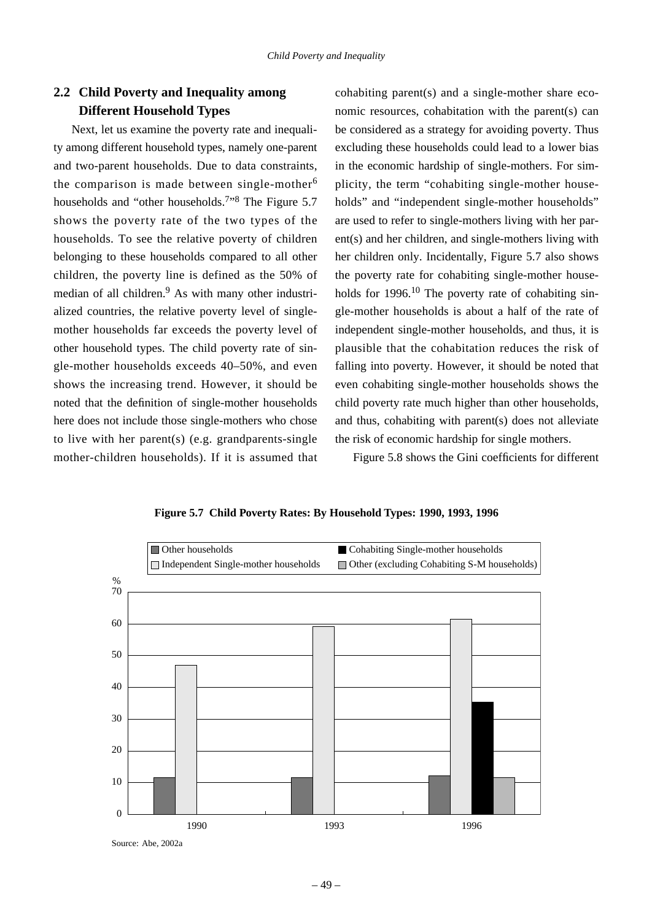## 2.2 Child Poverty and Inequality among Different Household Types

Next, let us examine the poverty rate and inequality among different household types, namely one-parent and two-parent households. Due to data constraints, the comparison is made between single-mother[6] households and "other households."[7][8] The Figure 5.7 shows the poverty rate of the two types of the households. To see the relative poverty of children belonging to these households compared to all other children, the poverty line is defined as the 50% of median of all children.[9] As with many other industrialized countries, the relative poverty level of single-mother households far exceeds the poverty level of other household types. The child poverty rate of single-mother households exceeds 40–50%, and even shows the increasing trend. However, it should be noted that the definition of single-mother households here does not include those single-mothers who chose to live with her parent(s) (e.g. grandparents-single mother-children households). If it is assumed that cohabiting parent(s) and a single-mother share economic resources, cohabitation with the parent(s) can be considered as a strategy for avoiding poverty. Thus excluding these households could lead to a lower bias in the economic hardship of single-mothers. For simplicity, the term "cohabiting single-mother households" and "independent single-mother households" are used to refer to single-mothers living with her parent(s) and her children, and single-mothers living with her children only. Incidentally, Figure 5.7 also shows the poverty rate for cohabiting single-mother households for 1996.[10] The poverty rate of cohabiting single-mother households is about a half of the rate of independent single-mother households, and thus, it is plausible that the cohabitation reduces the risk of falling into poverty. However, it should be noted that even cohabiting single-mother households shows the child poverty rate much higher than other households, and thus, cohabiting with parent(s) does not alleviate the risk of economic hardship for single mothers.

Figure 5.8 shows the Gini coefficients for different

**Figure 5.7 Child Poverty Rates: By Household Types: 1990, 1993, 1996**

Source: Abe, 2002a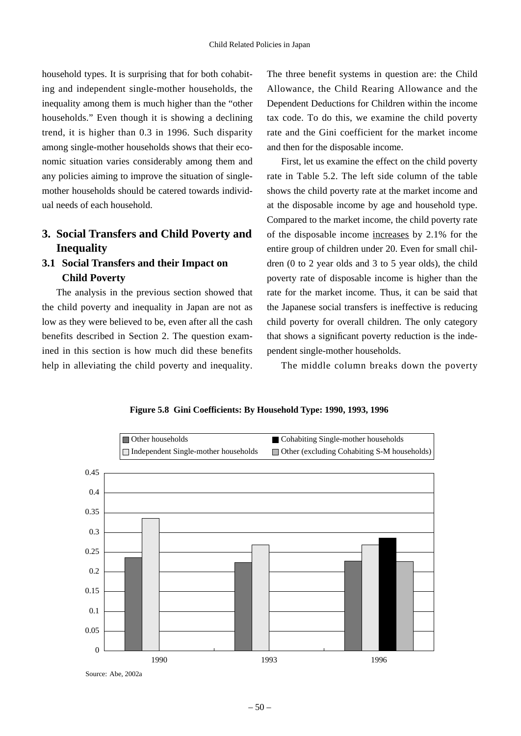household types. It is surprising that for both cohabiting and independent single-mother households, the inequality among them is much higher than the "other households." Even though it is showing a declining trend, it is higher than 0.3 in 1996. Such disparity among single-mother households shows that their economic situation varies considerably among them and any policies aiming to improve the situation of single-mother households should be catered towards individual needs of each household.

## 3. Social Transfers and Child Poverty and Inequality

### 3.1 Social Transfers and their Impact on Child Poverty

The analysis in the previous section showed that the child poverty and inequality in Japan are not as low as they were believed to be, even after all the cash benefits described in Section 2. The question examined in this section is how much did these benefits help in alleviating the child poverty and inequality. The three benefit systems in question are: the Child Allowance, the Child Rearing Allowance and the Dependent Deductions for Children within the income tax code. To do this, we examine the child poverty rate and the Gini coefficient for the market income and then for the disposable income.

First, let us examine the effect on the child poverty rate in Table 5.2. The left side column of the table shows the child poverty rate at the market income and at the disposable income by age and household type. Compared to the market income, the child poverty rate of the disposable income increases by 2.1% for the entire group of children under 20. Even for small children (0 to 2 year olds and 3 to 5 year olds), the child poverty rate of disposable income is higher than the rate for the market income. Thus, it can be said that the Japanese social transfers is ineffective is reducing child poverty for overall children. The only category that shows a significant poverty reduction is the independent single-mother households.

The middle column breaks down the poverty

**Figure 5.8 Gini Coefficients: By Household Type: 1990, 1993, 1996**

Source: Abe, 2002a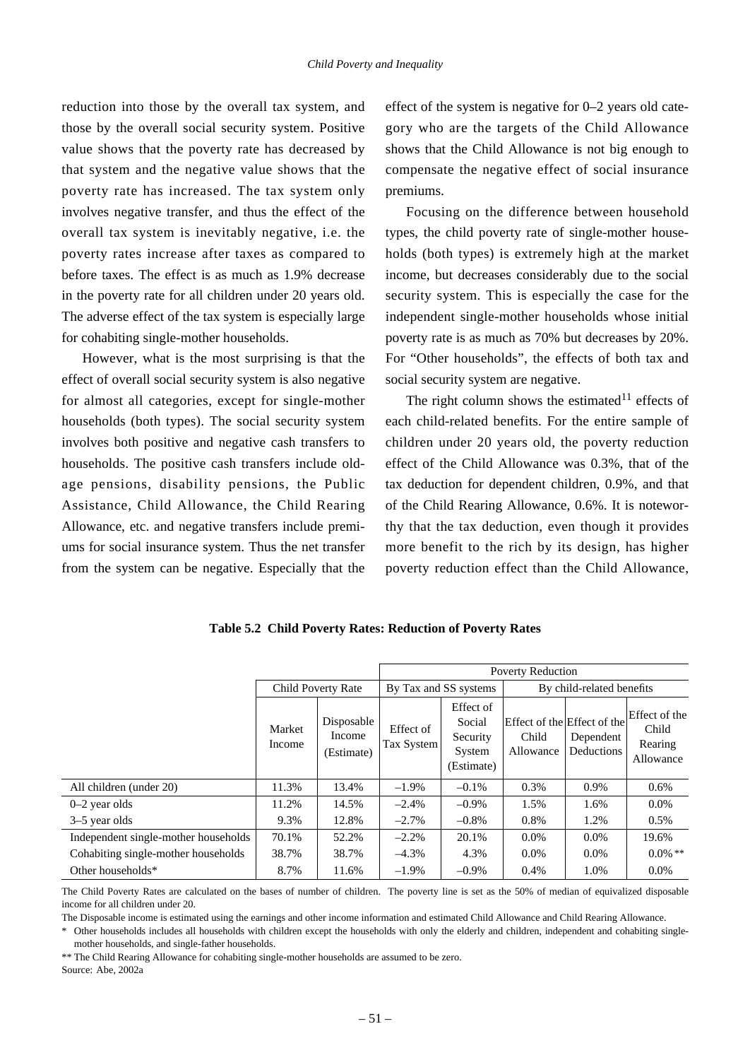reduction into those by the overall tax system, and those by the overall social security system. Positive value shows that the poverty rate has decreased by that system and the negative value shows that the poverty rate has increased. The tax system only involves negative transfer, and thus the effect of the overall tax system is inevitably negative, i.e. the poverty rates increase after taxes as compared to before taxes. The effect is as much as 1.9% decrease in the poverty rate for all children under 20 years old. The adverse effect of the tax system is especially large for cohabiting single-mother households.

However, what is the most surprising is that the effect of overall social security system is also negative for almost all categories, except for single-mother households (both types). The social security system involves both positive and negative cash transfers to households. The positive cash transfers include old-age pensions, disability pensions, the Public Assistance, Child Allowance, the Child Rearing Allowance, etc. and negative transfers include premiums for social insurance system. Thus the net transfer from the system can be negative. Especially that the effect of the system is negative for 0–2 years old category who are the targets of the Child Allowance shows that the Child Allowance is not big enough to compensate the negative effect of social insurance premiums.

Focusing on the difference between household types, the child poverty rate of single-mother households (both types) is extremely high at the market income, but decreases considerably due to the social security system. This is especially the case for the independent single-mother households whose initial poverty rate is as much as 70% but decreases by 20%. For "Other households", the effects of both tax and social security system are negative.

The right column shows the estimated[11] effects of each child-related benefits. For the entire sample of children under 20 years old, the poverty reduction effect of the Child Allowance was 0.3%, that of the tax deduction for dependent children, 0.9%, and that of the Child Rearing Allowance, 0.6%. It is noteworthy that the tax deduction, even though it provides more benefit to the rich by its design, has higher poverty reduction effect than the Child Allowance,

**Table 5.2 Child Poverty Rates: Reduction of Poverty Rates**

| | Child Poverty Rate | | Poverty Reduction | | | | |
|---|---|---|---|---|---|---|---|
| | | | By Tax and SS systems | | By child-related benefits | | |
| | Market Income | Disposable Income (Estimate) | Effect of Tax System | Effect of Social Security System (Estimate) | Effect of the Child Allowance | Effect of the Dependent Deductions | Effect of the Child Rearing Allowance |
| All children (under 20) | 11.3% | 13.4% | –1.9% | –0.1% | 0.3% | 0.9% | 0.6% |
| 0–2 year olds | 11.2% | 14.5% | –2.4% | –0.9% | 1.5% | 1.6% | 0.0% |
| 3–5 year olds | 9.3% | 12.8% | –2.7% | –0.8% | 0.8% | 1.2% | 0.5% |
| Independent single-mother households | 70.1% | 52.2% | –2.2% | 20.1% | 0.0% | 0.0% | 19.6% |
| Cohabiting single-mother households | 38.7% | 38.7% | –4.3% | 4.3% | 0.0% | 0.0% | 0.0% ** |
| Other households* | 8.7% | 11.6% | –1.9% | –0.9% | 0.4% | 1.0% | 0.0% |

The Child Poverty Rates are calculated on the bases of number of children. The poverty line is set as the 50% of median of equivalized disposable income for all children under 20.

The Disposable income is estimated using the earnings and other income information and estimated Child Allowance and Child Rearing Allowance.

\* Other households includes all households with children except the households with only the elderly and children, independent and cohabiting single-mother households, and single-father households.

** The Child Rearing Allowance for cohabiting single-mother households are assumed to be zero.

Source: Abe, 2002a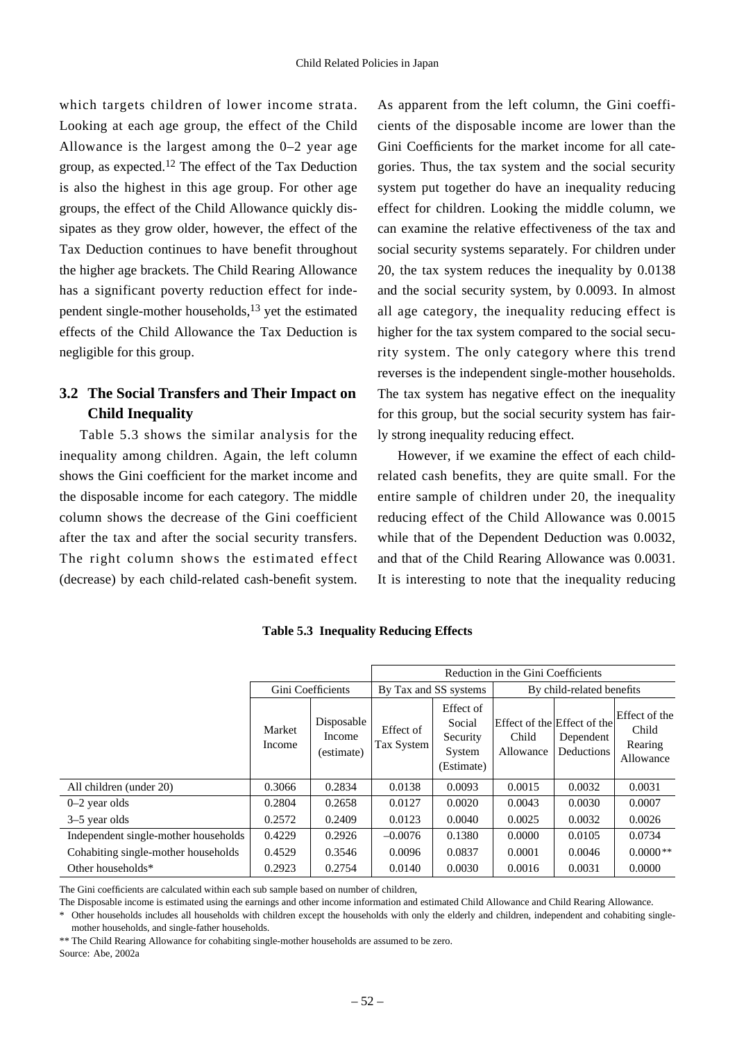which targets children of lower income strata. Looking at each age group, the effect of the Child Allowance is the largest among the 0–2 year age group, as expected.[12] The effect of the Tax Deduction is also the highest in this age group. For other age groups, the effect of the Child Allowance quickly dissipates as they grow older, however, the effect of the Tax Deduction continues to have benefit throughout the higher age brackets. The Child Rearing Allowance has a significant poverty reduction effect for independent single-mother households,[13] yet the estimated effects of the Child Allowance the Tax Deduction is negligible for this group.

### 3.2 The Social Transfers and Their Impact on Child Inequality

Table 5.3 shows the similar analysis for the inequality among children. Again, the left column shows the Gini coefficient for the market income and the disposable income for each category. The middle column shows the decrease of the Gini coefficient after the tax and after the social security transfers. The right column shows the estimated effect (decrease) by each child-related cash-benefit system. As apparent from the left column, the Gini coefficients of the disposable income are lower than the Gini Coefficients for the market income for all categories. Thus, the tax system and the social security system put together do have an inequality reducing effect for children. Looking the middle column, we can examine the relative effectiveness of the tax and social security systems separately. For children under 20, the tax system reduces the inequality by 0.0138 and the social security system, by 0.0093. In almost all age category, the inequality reducing effect is higher for the tax system compared to the social security system. The only category where this trend reverses is the independent single-mother households. The tax system has negative effect on the inequality for this group, but the social security system has fairly strong inequality reducing effect.

However, if we examine the effect of each child-related cash benefits, they are quite small. For the entire sample of children under 20, the inequality reducing effect of the Child Allowance was 0.0015 while that of the Dependent Deduction was 0.0032, and that of the Child Rearing Allowance was 0.0031. It is interesting to note that the inequality reducing

**Table 5.3 Inequality Reducing Effects**

| | Gini Coefficients | | Reduction in the Gini Coefficients | | | | |
|---|---|---|---|---|---|---|---|
| | | | By Tax and SS systems | | By child-related benefits | | |
| | Market Income | Disposable Income (estimate) | Effect of Tax System | Effect of Social Security System (Estimate) | Effect of the Child Allowance | Effect of the Dependent Deductions | Effect of the Child Rearing Allowance |
| All children (under 20) | 0.3066 | 0.2834 | 0.0138 | 0.0093 | 0.0015 | 0.0032 | 0.0031 |
| 0–2 year olds | 0.2804 | 0.2658 | 0.0127 | 0.0020 | 0.0043 | 0.0030 | 0.0007 |
| 3–5 year olds | 0.2572 | 0.2409 | 0.0123 | 0.0040 | 0.0025 | 0.0032 | 0.0026 |
| Independent single-mother households | 0.4229 | 0.2926 | –0.0076 | 0.1380 | 0.0000 | 0.0105 | 0.0734 |
| Cohabiting single-mother households | 0.4529 | 0.3546 | 0.0096 | 0.0837 | 0.0001 | 0.0046 | 0.0000** |
| Other households* | 0.2923 | 0.2754 | 0.0140 | 0.0030 | 0.0016 | 0.0031 | 0.0000 |

The Gini coefficients are calculated within each sub sample based on number of children,

The Disposable income is estimated using the earnings and other income information and estimated Child Allowance and Child Rearing Allowance.

\* Other households includes all households with children except the households with only the elderly and children, independent and cohabiting single-mother households, and single-father households.

** The Child Rearing Allowance for cohabiting single-mother households are assumed to be zero.

Source: Abe, 2002a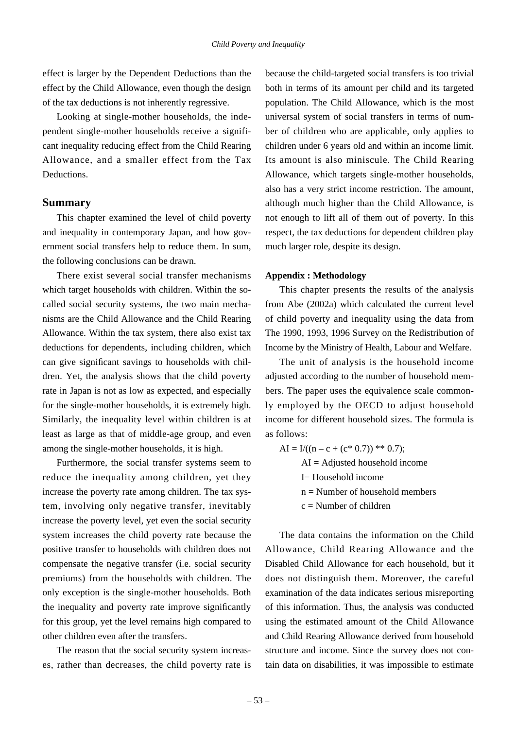effect is larger by the Dependent Deductions than the effect by the Child Allowance, even though the design of the tax deductions is not inherently regressive.

Looking at single-mother households, the independent single-mother households receive a significant inequality reducing effect from the Child Rearing Allowance, and a smaller effect from the Tax Deductions.

## Summary

This chapter examined the level of child poverty and inequality in contemporary Japan, and how government social transfers help to reduce them. In sum, the following conclusions can be drawn.

There exist several social transfer mechanisms which target households with children. Within the so-called social security systems, the two main mechanisms are the Child Allowance and the Child Rearing Allowance. Within the tax system, there also exist tax deductions for dependents, including children, which can give significant savings to households with children. Yet, the analysis shows that the child poverty rate in Japan is not as low as expected, and especially for the single-mother households, it is extremely high. Similarly, the inequality level within children is at least as large as that of middle-age group, and even among the single-mother households, it is high.

Furthermore, the social transfer systems seem to reduce the inequality among children, yet they increase the poverty rate among children. The tax system, involving only negative transfer, inevitably increase the poverty level, yet even the social security system increases the child poverty rate because the positive transfer to households with children does not compensate the negative transfer (i.e. social security premiums) from the households with children. The only exception is the single-mother households. Both the inequality and poverty rate improve significantly for this group, yet the level remains high compared to other children even after the transfers.

The reason that the social security system increases, rather than decreases, the child poverty rate is because the child-targeted social transfers is too trivial both in terms of its amount per child and its targeted population. The Child Allowance, which is the most universal system of social transfers in terms of number of children who are applicable, only applies to children under 6 years old and within an income limit. Its amount is also miniscule. The Child Rearing Allowance, which targets single-mother households, also has a very strict income restriction. The amount, although much higher than the Child Allowance, is not enough to lift all of them out of poverty. In this respect, the tax deductions for dependent children play much larger role, despite its design.

**Appendix : Methodology**

This chapter presents the results of the analysis from Abe (2002a) which calculated the current level of child poverty and inequality using the data from The 1990, 1993, 1996 Survey on the Redistribution of Income by the Ministry of Health, Labour and Welfare.

The unit of analysis is the household income adjusted according to the number of household members. The paper uses the equivalence scale commonly employed by the OECD to adjust household income for different household sizes. The formula is as follows:

AI = I/((n – c + (c* 0.7)) ** 0.7);

AI = Adjusted household income

I= Household income

n = Number of household members

c = Number of children

The data contains the information on the Child Allowance, Child Rearing Allowance and the Disabled Child Allowance for each household, but it does not distinguish them. Moreover, the careful examination of the data indicates serious misreporting of this information. Thus, the analysis was conducted using the estimated amount of the Child Allowance and Child Rearing Allowance derived from household structure and income. Since the survey does not contain data on disabilities, it was impossible to estimate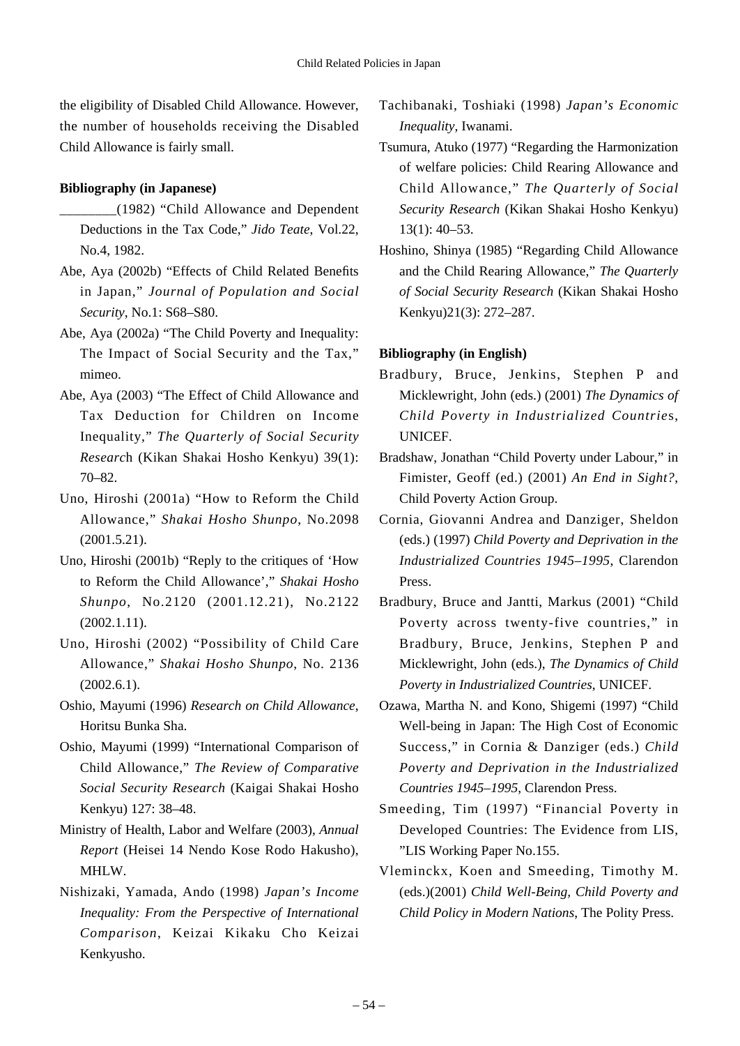the eligibility of Disabled Child Allowance. However, the number of households receiving the Disabled Child Allowance is fairly small.

**Bibliography (in Japanese)**

________(1982) “Child Allowance and Dependent Deductions in the Tax Code,” *Jido Teate*, Vol.22, No.4, 1982.

Abe, Aya (2002b) “Effects of Child Related Benefits in Japan,” *Journal of Population and Social Security*, No.1: S68–S80.

Abe, Aya (2002a) “The Child Poverty and Inequality: The Impact of Social Security and the Tax,” mimeo.

Abe, Aya (2003) “The Effect of Child Allowance and Tax Deduction for Children on Income Inequality,” *The Quarterly of Social Security Research* (Kikan Shakai Hosho Kenkyu) 39(1): 70–82.

Uno, Hiroshi (2001a) “How to Reform the Child Allowance,” *Shakai Hosho Shunpo*, No.2098 (2001.5.21).

Uno, Hiroshi (2001b) “Reply to the critiques of ‘How to Reform the Child Allowance’,” *Shakai Hosho Shunpo*, No.2120 (2001.12.21), No.2122 (2002.1.11).

Uno, Hiroshi (2002) “Possibility of Child Care Allowance,” *Shakai Hosho Shunpo*, No. 2136 (2002.6.1).

Oshio, Mayumi (1996) *Research on Child Allowance*, Horitsu Bunka Sha.

Oshio, Mayumi (1999) “International Comparison of Child Allowance,” *The Review of Comparative Social Security Research* (Kaigai Shakai Hosho Kenkyu) 127: 38–48.

Ministry of Health, Labor and Welfare (2003), *Annual Report* (Heisei 14 Nendo Kose Rodo Hakusho), MHLW.

Nishizaki, Yamada, Ando (1998) *Japan’s Income Inequality: From the Perspective of International Comparison*, Keizai Kikaku Cho Keizai Kenkyusho.

Tachibanaki, Toshiaki (1998) *Japan’s Economic Inequality*, Iwanami.

Tsumura, Atuko (1977) “Regarding the Harmonization of welfare policies: Child Rearing Allowance and Child Allowance,” *The Quarterly of Social Security Research* (Kikan Shakai Hosho Kenkyu) 13(1): 40–53.

Hoshino, Shinya (1985) “Regarding Child Allowance and the Child Rearing Allowance,” *The Quarterly of Social Security Research* (Kikan Shakai Hosho Kenkyu)21(3): 272–287.

**Bibliography (in English)**

Bradbury, Bruce, Jenkins, Stephen P and Micklewright, John (eds.) (2001) *The Dynamics of Child Poverty in Industrialized Countries*, UNICEF.

Bradshaw, Jonathan “Child Poverty under Labour,” in Fimister, Geoff (ed.) (2001) *An End in Sight?*, Child Poverty Action Group.

Cornia, Giovanni Andrea and Danziger, Sheldon (eds.) (1997) *Child Poverty and Deprivation in the Industrialized Countries 1945–1995*, Clarendon Press.

Bradbury, Bruce and Jantti, Markus (2001) “Child Poverty across twenty-five countries,” in Bradbury, Bruce, Jenkins, Stephen P and Micklewright, John (eds.), *The Dynamics of Child Poverty in Industrialized Countries*, UNICEF.

Ozawa, Martha N. and Kono, Shigemi (1997) “Child Well-being in Japan: The High Cost of Economic Success,” in Cornia & Danziger (eds.) *Child Poverty and Deprivation in the Industrialized Countries 1945–1995*, Clarendon Press.

Smeeding, Tim (1997) “Financial Poverty in Developed Countries: The Evidence from LIS, ”LIS Working Paper No.155.

Vleminckx, Koen and Smeeding, Timothy M. (eds.)(2001) *Child Well-Being, Child Poverty and Child Policy in Modern Nations*, The Polity Press.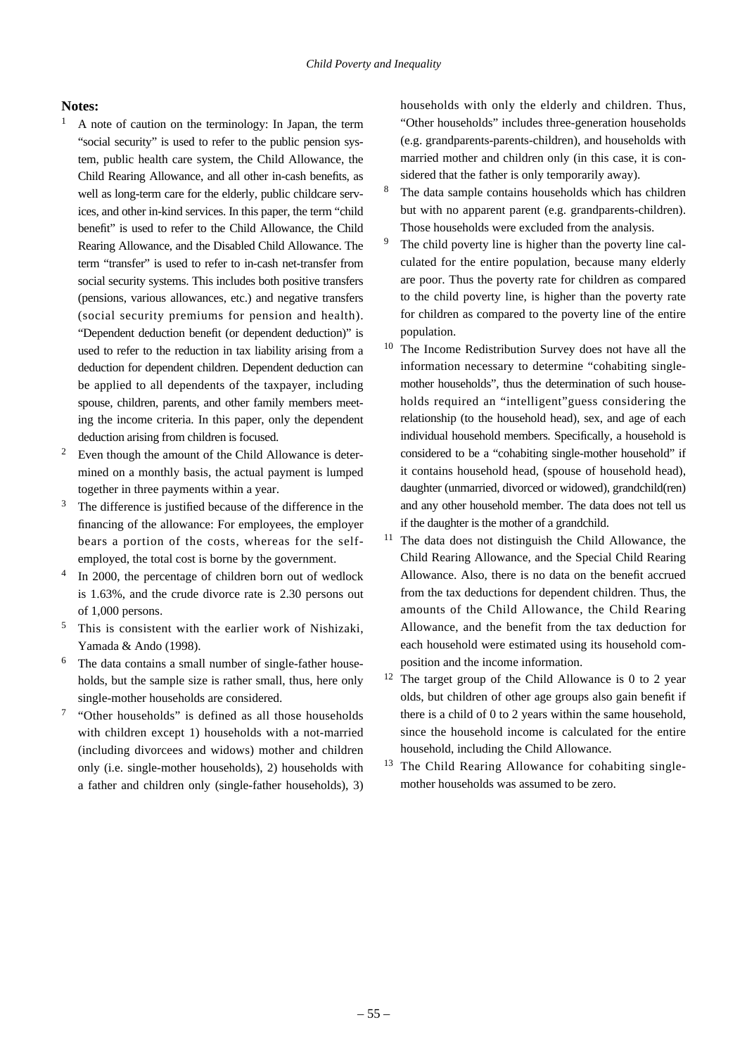**Notes:**

1. A note of caution on the terminology: In Japan, the term "social security" is used to refer to the public pension system, public health care system, the Child Allowance, the Child Rearing Allowance, and all other in-cash benefits, as well as long-term care for the elderly, public childcare services, and other in-kind services. In this paper, the term "child benefit" is used to refer to the Child Allowance, the Child Rearing Allowance, and the Disabled Child Allowance. The term "transfer" is used to refer to in-cash net-transfer from social security systems. This includes both positive transfers (pensions, various allowances, etc.) and negative transfers (social security premiums for pension and health). "Dependent deduction benefit (or dependent deduction)" is used to refer to the reduction in tax liability arising from a deduction for dependent children. Dependent deduction can be applied to all dependents of the taxpayer, including spouse, children, parents, and other family members meeting the income criteria. In this paper, only the dependent deduction arising from children is focused.
2. Even though the amount of the Child Allowance is determined on a monthly basis, the actual payment is lumped together in three payments within a year.
3. The difference is justified because of the difference in the financing of the allowance: For employees, the employer bears a portion of the costs, whereas for the self-employed, the total cost is borne by the government.
4. In 2000, the percentage of children born out of wedlock is 1.63%, and the crude divorce rate is 2.30 persons out of 1,000 persons.
5. This is consistent with the earlier work of Nishizaki, Yamada & Ando (1998).
6. The data contains a small number of single-father households, but the sample size is rather small, thus, here only single-mother households are considered.
7. "Other households" is defined as all those households with children except 1) households with a not-married (including divorcees and widows) mother and children only (i.e. single-mother households), 2) households with a father and children only (single-father households), 3) households with only the elderly and children. Thus, "Other households" includes three-generation households (e.g. grandparents-parents-children), and households with married mother and children only (in this case, it is considered that the father is only temporarily away).
8. The data sample contains households which has children but with no apparent parent (e.g. grandparents-children). Those households were excluded from the analysis.
9. The child poverty line is higher than the poverty line calculated for the entire population, because many elderly are poor. Thus the poverty rate for children as compared to the child poverty line, is higher than the poverty rate for children as compared to the poverty line of the entire population.
10. The Income Redistribution Survey does not have all the information necessary to determine "cohabiting single-mother households", thus the determination of such households required an "intelligent"guess considering the relationship (to the household head), sex, and age of each individual household members. Specifically, a household is considered to be a "cohabiting single-mother household" if it contains household head, (spouse of household head), daughter (unmarried, divorced or widowed), grandchild(ren) and any other household member. The data does not tell us if the daughter is the mother of a grandchild.
11. The data does not distinguish the Child Allowance, the Child Rearing Allowance, and the Special Child Rearing Allowance. Also, there is no data on the benefit accrued from the tax deductions for dependent children. Thus, the amounts of the Child Allowance, the Child Rearing Allowance, and the benefit from the tax deduction for each household were estimated using its household composition and the income information.
12. The target group of the Child Allowance is 0 to 2 year olds, but children of other age groups also gain benefit if there is a child of 0 to 2 years within the same household, since the household income is calculated for the entire household, including the Child Allowance.
13. The Child Rearing Allowance for cohabiting single-mother households was assumed to be zero.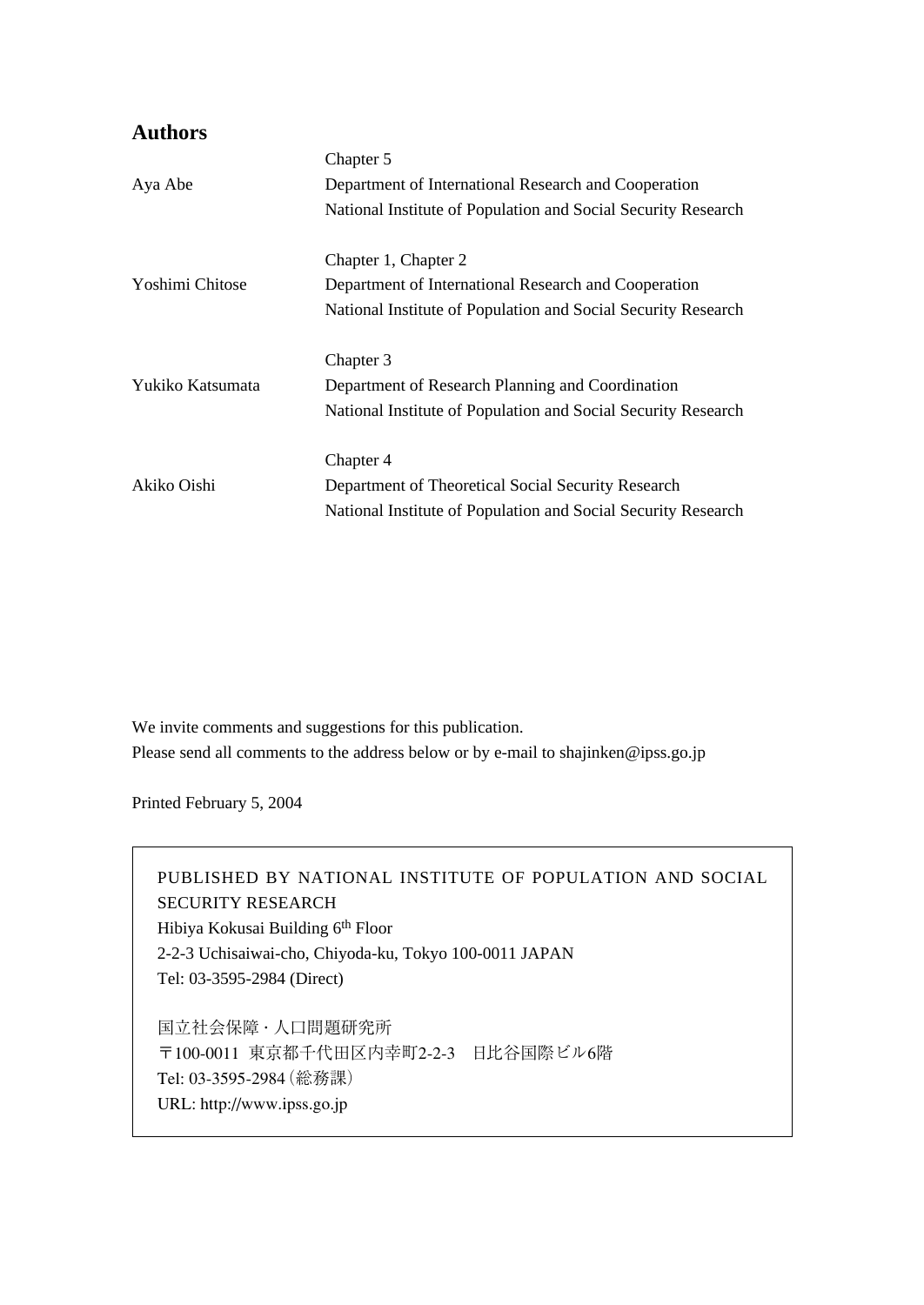## Authors

| | |
|---|---|
| Aya Abe | Chapter 5<br>Department of International Research and Cooperation<br>National Institute of Population and Social Security Research |
| Yoshimi Chitose | Chapter 1, Chapter 2<br>Department of International Research and Cooperation<br>National Institute of Population and Social Security Research |
| Yukiko Katsumata | Chapter 3<br>Department of Research Planning and Coordination<br>National Institute of Population and Social Security Research |
| Akiko Oishi | Chapter 4<br>Department of Theoretical Social Security Research<br>National Institute of Population and Social Security Research |

We invite comments and suggestions for this publication.
Please send all comments to the address below or by e-mail to shajinken@ipss.go.jp

Printed February 5, 2004

PUBLISHED BY NATIONAL INSTITUTE OF POPULATION AND SOCIAL SECURITY RESEARCH
Hibiya Kokusai Building 6th Floor
2-2-3 Uchisaiwai-cho, Chiyoda-ku, Tokyo 100-0011 JAPAN
Tel: 03-3595-2984 (Direct)

国立社会保障・人口問題研究所
〒100-0011 東京都千代田区内幸町2-2-3　日比谷国際ビル6階
Tel: 03-3595-2984（総務課）
URL: http://www.ipss.go.jp